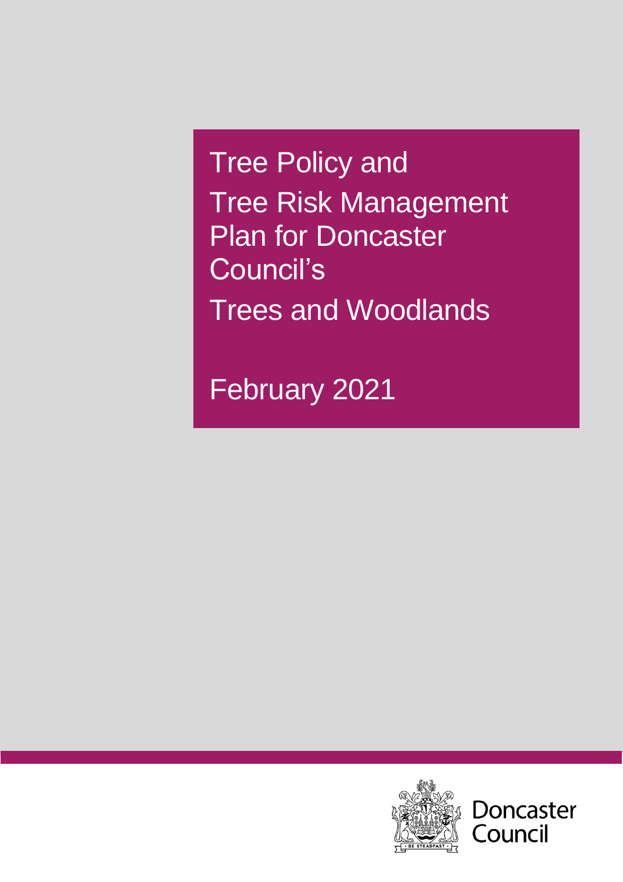# Tree Policy and Tree Risk Management Plan for Doncaster Council's Trees and Woodlands

February 2021

Doncaster Council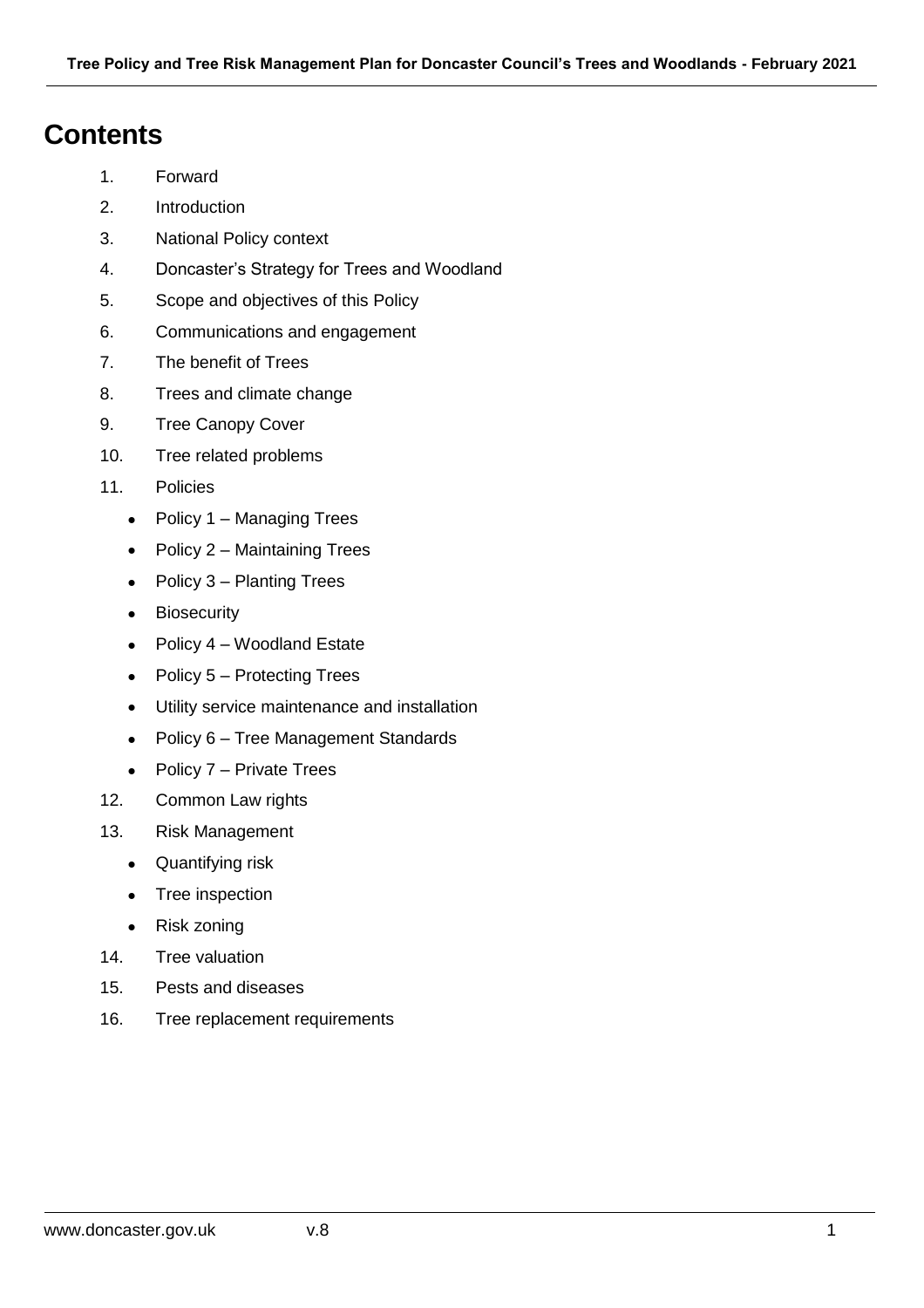# Contents

1. Forward
2. Introduction
3. National Policy context
4. Doncaster's Strategy for Trees and Woodland
5. Scope and objectives of this Policy
6. Communications and engagement
7. The benefit of Trees
8. Trees and climate change
9. Tree Canopy Cover
10. Tree related problems
11. Policies
    - Policy 1 – Managing Trees
    - Policy 2 – Maintaining Trees
    - Policy 3 – Planting Trees
    - Biosecurity
    - Policy 4 – Woodland Estate
    - Policy 5 – Protecting Trees
    - Utility service maintenance and installation
    - Policy 6 – Tree Management Standards
    - Policy 7 – Private Trees
12. Common Law rights
13. Risk Management
    - Quantifying risk
    - Tree inspection
    - Risk zoning
14. Tree valuation
15. Pests and diseases
16. Tree replacement requirements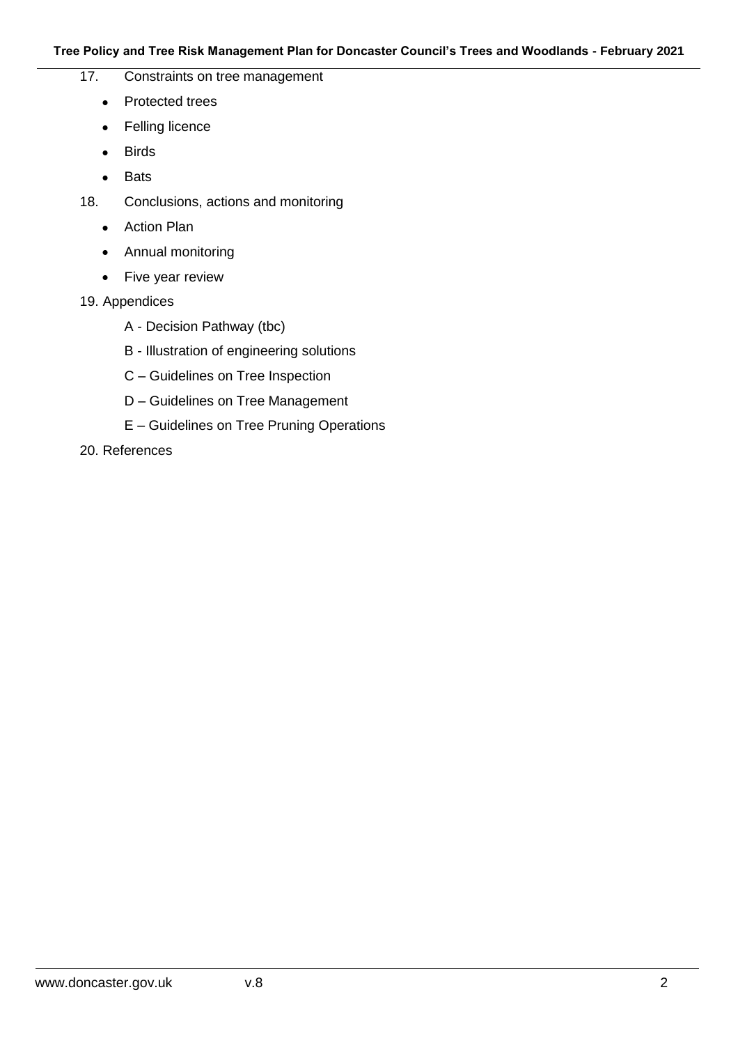17. Constraints on tree management
    - Protected trees
    - Felling licence
    - Birds
    - Bats
18. Conclusions, actions and monitoring
    - Action Plan
    - Annual monitoring
    - Five year review
19. Appendices
    - A - Decision Pathway (tbc)
    - B - Illustration of engineering solutions
    - C – Guidelines on Tree Inspection
    - D – Guidelines on Tree Management
    - E – Guidelines on Tree Pruning Operations
20. References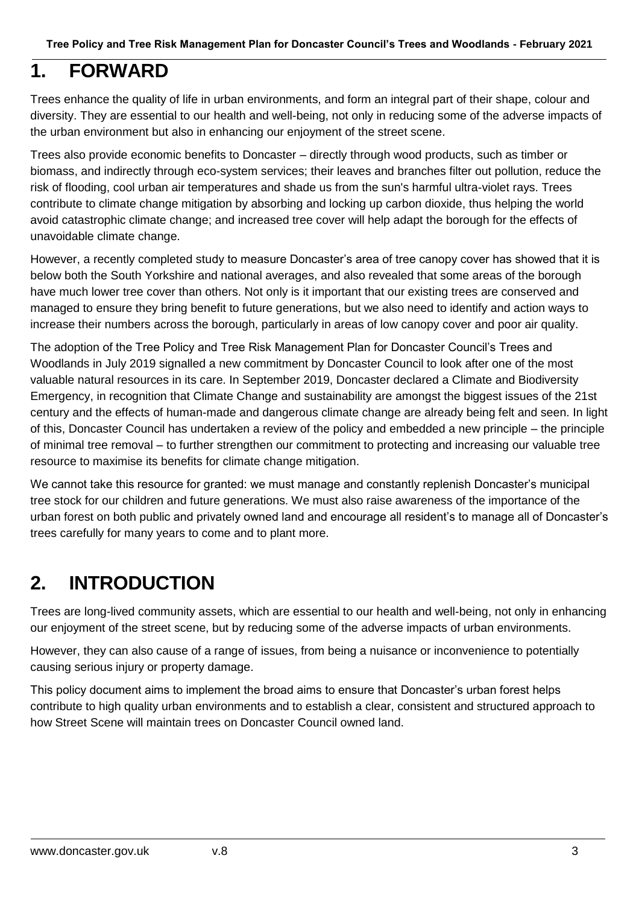# 1. FORWARD

Trees enhance the quality of life in urban environments, and form an integral part of their shape, colour and diversity. They are essential to our health and well-being, not only in reducing some of the adverse impacts of the urban environment but also in enhancing our enjoyment of the street scene.

Trees also provide economic benefits to Doncaster – directly through wood products, such as timber or biomass, and indirectly through eco-system services; their leaves and branches filter out pollution, reduce the risk of flooding, cool urban air temperatures and shade us from the sun's harmful ultra-violet rays. Trees contribute to climate change mitigation by absorbing and locking up carbon dioxide, thus helping the world avoid catastrophic climate change; and increased tree cover will help adapt the borough for the effects of unavoidable climate change.

However, a recently completed study to measure Doncaster's area of tree canopy cover has showed that it is below both the South Yorkshire and national averages, and also revealed that some areas of the borough have much lower tree cover than others. Not only is it important that our existing trees are conserved and managed to ensure they bring benefit to future generations, but we also need to identify and action ways to increase their numbers across the borough, particularly in areas of low canopy cover and poor air quality.

The adoption of the Tree Policy and Tree Risk Management Plan for Doncaster Council's Trees and Woodlands in July 2019 signalled a new commitment by Doncaster Council to look after one of the most valuable natural resources in its care. In September 2019, Doncaster declared a Climate and Biodiversity Emergency, in recognition that Climate Change and sustainability are amongst the biggest issues of the 21st century and the effects of human-made and dangerous climate change are already being felt and seen. In light of this, Doncaster Council has undertaken a review of the policy and embedded a new principle – the principle of minimal tree removal – to further strengthen our commitment to protecting and increasing our valuable tree resource to maximise its benefits for climate change mitigation.

We cannot take this resource for granted: we must manage and constantly replenish Doncaster's municipal tree stock for our children and future generations. We must also raise awareness of the importance of the urban forest on both public and privately owned land and encourage all resident's to manage all of Doncaster's trees carefully for many years to come and to plant more.

# 2. INTRODUCTION

Trees are long-lived community assets, which are essential to our health and well-being, not only in enhancing our enjoyment of the street scene, but by reducing some of the adverse impacts of urban environments.

However, they can also cause of a range of issues, from being a nuisance or inconvenience to potentially causing serious injury or property damage.

This policy document aims to implement the broad aims to ensure that Doncaster's urban forest helps contribute to high quality urban environments and to establish a clear, consistent and structured approach to how Street Scene will maintain trees on Doncaster Council owned land.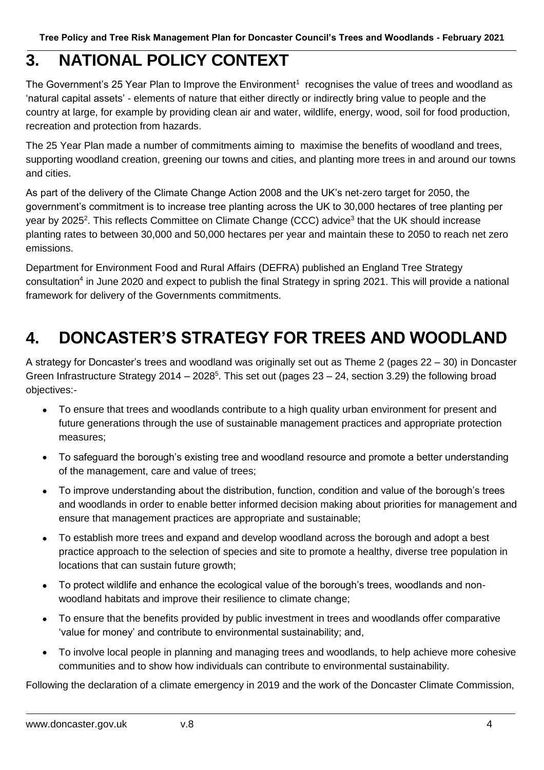## 3. NATIONAL POLICY CONTEXT

The Government's 25 Year Plan to Improve the Environment[1] recognises the value of trees and woodland as 'natural capital assets' - elements of nature that either directly or indirectly bring value to people and the country at large, for example by providing clean air and water, wildlife, energy, wood, soil for food production, recreation and protection from hazards.

The 25 Year Plan made a number of commitments aiming to maximise the benefits of woodland and trees, supporting woodland creation, greening our towns and cities, and planting more trees in and around our towns and cities.

As part of the delivery of the Climate Change Action 2008 and the UK's net-zero target for 2050, the government's commitment is to increase tree planting across the UK to 30,000 hectares of tree planting per year by 2025[2]. This reflects Committee on Climate Change (CCC) advice[3] that the UK should increase planting rates to between 30,000 and 50,000 hectares per year and maintain these to 2050 to reach net zero emissions.

Department for Environment Food and Rural Affairs (DEFRA) published an England Tree Strategy consultation[4] in June 2020 and expect to publish the final Strategy in spring 2021. This will provide a national framework for delivery of the Governments commitments.

## 4. DONCASTER'S STRATEGY FOR TREES AND WOODLAND

A strategy for Doncaster's trees and woodland was originally set out as Theme 2 (pages 22 – 30) in Doncaster Green Infrastructure Strategy 2014 – 2028[5]. This set out (pages 23 – 24, section 3.29) the following broad objectives:-

- To ensure that trees and woodlands contribute to a high quality urban environment for present and future generations through the use of sustainable management practices and appropriate protection measures;
- To safeguard the borough's existing tree and woodland resource and promote a better understanding of the management, care and value of trees;
- To improve understanding about the distribution, function, condition and value of the borough's trees and woodlands in order to enable better informed decision making about priorities for management and ensure that management practices are appropriate and sustainable;
- To establish more trees and expand and develop woodland across the borough and adopt a best practice approach to the selection of species and site to promote a healthy, diverse tree population in locations that can sustain future growth;
- To protect wildlife and enhance the ecological value of the borough's trees, woodlands and non-woodland habitats and improve their resilience to climate change;
- To ensure that the benefits provided by public investment in trees and woodlands offer comparative 'value for money' and contribute to environmental sustainability; and,
- To involve local people in planning and managing trees and woodlands, to help achieve more cohesive communities and to show how individuals can contribute to environmental sustainability.

Following the declaration of a climate emergency in 2019 and the work of the Doncaster Climate Commission,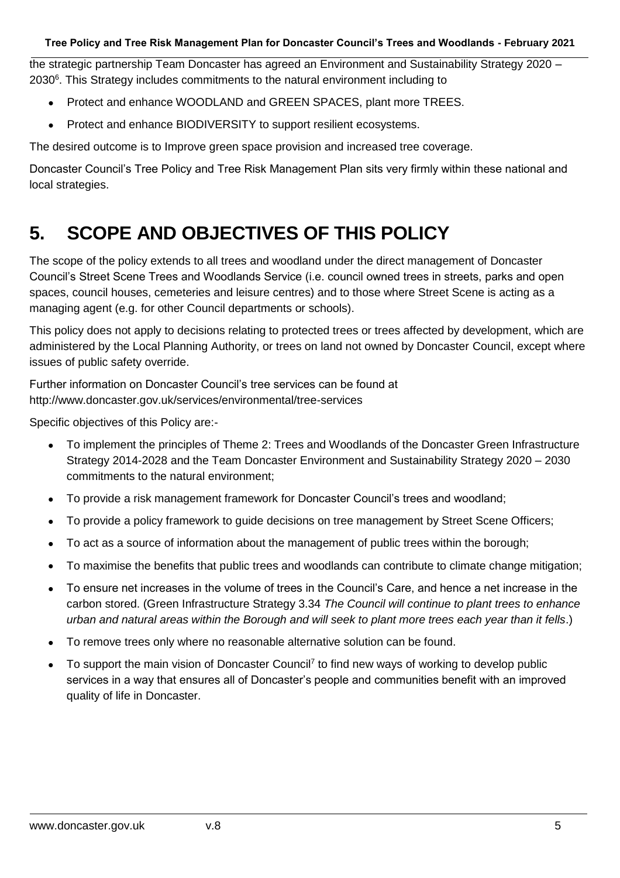the strategic partnership Team Doncaster has agreed an Environment and Sustainability Strategy 2020 – 2030[6]. This Strategy includes commitments to the natural environment including to

- Protect and enhance WOODLAND and GREEN SPACES, plant more TREES.
- Protect and enhance BIODIVERSITY to support resilient ecosystems.

The desired outcome is to Improve green space provision and increased tree coverage.

Doncaster Council's Tree Policy and Tree Risk Management Plan sits very firmly within these national and local strategies.

# 5. SCOPE AND OBJECTIVES OF THIS POLICY

The scope of the policy extends to all trees and woodland under the direct management of Doncaster Council's Street Scene Trees and Woodlands Service (i.e. council owned trees in streets, parks and open spaces, council houses, cemeteries and leisure centres) and to those where Street Scene is acting as a managing agent (e.g. for other Council departments or schools).

This policy does not apply to decisions relating to protected trees or trees affected by development, which are administered by the Local Planning Authority, or trees on land not owned by Doncaster Council, except where issues of public safety override.

Further information on Doncaster Council's tree services can be found at http://www.doncaster.gov.uk/services/environmental/tree-services

Specific objectives of this Policy are:-

- To implement the principles of Theme 2: Trees and Woodlands of the Doncaster Green Infrastructure Strategy 2014-2028 and the Team Doncaster Environment and Sustainability Strategy 2020 – 2030 commitments to the natural environment;
- To provide a risk management framework for Doncaster Council's trees and woodland;
- To provide a policy framework to guide decisions on tree management by Street Scene Officers;
- To act as a source of information about the management of public trees within the borough;
- To maximise the benefits that public trees and woodlands can contribute to climate change mitigation;
- To ensure net increases in the volume of trees in the Council's Care, and hence a net increase in the carbon stored. (Green Infrastructure Strategy 3.34 *The Council will continue to plant trees to enhance urban and natural areas within the Borough and will seek to plant more trees each year than it fells*.)
- To remove trees only where no reasonable alternative solution can be found.
- To support the main vision of Doncaster Council[7] to find new ways of working to develop public services in a way that ensures all of Doncaster's people and communities benefit with an improved quality of life in Doncaster.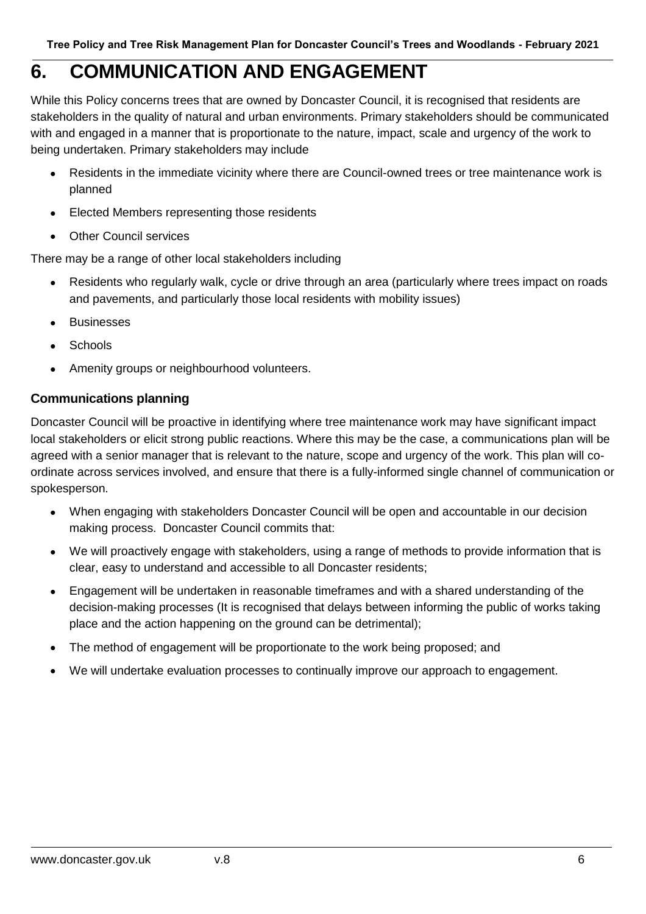# 6. COMMUNICATION AND ENGAGEMENT

While this Policy concerns trees that are owned by Doncaster Council, it is recognised that residents are stakeholders in the quality of natural and urban environments. Primary stakeholders should be communicated with and engaged in a manner that is proportionate to the nature, impact, scale and urgency of the work to being undertaken. Primary stakeholders may include

- Residents in the immediate vicinity where there are Council-owned trees or tree maintenance work is planned
- Elected Members representing those residents
- Other Council services

There may be a range of other local stakeholders including

- Residents who regularly walk, cycle or drive through an area (particularly where trees impact on roads and pavements, and particularly those local residents with mobility issues)
- Businesses
- Schools
- Amenity groups or neighbourhood volunteers.

### Communications planning

Doncaster Council will be proactive in identifying where tree maintenance work may have significant impact local stakeholders or elicit strong public reactions. Where this may be the case, a communications plan will be agreed with a senior manager that is relevant to the nature, scope and urgency of the work. This plan will co-ordinate across services involved, and ensure that there is a fully-informed single channel of communication or spokesperson.

- When engaging with stakeholders Doncaster Council will be open and accountable in our decision making process. Doncaster Council commits that:
- We will proactively engage with stakeholders, using a range of methods to provide information that is clear, easy to understand and accessible to all Doncaster residents;
- Engagement will be undertaken in reasonable timeframes and with a shared understanding of the decision-making processes (It is recognised that delays between informing the public of works taking place and the action happening on the ground can be detrimental);
- The method of engagement will be proportionate to the work being proposed; and
- We will undertake evaluation processes to continually improve our approach to engagement.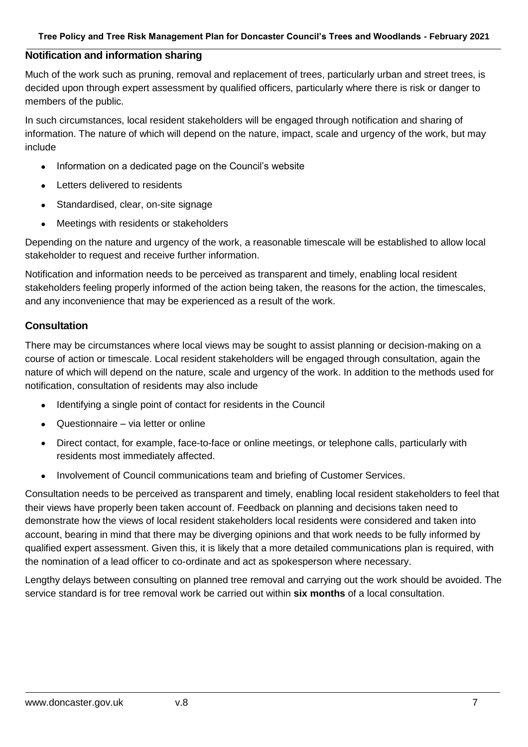## Notification and information sharing

Much of the work such as pruning, removal and replacement of trees, particularly urban and street trees, is decided upon through expert assessment by qualified officers, particularly where there is risk or danger to members of the public.

In such circumstances, local resident stakeholders will be engaged through notification and sharing of information. The nature of which will depend on the nature, impact, scale and urgency of the work, but may include

- Information on a dedicated page on the Council's website
- Letters delivered to residents
- Standardised, clear, on-site signage
- Meetings with residents or stakeholders

Depending on the nature and urgency of the work, a reasonable timescale will be established to allow local stakeholder to request and receive further information.

Notification and information needs to be perceived as transparent and timely, enabling local resident stakeholders feeling properly informed of the action being taken, the reasons for the action, the timescales, and any inconvenience that may be experienced as a result of the work.

## Consultation

There may be circumstances where local views may be sought to assist planning or decision-making on a course of action or timescale. Local resident stakeholders will be engaged through consultation, again the nature of which will depend on the nature, scale and urgency of the work. In addition to the methods used for notification, consultation of residents may also include

- Identifying a single point of contact for residents in the Council
- Questionnaire – via letter or online
- Direct contact, for example, face-to-face or online meetings, or telephone calls, particularly with residents most immediately affected.
- Involvement of Council communications team and briefing of Customer Services.

Consultation needs to be perceived as transparent and timely, enabling local resident stakeholders to feel that their views have properly been taken account of. Feedback on planning and decisions taken need to demonstrate how the views of local resident stakeholders local residents were considered and taken into account, bearing in mind that there may be diverging opinions and that work needs to be fully informed by qualified expert assessment. Given this, it is likely that a more detailed communications plan is required, with the nomination of a lead officer to co-ordinate and act as spokesperson where necessary.

Lengthy delays between consulting on planned tree removal and carrying out the work should be avoided. The service standard is for tree removal work be carried out within **six months** of a local consultation.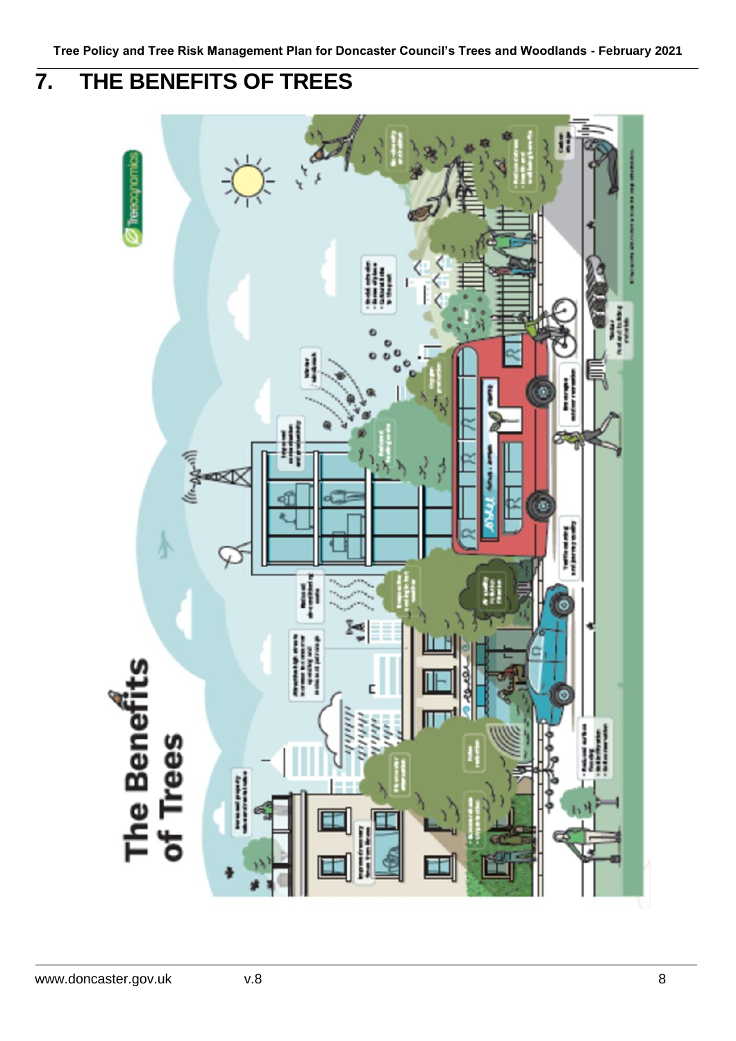# 7. THE BENEFITS OF TREES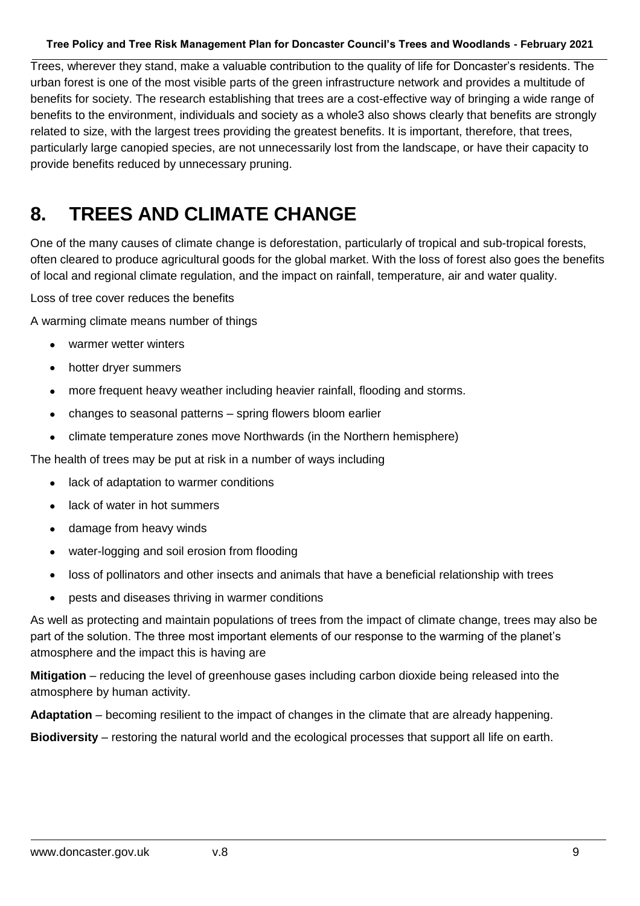Trees, wherever they stand, make a valuable contribution to the quality of life for Doncaster's residents. The urban forest is one of the most visible parts of the green infrastructure network and provides a multitude of benefits for society. The research establishing that trees are a cost-effective way of bringing a wide range of benefits to the environment, individuals and society as a whole3 also shows clearly that benefits are strongly related to size, with the largest trees providing the greatest benefits. It is important, therefore, that trees, particularly large canopied species, are not unnecessarily lost from the landscape, or have their capacity to provide benefits reduced by unnecessary pruning.

# 8. TREES AND CLIMATE CHANGE

One of the many causes of climate change is deforestation, particularly of tropical and sub-tropical forests, often cleared to produce agricultural goods for the global market. With the loss of forest also goes the benefits of local and regional climate regulation, and the impact on rainfall, temperature, air and water quality.

Loss of tree cover reduces the benefits

A warming climate means number of things

- warmer wetter winters
- hotter dryer summers
- more frequent heavy weather including heavier rainfall, flooding and storms.
- changes to seasonal patterns – spring flowers bloom earlier
- climate temperature zones move Northwards (in the Northern hemisphere)

The health of trees may be put at risk in a number of ways including

- lack of adaptation to warmer conditions
- lack of water in hot summers
- damage from heavy winds
- water-logging and soil erosion from flooding
- loss of pollinators and other insects and animals that have a beneficial relationship with trees
- pests and diseases thriving in warmer conditions

As well as protecting and maintain populations of trees from the impact of climate change, trees may also be part of the solution. The three most important elements of our response to the warming of the planet's atmosphere and the impact this is having are

**Mitigation** – reducing the level of greenhouse gases including carbon dioxide being released into the atmosphere by human activity.

**Adaptation** – becoming resilient to the impact of changes in the climate that are already happening.

**Biodiversity** – restoring the natural world and the ecological processes that support all life on earth.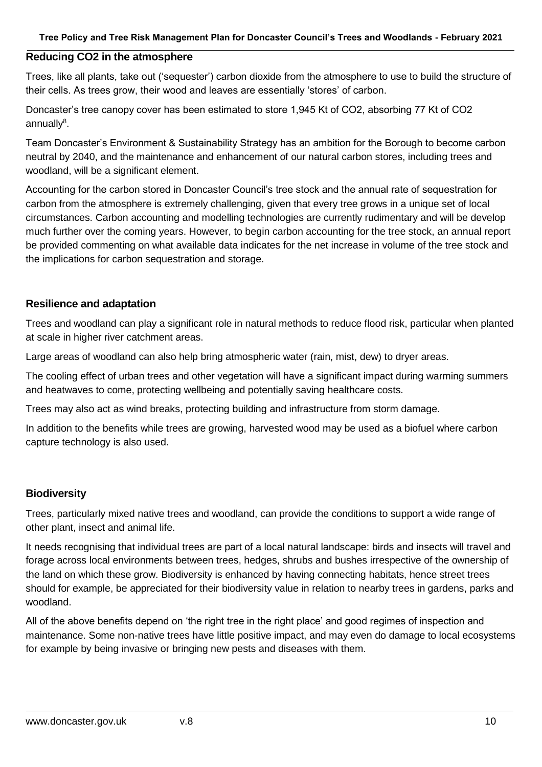## Reducing CO2 in the atmosphere

Trees, like all plants, take out ('sequester') carbon dioxide from the atmosphere to use to build the structure of their cells. As trees grow, their wood and leaves are essentially 'stores' of carbon.

Doncaster's tree canopy cover has been estimated to store 1,945 Kt of CO2, absorbing 77 Kt of CO2 annually[8].

Team Doncaster's Environment & Sustainability Strategy has an ambition for the Borough to become carbon neutral by 2040, and the maintenance and enhancement of our natural carbon stores, including trees and woodland, will be a significant element.

Accounting for the carbon stored in Doncaster Council's tree stock and the annual rate of sequestration for carbon from the atmosphere is extremely challenging, given that every tree grows in a unique set of local circumstances. Carbon accounting and modelling technologies are currently rudimentary and will be develop much further over the coming years. However, to begin carbon accounting for the tree stock, an annual report be provided commenting on what available data indicates for the net increase in volume of the tree stock and the implications for carbon sequestration and storage.

## Resilience and adaptation

Trees and woodland can play a significant role in natural methods to reduce flood risk, particular when planted at scale in higher river catchment areas.

Large areas of woodland can also help bring atmospheric water (rain, mist, dew) to dryer areas.

The cooling effect of urban trees and other vegetation will have a significant impact during warming summers and heatwaves to come, protecting wellbeing and potentially saving healthcare costs.

Trees may also act as wind breaks, protecting building and infrastructure from storm damage.

In addition to the benefits while trees are growing, harvested wood may be used as a biofuel where carbon capture technology is also used.

## Biodiversity

Trees, particularly mixed native trees and woodland, can provide the conditions to support a wide range of other plant, insect and animal life.

It needs recognising that individual trees are part of a local natural landscape: birds and insects will travel and forage across local environments between trees, hedges, shrubs and bushes irrespective of the ownership of the land on which these grow. Biodiversity is enhanced by having connecting habitats, hence street trees should for example, be appreciated for their biodiversity value in relation to nearby trees in gardens, parks and woodland.

All of the above benefits depend on 'the right tree in the right place' and good regimes of inspection and maintenance. Some non-native trees have little positive impact, and may even do damage to local ecosystems for example by being invasive or bringing new pests and diseases with them.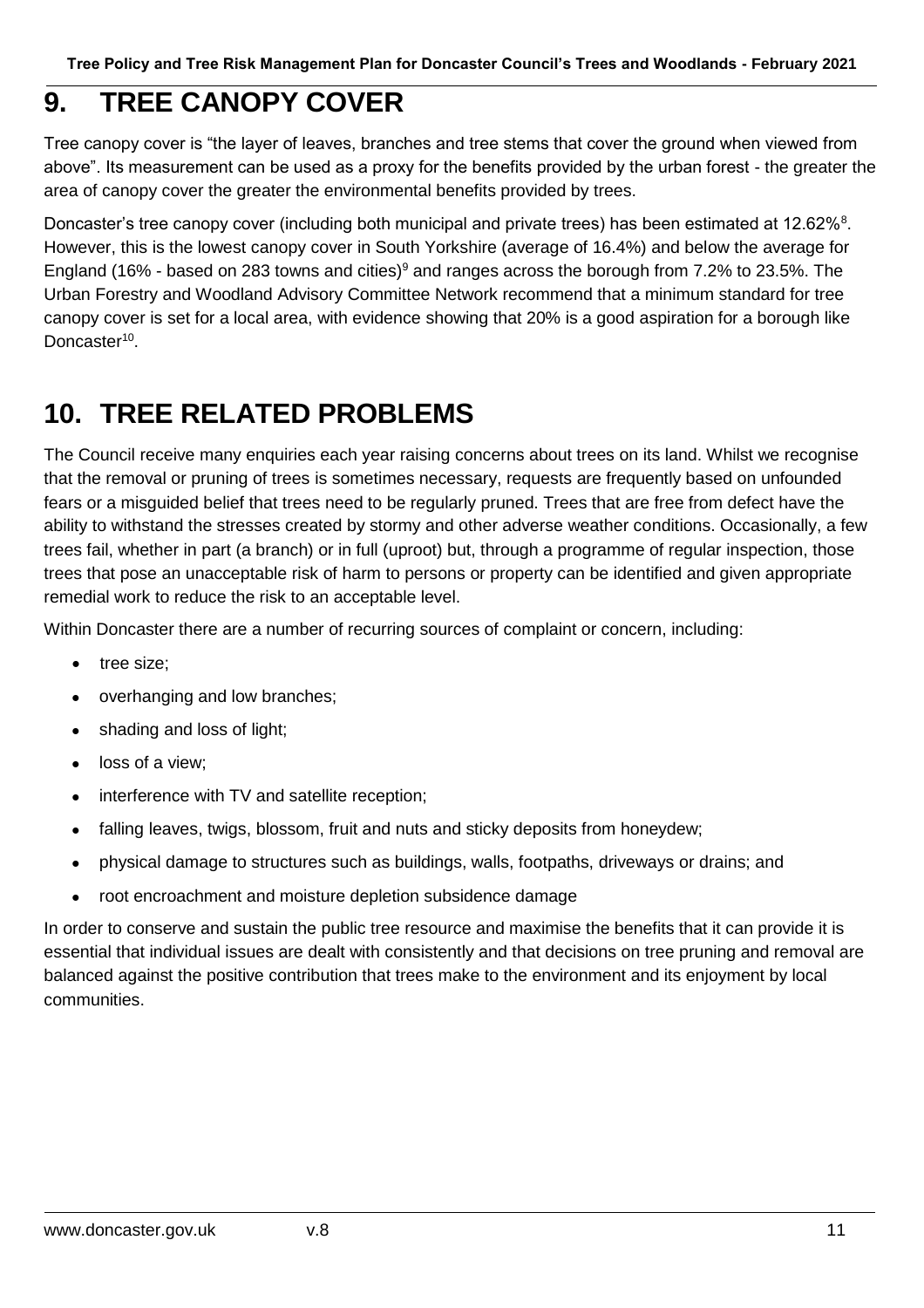# 9. TREE CANOPY COVER

Tree canopy cover is "the layer of leaves, branches and tree stems that cover the ground when viewed from above". Its measurement can be used as a proxy for the benefits provided by the urban forest - the greater the area of canopy cover the greater the environmental benefits provided by trees.

Doncaster's tree canopy cover (including both municipal and private trees) has been estimated at 12.62%[8]. However, this is the lowest canopy cover in South Yorkshire (average of 16.4%) and below the average for England (16% - based on 283 towns and cities)[9] and ranges across the borough from 7.2% to 23.5%. The Urban Forestry and Woodland Advisory Committee Network recommend that a minimum standard for tree canopy cover is set for a local area, with evidence showing that 20% is a good aspiration for a borough like Doncaster[10].

# 10. TREE RELATED PROBLEMS

The Council receive many enquiries each year raising concerns about trees on its land. Whilst we recognise that the removal or pruning of trees is sometimes necessary, requests are frequently based on unfounded fears or a misguided belief that trees need to be regularly pruned. Trees that are free from defect have the ability to withstand the stresses created by stormy and other adverse weather conditions. Occasionally, a few trees fail, whether in part (a branch) or in full (uproot) but, through a programme of regular inspection, those trees that pose an unacceptable risk of harm to persons or property can be identified and given appropriate remedial work to reduce the risk to an acceptable level.

Within Doncaster there are a number of recurring sources of complaint or concern, including:

- tree size;
- overhanging and low branches;
- shading and loss of light;
- loss of a view;
- interference with TV and satellite reception;
- falling leaves, twigs, blossom, fruit and nuts and sticky deposits from honeydew;
- physical damage to structures such as buildings, walls, footpaths, driveways or drains; and
- root encroachment and moisture depletion subsidence damage

In order to conserve and sustain the public tree resource and maximise the benefits that it can provide it is essential that individual issues are dealt with consistently and that decisions on tree pruning and removal are balanced against the positive contribution that trees make to the environment and its enjoyment by local communities.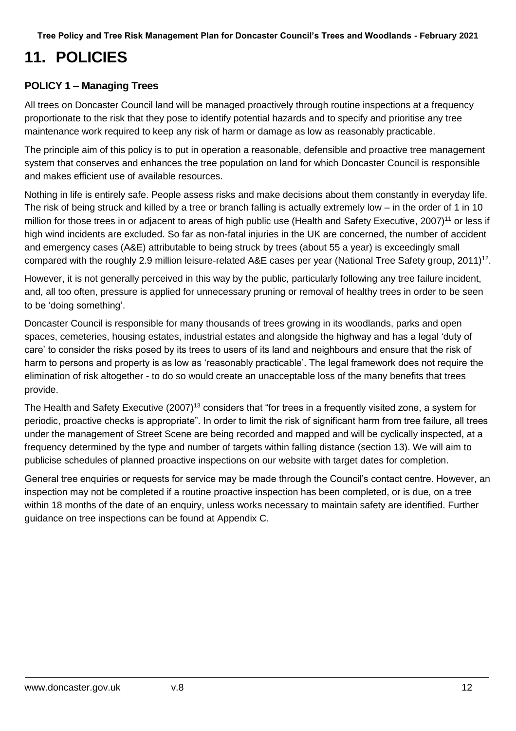# 11. POLICIES

### POLICY 1 – Managing Trees

All trees on Doncaster Council land will be managed proactively through routine inspections at a frequency proportionate to the risk that they pose to identify potential hazards and to specify and prioritise any tree maintenance work required to keep any risk of harm or damage as low as reasonably practicable.

The principle aim of this policy is to put in operation a reasonable, defensible and proactive tree management system that conserves and enhances the tree population on land for which Doncaster Council is responsible and makes efficient use of available resources.

Nothing in life is entirely safe. People assess risks and make decisions about them constantly in everyday life. The risk of being struck and killed by a tree or branch falling is actually extremely low – in the order of 1 in 10 million for those trees in or adjacent to areas of high public use (Health and Safety Executive, 2007)[11] or less if high wind incidents are excluded. So far as non-fatal injuries in the UK are concerned, the number of accident and emergency cases (A&E) attributable to being struck by trees (about 55 a year) is exceedingly small compared with the roughly 2.9 million leisure-related A&E cases per year (National Tree Safety group, 2011)[12].

However, it is not generally perceived in this way by the public, particularly following any tree failure incident, and, all too often, pressure is applied for unnecessary pruning or removal of healthy trees in order to be seen to be 'doing something'.

Doncaster Council is responsible for many thousands of trees growing in its woodlands, parks and open spaces, cemeteries, housing estates, industrial estates and alongside the highway and has a legal 'duty of care' to consider the risks posed by its trees to users of its land and neighbours and ensure that the risk of harm to persons and property is as low as 'reasonably practicable'. The legal framework does not require the elimination of risk altogether - to do so would create an unacceptable loss of the many benefits that trees provide.

The Health and Safety Executive (2007)[13] considers that "for trees in a frequently visited zone, a system for periodic, proactive checks is appropriate". In order to limit the risk of significant harm from tree failure, all trees under the management of Street Scene are being recorded and mapped and will be cyclically inspected, at a frequency determined by the type and number of targets within falling distance (section 13). We will aim to publicise schedules of planned proactive inspections on our website with target dates for completion.

General tree enquiries or requests for service may be made through the Council's contact centre. However, an inspection may not be completed if a routine proactive inspection has been completed, or is due, on a tree within 18 months of the date of an enquiry, unless works necessary to maintain safety are identified. Further guidance on tree inspections can be found at Appendix C.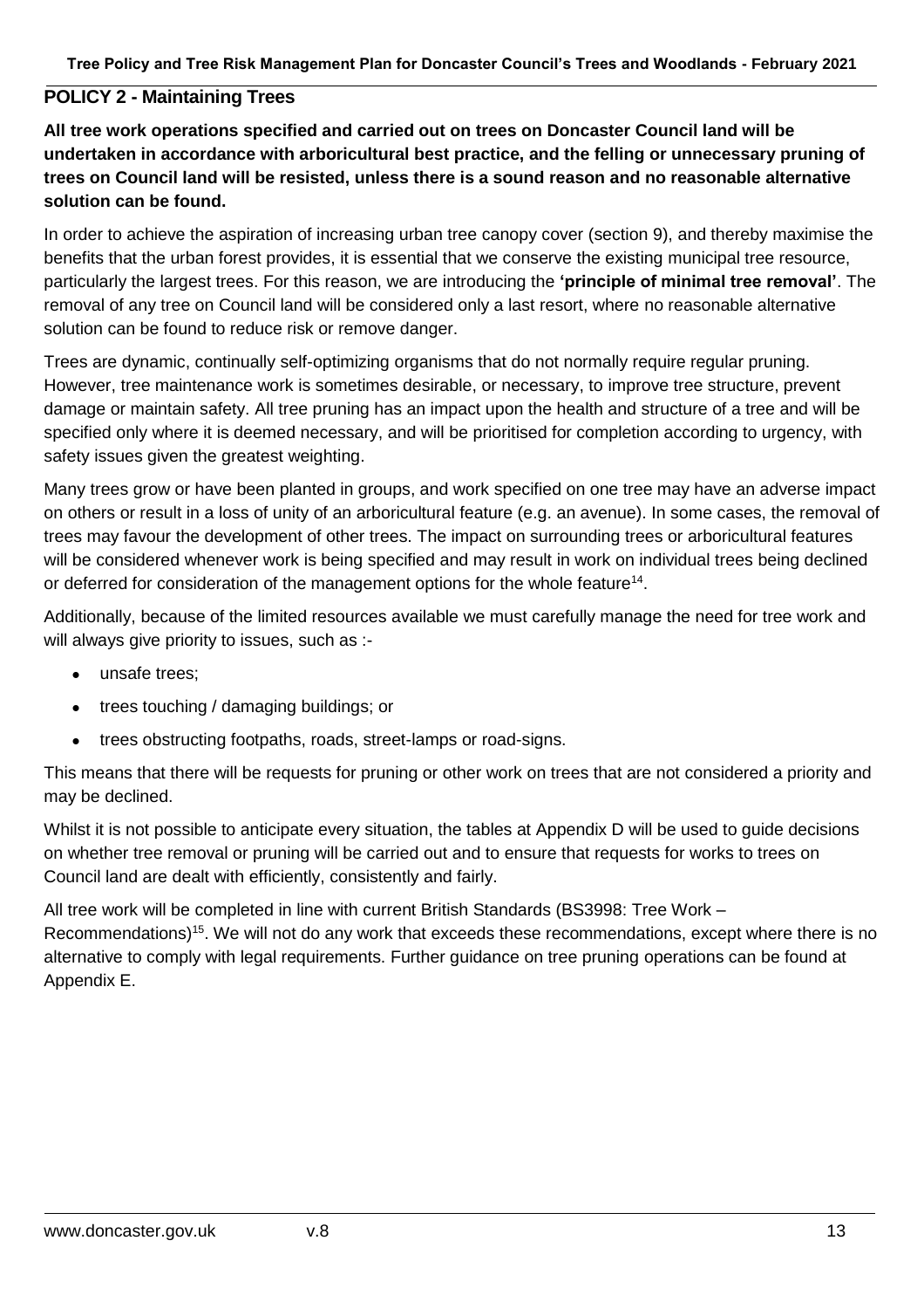## POLICY 2 - Maintaining Trees

**All tree work operations specified and carried out on trees on Doncaster Council land will be undertaken in accordance with arboricultural best practice, and the felling or unnecessary pruning of trees on Council land will be resisted, unless there is a sound reason and no reasonable alternative solution can be found.**

In order to achieve the aspiration of increasing urban tree canopy cover (section 9), and thereby maximise the benefits that the urban forest provides, it is essential that we conserve the existing municipal tree resource, particularly the largest trees. For this reason, we are introducing the **'principle of minimal tree removal'**. The removal of any tree on Council land will be considered only a last resort, where no reasonable alternative solution can be found to reduce risk or remove danger.

Trees are dynamic, continually self-optimizing organisms that do not normally require regular pruning. However, tree maintenance work is sometimes desirable, or necessary, to improve tree structure, prevent damage or maintain safety. All tree pruning has an impact upon the health and structure of a tree and will be specified only where it is deemed necessary, and will be prioritised for completion according to urgency, with safety issues given the greatest weighting.

Many trees grow or have been planted in groups, and work specified on one tree may have an adverse impact on others or result in a loss of unity of an arboricultural feature (e.g. an avenue). In some cases, the removal of trees may favour the development of other trees. The impact on surrounding trees or arboricultural features will be considered whenever work is being specified and may result in work on individual trees being declined or deferred for consideration of the management options for the whole feature[14].

Additionally, because of the limited resources available we must carefully manage the need for tree work and will always give priority to issues, such as :-

- unsafe trees;
- trees touching / damaging buildings; or
- trees obstructing footpaths, roads, street-lamps or road-signs.

This means that there will be requests for pruning or other work on trees that are not considered a priority and may be declined.

Whilst it is not possible to anticipate every situation, the tables at Appendix D will be used to guide decisions on whether tree removal or pruning will be carried out and to ensure that requests for works to trees on Council land are dealt with efficiently, consistently and fairly.

All tree work will be completed in line with current British Standards (BS3998: Tree Work – Recommendations)[15]. We will not do any work that exceeds these recommendations, except where there is no alternative to comply with legal requirements. Further guidance on tree pruning operations can be found at Appendix E.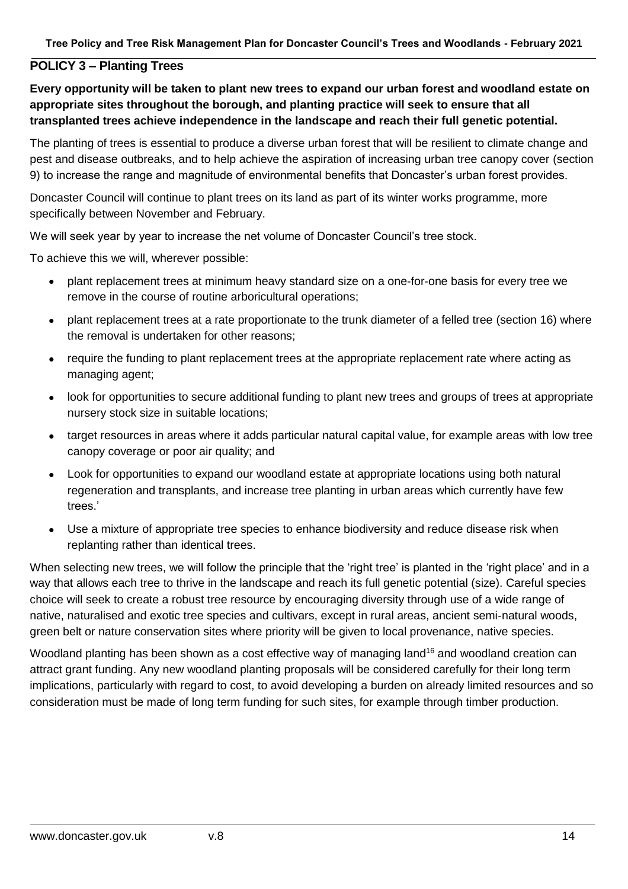## POLICY 3 – Planting Trees

**Every opportunity will be taken to plant new trees to expand our urban forest and woodland estate on appropriate sites throughout the borough, and planting practice will seek to ensure that all transplanted trees achieve independence in the landscape and reach their full genetic potential.**

The planting of trees is essential to produce a diverse urban forest that will be resilient to climate change and pest and disease outbreaks, and to help achieve the aspiration of increasing urban tree canopy cover (section 9) to increase the range and magnitude of environmental benefits that Doncaster's urban forest provides.

Doncaster Council will continue to plant trees on its land as part of its winter works programme, more specifically between November and February.

We will seek year by year to increase the net volume of Doncaster Council's tree stock.

To achieve this we will, wherever possible:

- plant replacement trees at minimum heavy standard size on a one-for-one basis for every tree we remove in the course of routine arboricultural operations;
- plant replacement trees at a rate proportionate to the trunk diameter of a felled tree (section 16) where the removal is undertaken for other reasons;
- require the funding to plant replacement trees at the appropriate replacement rate where acting as managing agent;
- look for opportunities to secure additional funding to plant new trees and groups of trees at appropriate nursery stock size in suitable locations;
- target resources in areas where it adds particular natural capital value, for example areas with low tree canopy coverage or poor air quality; and
- Look for opportunities to expand our woodland estate at appropriate locations using both natural regeneration and transplants, and increase tree planting in urban areas which currently have few trees.'
- Use a mixture of appropriate tree species to enhance biodiversity and reduce disease risk when replanting rather than identical trees.

When selecting new trees, we will follow the principle that the 'right tree' is planted in the 'right place' and in a way that allows each tree to thrive in the landscape and reach its full genetic potential (size). Careful species choice will seek to create a robust tree resource by encouraging diversity through use of a wide range of native, naturalised and exotic tree species and cultivars, except in rural areas, ancient semi-natural woods, green belt or nature conservation sites where priority will be given to local provenance, native species.

Woodland planting has been shown as a cost effective way of managing land[16] and woodland creation can attract grant funding. Any new woodland planting proposals will be considered carefully for their long term implications, particularly with regard to cost, to avoid developing a burden on already limited resources and so consideration must be made of long term funding for such sites, for example through timber production.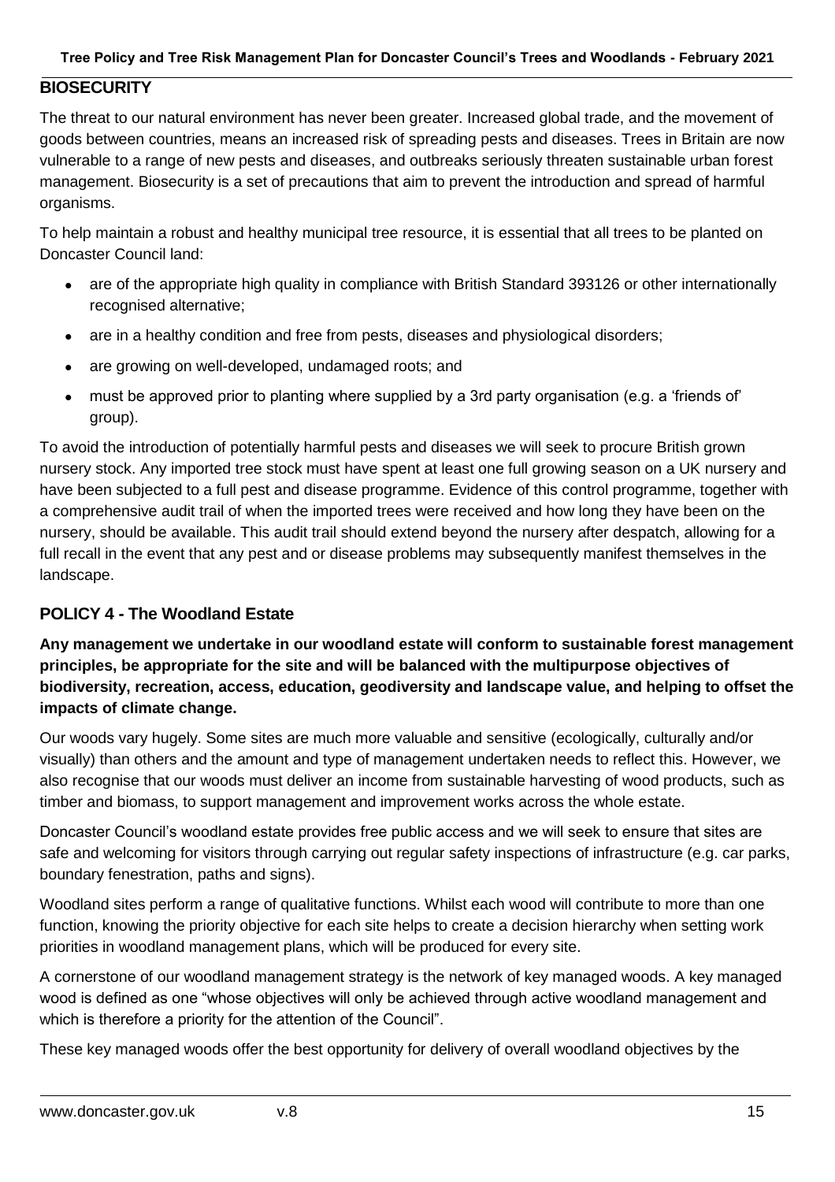## BIOSECURITY

The threat to our natural environment has never been greater. Increased global trade, and the movement of goods between countries, means an increased risk of spreading pests and diseases. Trees in Britain are now vulnerable to a range of new pests and diseases, and outbreaks seriously threaten sustainable urban forest management. Biosecurity is a set of precautions that aim to prevent the introduction and spread of harmful organisms.

To help maintain a robust and healthy municipal tree resource, it is essential that all trees to be planted on Doncaster Council land:

- are of the appropriate high quality in compliance with British Standard 393126 or other internationally recognised alternative;
- are in a healthy condition and free from pests, diseases and physiological disorders;
- are growing on well-developed, undamaged roots; and
- must be approved prior to planting where supplied by a 3rd party organisation (e.g. a 'friends of' group).

To avoid the introduction of potentially harmful pests and diseases we will seek to procure British grown nursery stock. Any imported tree stock must have spent at least one full growing season on a UK nursery and have been subjected to a full pest and disease programme. Evidence of this control programme, together with a comprehensive audit trail of when the imported trees were received and how long they have been on the nursery, should be available. This audit trail should extend beyond the nursery after despatch, allowing for a full recall in the event that any pest and or disease problems may subsequently manifest themselves in the landscape.

### POLICY 4 - The Woodland Estate

**Any management we undertake in our woodland estate will conform to sustainable forest management principles, be appropriate for the site and will be balanced with the multipurpose objectives of biodiversity, recreation, access, education, geodiversity and landscape value, and helping to offset the impacts of climate change.**

Our woods vary hugely. Some sites are much more valuable and sensitive (ecologically, culturally and/or visually) than others and the amount and type of management undertaken needs to reflect this. However, we also recognise that our woods must deliver an income from sustainable harvesting of wood products, such as timber and biomass, to support management and improvement works across the whole estate.

Doncaster Council's woodland estate provides free public access and we will seek to ensure that sites are safe and welcoming for visitors through carrying out regular safety inspections of infrastructure (e.g. car parks, boundary fenestration, paths and signs).

Woodland sites perform a range of qualitative functions. Whilst each wood will contribute to more than one function, knowing the priority objective for each site helps to create a decision hierarchy when setting work priorities in woodland management plans, which will be produced for every site.

A cornerstone of our woodland management strategy is the network of key managed woods. A key managed wood is defined as one "whose objectives will only be achieved through active woodland management and which is therefore a priority for the attention of the Council".

These key managed woods offer the best opportunity for delivery of overall woodland objectives by the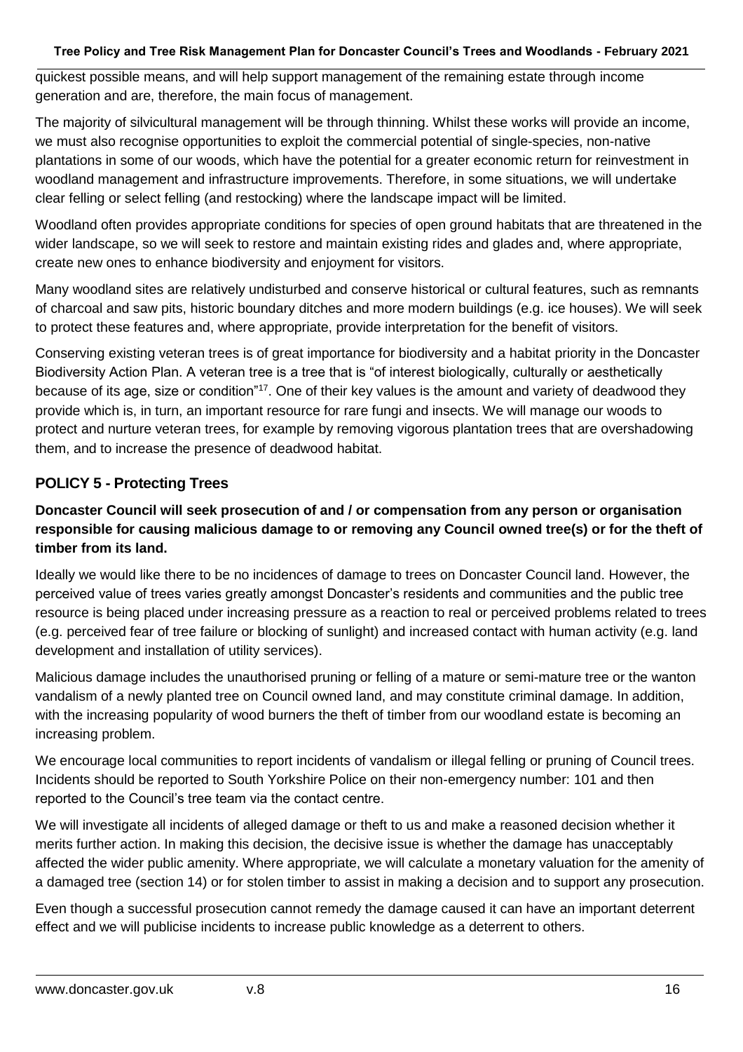quickest possible means, and will help support management of the remaining estate through income generation and are, therefore, the main focus of management.

The majority of silvicultural management will be through thinning. Whilst these works will provide an income, we must also recognise opportunities to exploit the commercial potential of single-species, non-native plantations in some of our woods, which have the potential for a greater economic return for reinvestment in woodland management and infrastructure improvements. Therefore, in some situations, we will undertake clear felling or select felling (and restocking) where the landscape impact will be limited.

Woodland often provides appropriate conditions for species of open ground habitats that are threatened in the wider landscape, so we will seek to restore and maintain existing rides and glades and, where appropriate, create new ones to enhance biodiversity and enjoyment for visitors.

Many woodland sites are relatively undisturbed and conserve historical or cultural features, such as remnants of charcoal and saw pits, historic boundary ditches and more modern buildings (e.g. ice houses). We will seek to protect these features and, where appropriate, provide interpretation for the benefit of visitors.

Conserving existing veteran trees is of great importance for biodiversity and a habitat priority in the Doncaster Biodiversity Action Plan. A veteran tree is a tree that is "of interest biologically, culturally or aesthetically because of its age, size or condition"[17]. One of their key values is the amount and variety of deadwood they provide which is, in turn, an important resource for rare fungi and insects. We will manage our woods to protect and nurture veteran trees, for example by removing vigorous plantation trees that are overshadowing them, and to increase the presence of deadwood habitat.

## POLICY 5 - Protecting Trees

**Doncaster Council will seek prosecution of and / or compensation from any person or organisation responsible for causing malicious damage to or removing any Council owned tree(s) or for the theft of timber from its land.**

Ideally we would like there to be no incidences of damage to trees on Doncaster Council land. However, the perceived value of trees varies greatly amongst Doncaster's residents and communities and the public tree resource is being placed under increasing pressure as a reaction to real or perceived problems related to trees (e.g. perceived fear of tree failure or blocking of sunlight) and increased contact with human activity (e.g. land development and installation of utility services).

Malicious damage includes the unauthorised pruning or felling of a mature or semi-mature tree or the wanton vandalism of a newly planted tree on Council owned land, and may constitute criminal damage. In addition, with the increasing popularity of wood burners the theft of timber from our woodland estate is becoming an increasing problem.

We encourage local communities to report incidents of vandalism or illegal felling or pruning of Council trees. Incidents should be reported to South Yorkshire Police on their non-emergency number: 101 and then reported to the Council's tree team via the contact centre.

We will investigate all incidents of alleged damage or theft to us and make a reasoned decision whether it merits further action. In making this decision, the decisive issue is whether the damage has unacceptably affected the wider public amenity. Where appropriate, we will calculate a monetary valuation for the amenity of a damaged tree (section 14) or for stolen timber to assist in making a decision and to support any prosecution.

Even though a successful prosecution cannot remedy the damage caused it can have an important deterrent effect and we will publicise incidents to increase public knowledge as a deterrent to others.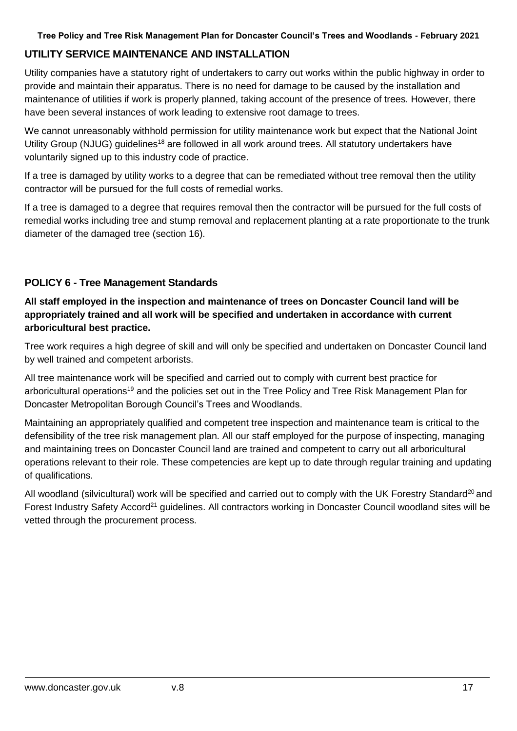## UTILITY SERVICE MAINTENANCE AND INSTALLATION

Utility companies have a statutory right of undertakers to carry out works within the public highway in order to provide and maintain their apparatus. There is no need for damage to be caused by the installation and maintenance of utilities if work is properly planned, taking account of the presence of trees. However, there have been several instances of work leading to extensive root damage to trees.

We cannot unreasonably withhold permission for utility maintenance work but expect that the National Joint Utility Group (NJUG) guidelines[18] are followed in all work around trees. All statutory undertakers have voluntarily signed up to this industry code of practice.

If a tree is damaged by utility works to a degree that can be remediated without tree removal then the utility contractor will be pursued for the full costs of remedial works.

If a tree is damaged to a degree that requires removal then the contractor will be pursued for the full costs of remedial works including tree and stump removal and replacement planting at a rate proportionate to the trunk diameter of the damaged tree (section 16).

### POLICY 6 - Tree Management Standards

**All staff employed in the inspection and maintenance of trees on Doncaster Council land will be appropriately trained and all work will be specified and undertaken in accordance with current arboricultural best practice.**

Tree work requires a high degree of skill and will only be specified and undertaken on Doncaster Council land by well trained and competent arborists.

All tree maintenance work will be specified and carried out to comply with current best practice for arboricultural operations[19] and the policies set out in the Tree Policy and Tree Risk Management Plan for Doncaster Metropolitan Borough Council's Trees and Woodlands.

Maintaining an appropriately qualified and competent tree inspection and maintenance team is critical to the defensibility of the tree risk management plan. All our staff employed for the purpose of inspecting, managing and maintaining trees on Doncaster Council land are trained and competent to carry out all arboricultural operations relevant to their role. These competencies are kept up to date through regular training and updating of qualifications.

All woodland (silvicultural) work will be specified and carried out to comply with the UK Forestry Standard[20] and Forest Industry Safety Accord[21] guidelines. All contractors working in Doncaster Council woodland sites will be vetted through the procurement process.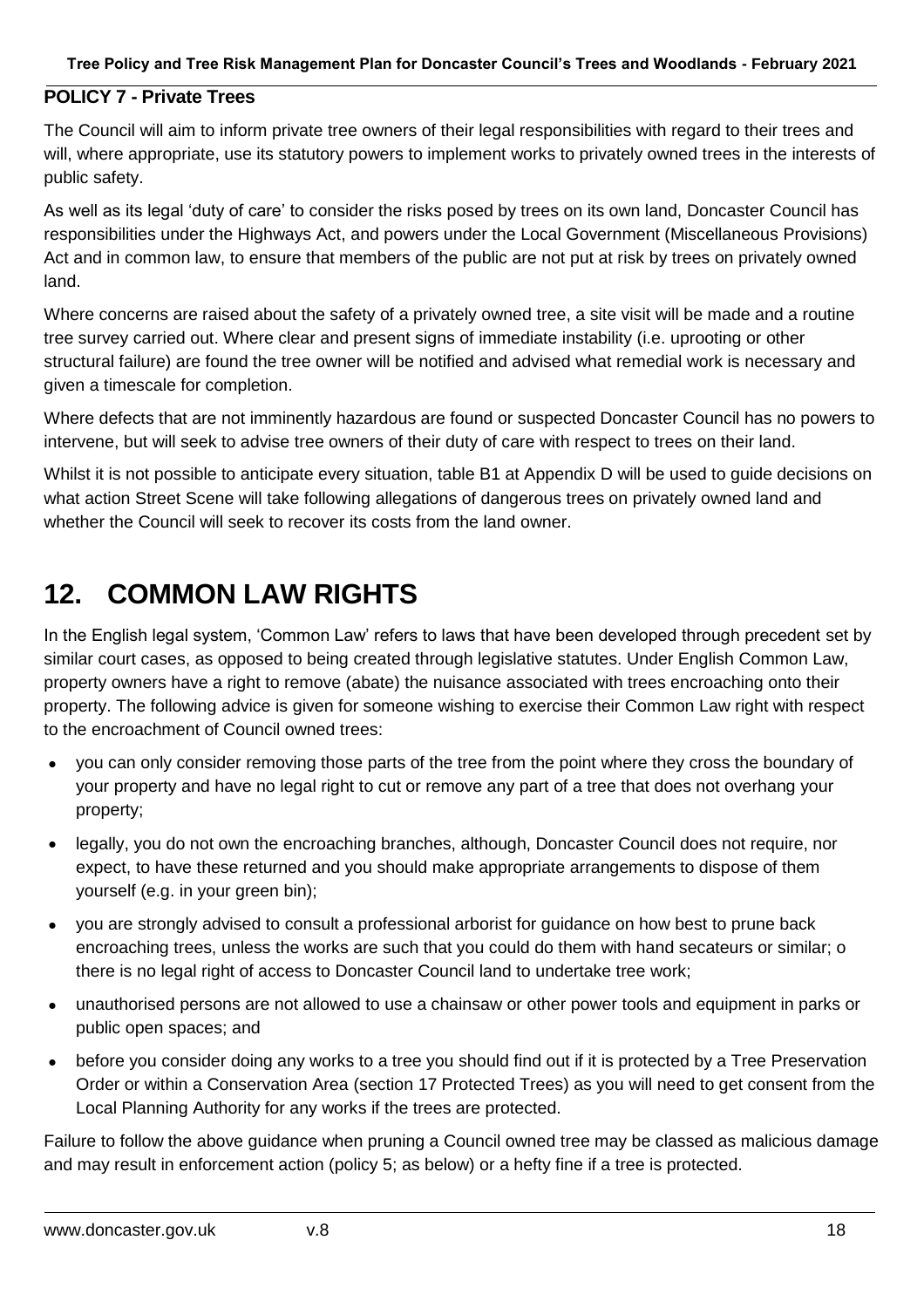### POLICY 7 - Private Trees

The Council will aim to inform private tree owners of their legal responsibilities with regard to their trees and will, where appropriate, use its statutory powers to implement works to privately owned trees in the interests of public safety.

As well as its legal 'duty of care' to consider the risks posed by trees on its own land, Doncaster Council has responsibilities under the Highways Act, and powers under the Local Government (Miscellaneous Provisions) Act and in common law, to ensure that members of the public are not put at risk by trees on privately owned land.

Where concerns are raised about the safety of a privately owned tree, a site visit will be made and a routine tree survey carried out. Where clear and present signs of immediate instability (i.e. uprooting or other structural failure) are found the tree owner will be notified and advised what remedial work is necessary and given a timescale for completion.

Where defects that are not imminently hazardous are found or suspected Doncaster Council has no powers to intervene, but will seek to advise tree owners of their duty of care with respect to trees on their land.

Whilst it is not possible to anticipate every situation, table B1 at Appendix D will be used to guide decisions on what action Street Scene will take following allegations of dangerous trees on privately owned land and whether the Council will seek to recover its costs from the land owner.

# 12. COMMON LAW RIGHTS

In the English legal system, 'Common Law' refers to laws that have been developed through precedent set by similar court cases, as opposed to being created through legislative statutes. Under English Common Law, property owners have a right to remove (abate) the nuisance associated with trees encroaching onto their property. The following advice is given for someone wishing to exercise their Common Law right with respect to the encroachment of Council owned trees:

- you can only consider removing those parts of the tree from the point where they cross the boundary of your property and have no legal right to cut or remove any part of a tree that does not overhang your property;
- legally, you do not own the encroaching branches, although, Doncaster Council does not require, nor expect, to have these returned and you should make appropriate arrangements to dispose of them yourself (e.g. in your green bin);
- you are strongly advised to consult a professional arborist for guidance on how best to prune back encroaching trees, unless the works are such that you could do them with hand secateurs or similar; o there is no legal right of access to Doncaster Council land to undertake tree work;
- unauthorised persons are not allowed to use a chainsaw or other power tools and equipment in parks or public open spaces; and
- before you consider doing any works to a tree you should find out if it is protected by a Tree Preservation Order or within a Conservation Area (section 17 Protected Trees) as you will need to get consent from the Local Planning Authority for any works if the trees are protected.

Failure to follow the above guidance when pruning a Council owned tree may be classed as malicious damage and may result in enforcement action (policy 5; as below) or a hefty fine if a tree is protected.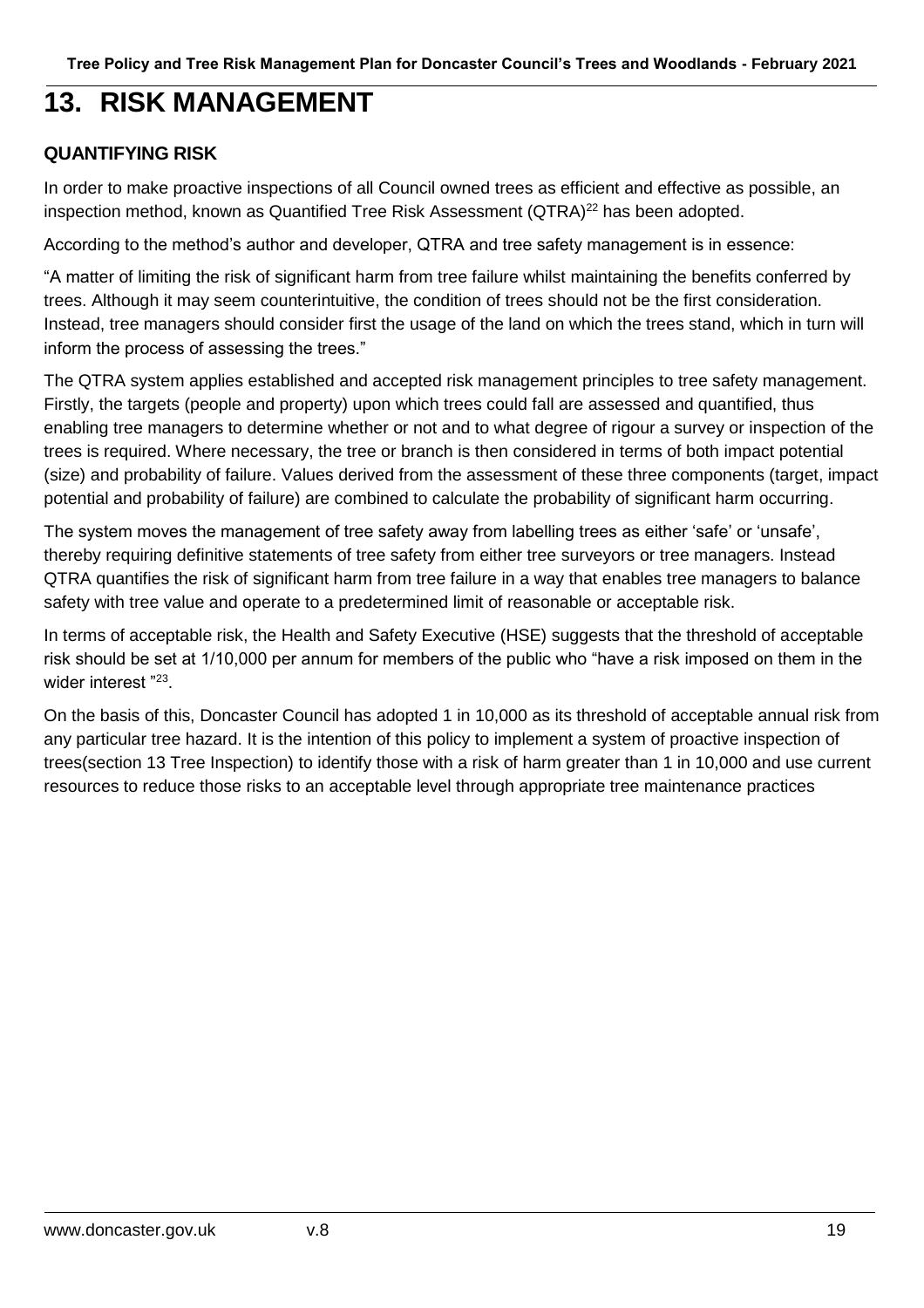# 13. RISK MANAGEMENT

### QUANTIFYING RISK

In order to make proactive inspections of all Council owned trees as efficient and effective as possible, an inspection method, known as Quantified Tree Risk Assessment (QTRA)[22] has been adopted.

According to the method's author and developer, QTRA and tree safety management is in essence:

"A matter of limiting the risk of significant harm from tree failure whilst maintaining the benefits conferred by trees. Although it may seem counterintuitive, the condition of trees should not be the first consideration. Instead, tree managers should consider first the usage of the land on which the trees stand, which in turn will inform the process of assessing the trees."

The QTRA system applies established and accepted risk management principles to tree safety management. Firstly, the targets (people and property) upon which trees could fall are assessed and quantified, thus enabling tree managers to determine whether or not and to what degree of rigour a survey or inspection of the trees is required. Where necessary, the tree or branch is then considered in terms of both impact potential (size) and probability of failure. Values derived from the assessment of these three components (target, impact potential and probability of failure) are combined to calculate the probability of significant harm occurring.

The system moves the management of tree safety away from labelling trees as either 'safe' or 'unsafe', thereby requiring definitive statements of tree safety from either tree surveyors or tree managers. Instead QTRA quantifies the risk of significant harm from tree failure in a way that enables tree managers to balance safety with tree value and operate to a predetermined limit of reasonable or acceptable risk.

In terms of acceptable risk, the Health and Safety Executive (HSE) suggests that the threshold of acceptable risk should be set at 1/10,000 per annum for members of the public who "have a risk imposed on them in the wider interest "[23].

On the basis of this, Doncaster Council has adopted 1 in 10,000 as its threshold of acceptable annual risk from any particular tree hazard. It is the intention of this policy to implement a system of proactive inspection of trees(section 13 Tree Inspection) to identify those with a risk of harm greater than 1 in 10,000 and use current resources to reduce those risks to an acceptable level through appropriate tree maintenance practices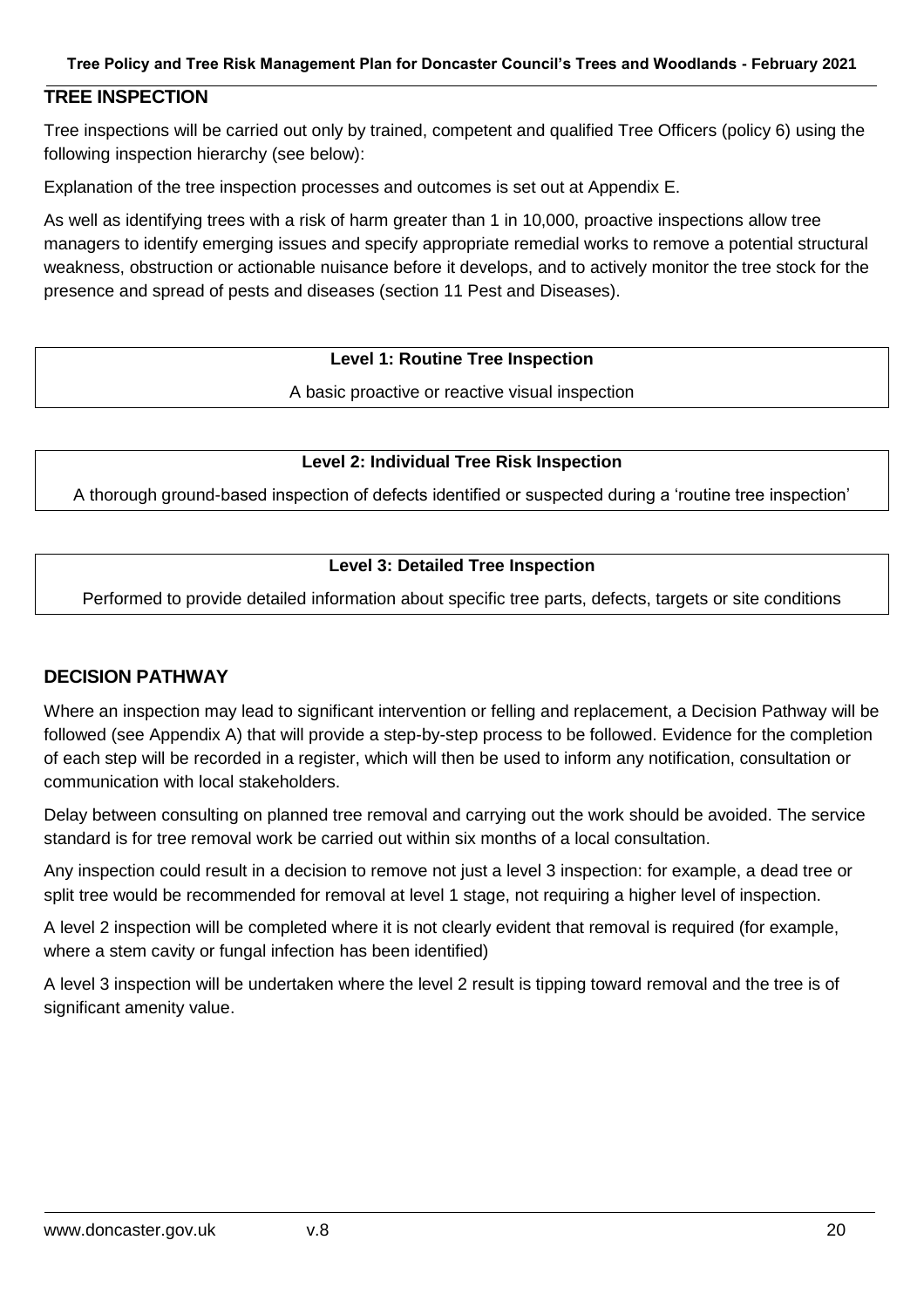## TREE INSPECTION

Tree inspections will be carried out only by trained, competent and qualified Tree Officers (policy 6) using the following inspection hierarchy (see below):

Explanation of the tree inspection processes and outcomes is set out at Appendix E.

As well as identifying trees with a risk of harm greater than 1 in 10,000, proactive inspections allow tree managers to identify emerging issues and specify appropriate remedial works to remove a potential structural weakness, obstruction or actionable nuisance before it develops, and to actively monitor the tree stock for the presence and spread of pests and diseases (section 11 Pest and Diseases).

**Level 1: Routine Tree Inspection**

A basic proactive or reactive visual inspection

**Level 2: Individual Tree Risk Inspection**

A thorough ground-based inspection of defects identified or suspected during a 'routine tree inspection'

**Level 3: Detailed Tree Inspection**

Performed to provide detailed information about specific tree parts, defects, targets or site conditions

## DECISION PATHWAY

Where an inspection may lead to significant intervention or felling and replacement, a Decision Pathway will be followed (see Appendix A) that will provide a step-by-step process to be followed. Evidence for the completion of each step will be recorded in a register, which will then be used to inform any notification, consultation or communication with local stakeholders.

Delay between consulting on planned tree removal and carrying out the work should be avoided. The service standard is for tree removal work be carried out within six months of a local consultation.

Any inspection could result in a decision to remove not just a level 3 inspection: for example, a dead tree or split tree would be recommended for removal at level 1 stage, not requiring a higher level of inspection.

A level 2 inspection will be completed where it is not clearly evident that removal is required (for example, where a stem cavity or fungal infection has been identified)

A level 3 inspection will be undertaken where the level 2 result is tipping toward removal and the tree is of significant amenity value.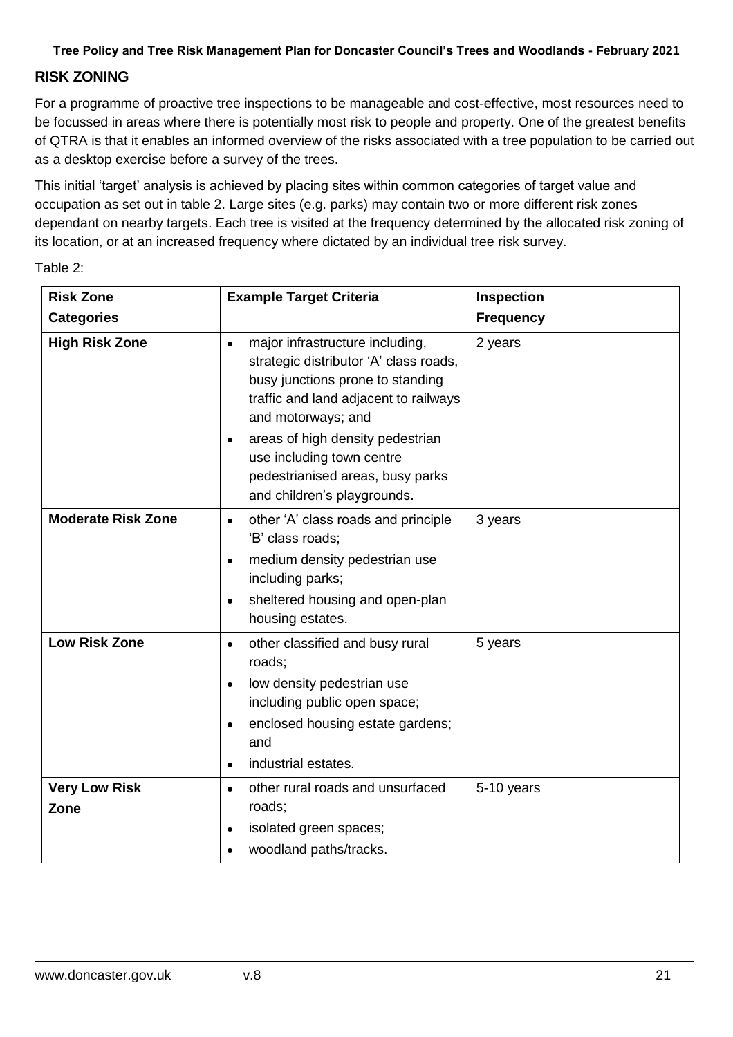## RISK ZONING

For a programme of proactive tree inspections to be manageable and cost-effective, most resources need to be focussed in areas where there is potentially most risk to people and property. One of the greatest benefits of QTRA is that it enables an informed overview of the risks associated with a tree population to be carried out as a desktop exercise before a survey of the trees.

This initial 'target' analysis is achieved by placing sites within common categories of target value and occupation as set out in table 2. Large sites (e.g. parks) may contain two or more different risk zones dependant on nearby targets. Each tree is visited at the frequency determined by the allocated risk zoning of its location, or at an increased frequency where dictated by an individual tree risk survey.

Table 2:

| Risk Zone Categories | Example Target Criteria | Inspection Frequency |
|---|---|---|
| **High Risk Zone** | • major infrastructure including, strategic distributor 'A' class roads, busy junctions prone to standing traffic and land adjacent to railways and motorways; and<br>• areas of high density pedestrian use including town centre pedestrianised areas, busy parks and children's playgrounds. | 2 years |
| **Moderate Risk Zone** | • other 'A' class roads and principle 'B' class roads;<br>• medium density pedestrian use including parks;<br>• sheltered housing and open-plan housing estates. | 3 years |
| **Low Risk Zone** | • other classified and busy rural roads;<br>• low density pedestrian use including public open space;<br>• enclosed housing estate gardens; and<br>• industrial estates. | 5 years |
| **Very Low Risk Zone** | • other rural roads and unsurfaced roads;<br>• isolated green spaces;<br>• woodland paths/tracks. | 5-10 years |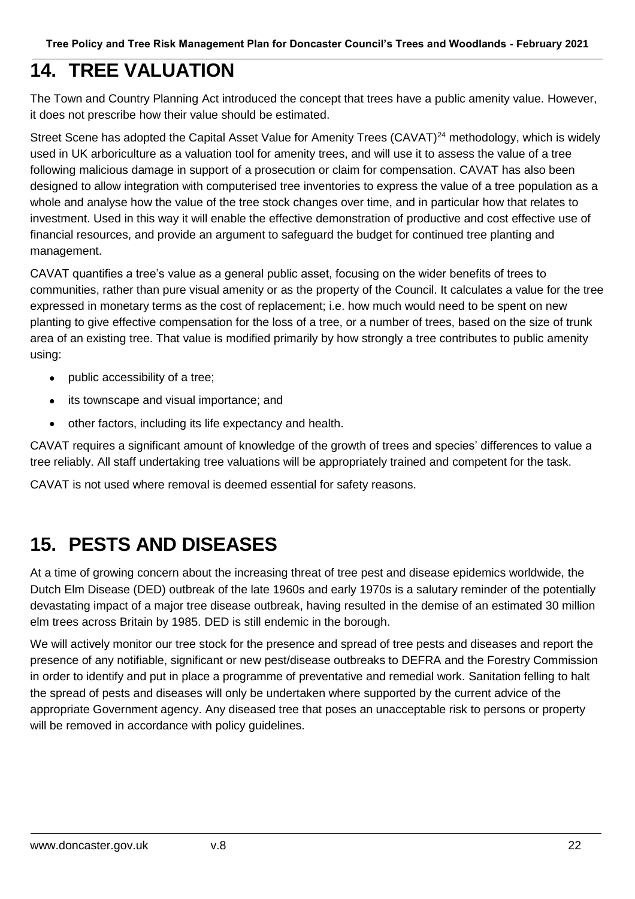# 14. TREE VALUATION

The Town and Country Planning Act introduced the concept that trees have a public amenity value. However, it does not prescribe how their value should be estimated.

Street Scene has adopted the Capital Asset Value for Amenity Trees (CAVAT)[24] methodology, which is widely used in UK arboriculture as a valuation tool for amenity trees, and will use it to assess the value of a tree following malicious damage in support of a prosecution or claim for compensation. CAVAT has also been designed to allow integration with computerised tree inventories to express the value of a tree population as a whole and analyse how the value of the tree stock changes over time, and in particular how that relates to investment. Used in this way it will enable the effective demonstration of productive and cost effective use of financial resources, and provide an argument to safeguard the budget for continued tree planting and management.

CAVAT quantifies a tree's value as a general public asset, focusing on the wider benefits of trees to communities, rather than pure visual amenity or as the property of the Council. It calculates a value for the tree expressed in monetary terms as the cost of replacement; i.e. how much would need to be spent on new planting to give effective compensation for the loss of a tree, or a number of trees, based on the size of trunk area of an existing tree. That value is modified primarily by how strongly a tree contributes to public amenity using:

- public accessibility of a tree;
- its townscape and visual importance; and
- other factors, including its life expectancy and health.

CAVAT requires a significant amount of knowledge of the growth of trees and species' differences to value a tree reliably. All staff undertaking tree valuations will be appropriately trained and competent for the task.

CAVAT is not used where removal is deemed essential for safety reasons.

# 15. PESTS AND DISEASES

At a time of growing concern about the increasing threat of tree pest and disease epidemics worldwide, the Dutch Elm Disease (DED) outbreak of the late 1960s and early 1970s is a salutary reminder of the potentially devastating impact of a major tree disease outbreak, having resulted in the demise of an estimated 30 million elm trees across Britain by 1985. DED is still endemic in the borough.

We will actively monitor our tree stock for the presence and spread of tree pests and diseases and report the presence of any notifiable, significant or new pest/disease outbreaks to DEFRA and the Forestry Commission in order to identify and put in place a programme of preventative and remedial work. Sanitation felling to halt the spread of pests and diseases will only be undertaken where supported by the current advice of the appropriate Government agency. Any diseased tree that poses an unacceptable risk to persons or property will be removed in accordance with policy guidelines.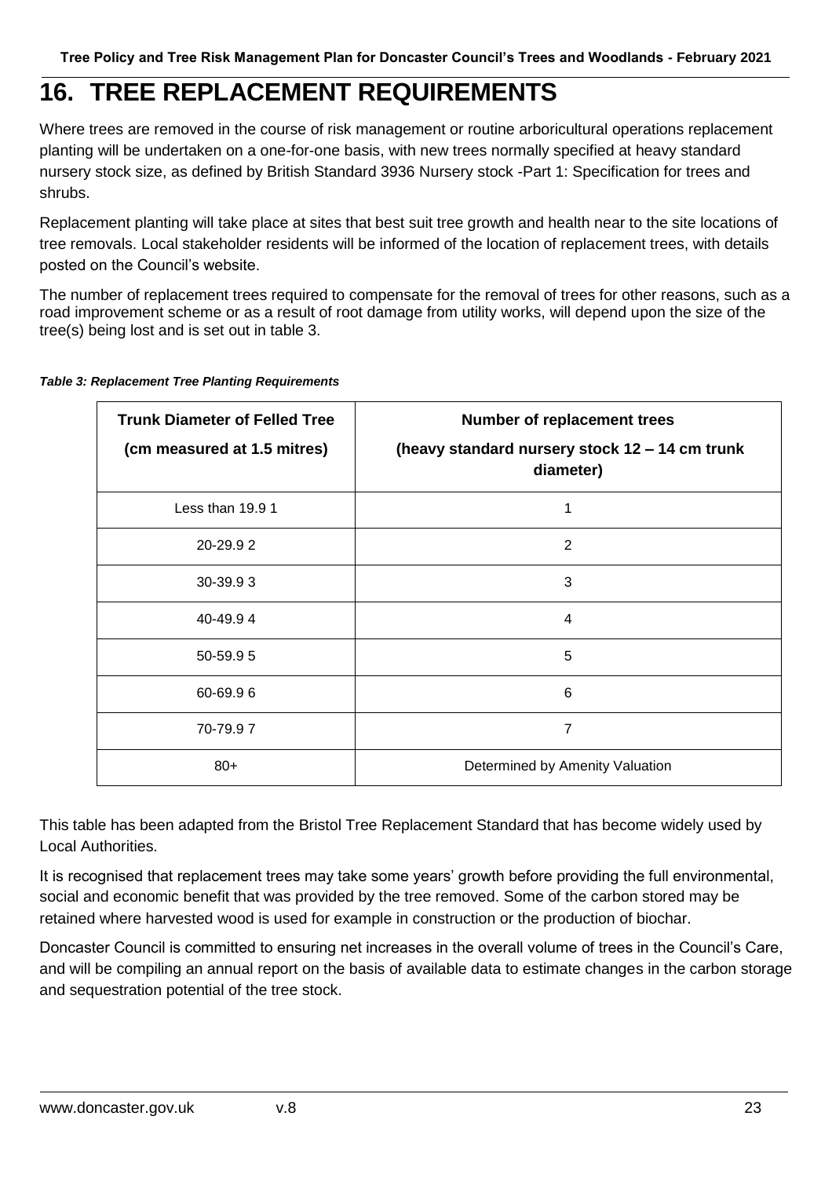# 16. TREE REPLACEMENT REQUIREMENTS

Where trees are removed in the course of risk management or routine arboricultural operations replacement planting will be undertaken on a one-for-one basis, with new trees normally specified at heavy standard nursery stock size, as defined by British Standard 3936 Nursery stock -Part 1: Specification for trees and shrubs.

Replacement planting will take place at sites that best suit tree growth and health near to the site locations of tree removals. Local stakeholder residents will be informed of the location of replacement trees, with details posted on the Council's website.

The number of replacement trees required to compensate for the removal of trees for other reasons, such as a road improvement scheme or as a result of root damage from utility works, will depend upon the size of the tree(s) being lost and is set out in table 3.

***Table 3: Replacement Tree Planting Requirements***

| **Trunk Diameter of Felled Tree (cm measured at 1.5 mitres)** | **Number of replacement trees (heavy standard nursery stock 12 – 14 cm trunk diameter)** |
|---|---|
| Less than 19.9 1 | 1 |
| 20-29.9 2 | 2 |
| 30-39.9 3 | 3 |
| 40-49.9 4 | 4 |
| 50-59.9 5 | 5 |
| 60-69.9 6 | 6 |
| 70-79.9 7 | 7 |
| 80+ | Determined by Amenity Valuation |

This table has been adapted from the Bristol Tree Replacement Standard that has become widely used by Local Authorities.

It is recognised that replacement trees may take some years' growth before providing the full environmental, social and economic benefit that was provided by the tree removed. Some of the carbon stored may be retained where harvested wood is used for example in construction or the production of biochar.

Doncaster Council is committed to ensuring net increases in the overall volume of trees in the Council's Care, and will be compiling an annual report on the basis of available data to estimate changes in the carbon storage and sequestration potential of the tree stock.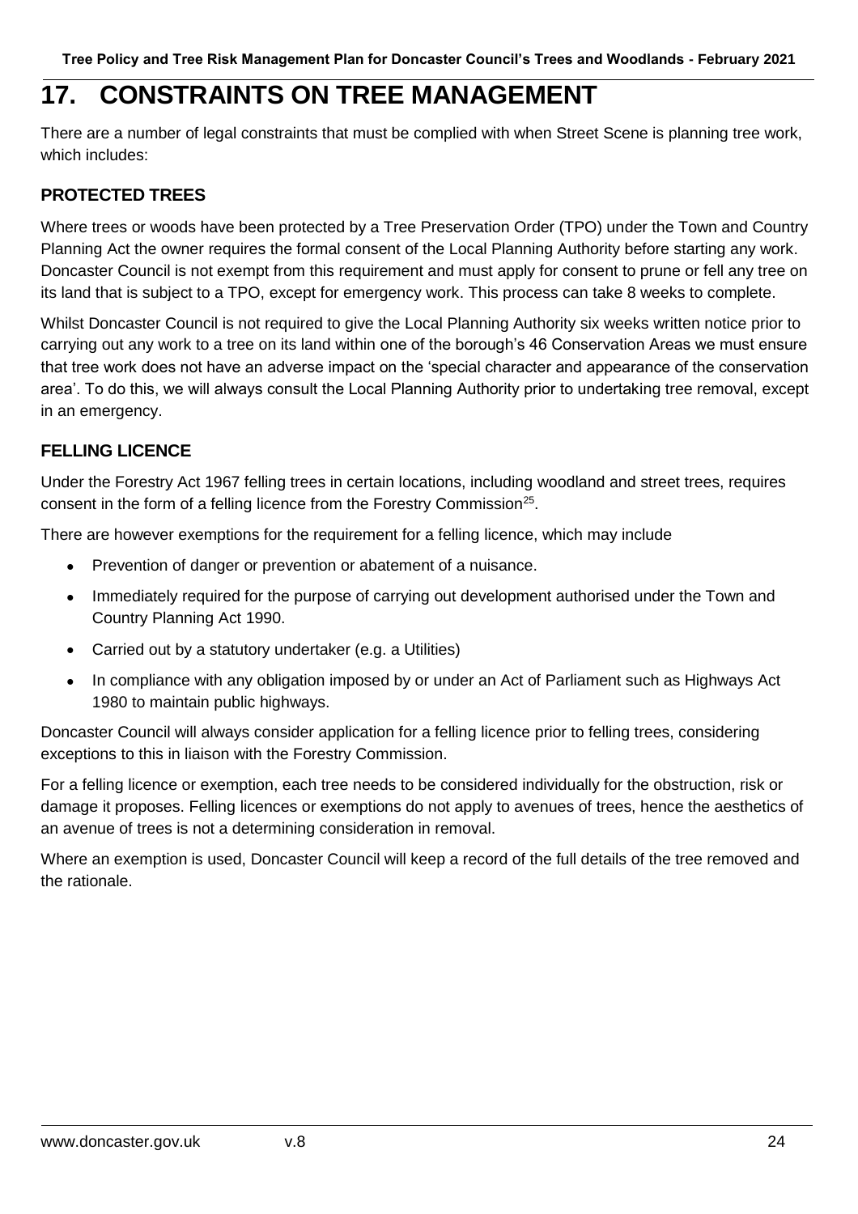# 17. CONSTRAINTS ON TREE MANAGEMENT

There are a number of legal constraints that must be complied with when Street Scene is planning tree work, which includes:

### PROTECTED TREES

Where trees or woods have been protected by a Tree Preservation Order (TPO) under the Town and Country Planning Act the owner requires the formal consent of the Local Planning Authority before starting any work. Doncaster Council is not exempt from this requirement and must apply for consent to prune or fell any tree on its land that is subject to a TPO, except for emergency work. This process can take 8 weeks to complete.

Whilst Doncaster Council is not required to give the Local Planning Authority six weeks written notice prior to carrying out any work to a tree on its land within one of the borough's 46 Conservation Areas we must ensure that tree work does not have an adverse impact on the 'special character and appearance of the conservation area'. To do this, we will always consult the Local Planning Authority prior to undertaking tree removal, except in an emergency.

### FELLING LICENCE

Under the Forestry Act 1967 felling trees in certain locations, including woodland and street trees, requires consent in the form of a felling licence from the Forestry Commission[25].

There are however exemptions for the requirement for a felling licence, which may include

- Prevention of danger or prevention or abatement of a nuisance.
- Immediately required for the purpose of carrying out development authorised under the Town and Country Planning Act 1990.
- Carried out by a statutory undertaker (e.g. a Utilities)
- In compliance with any obligation imposed by or under an Act of Parliament such as Highways Act 1980 to maintain public highways.

Doncaster Council will always consider application for a felling licence prior to felling trees, considering exceptions to this in liaison with the Forestry Commission.

For a felling licence or exemption, each tree needs to be considered individually for the obstruction, risk or damage it proposes. Felling licences or exemptions do not apply to avenues of trees, hence the aesthetics of an avenue of trees is not a determining consideration in removal.

Where an exemption is used, Doncaster Council will keep a record of the full details of the tree removed and the rationale.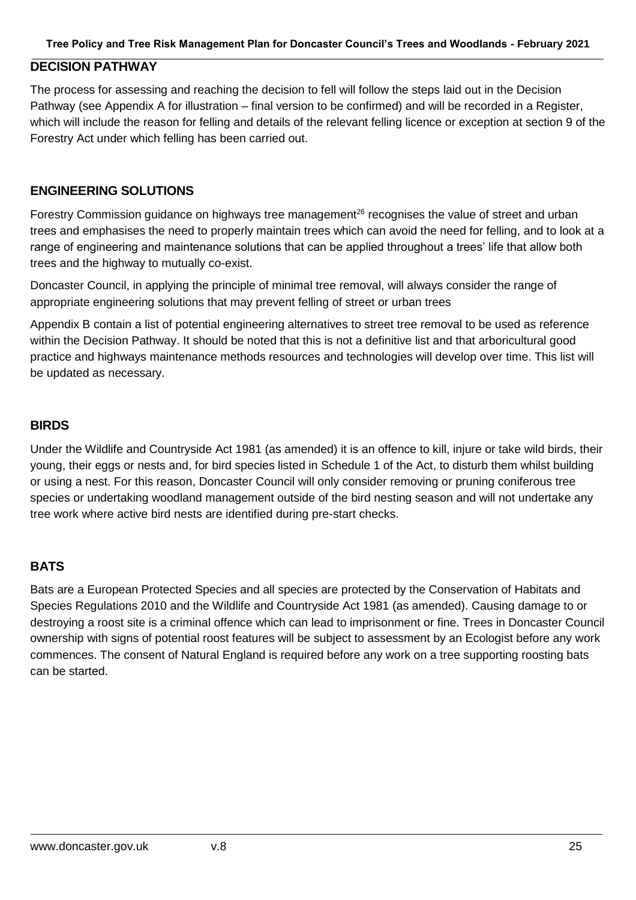## DECISION PATHWAY

The process for assessing and reaching the decision to fell will follow the steps laid out in the Decision Pathway (see Appendix A for illustration – final version to be confirmed) and will be recorded in a Register, which will include the reason for felling and details of the relevant felling licence or exception at section 9 of the Forestry Act under which felling has been carried out.

## ENGINEERING SOLUTIONS

Forestry Commission guidance on highways tree management[26] recognises the value of street and urban trees and emphasises the need to properly maintain trees which can avoid the need for felling, and to look at a range of engineering and maintenance solutions that can be applied throughout a trees' life that allow both trees and the highway to mutually co-exist.

Doncaster Council, in applying the principle of minimal tree removal, will always consider the range of appropriate engineering solutions that may prevent felling of street or urban trees

Appendix B contain a list of potential engineering alternatives to street tree removal to be used as reference within the Decision Pathway. It should be noted that this is not a definitive list and that arboricultural good practice and highways maintenance methods resources and technologies will develop over time. This list will be updated as necessary.

## BIRDS

Under the Wildlife and Countryside Act 1981 (as amended) it is an offence to kill, injure or take wild birds, their young, their eggs or nests and, for bird species listed in Schedule 1 of the Act, to disturb them whilst building or using a nest. For this reason, Doncaster Council will only consider removing or pruning coniferous tree species or undertaking woodland management outside of the bird nesting season and will not undertake any tree work where active bird nests are identified during pre-start checks.

## BATS

Bats are a European Protected Species and all species are protected by the Conservation of Habitats and Species Regulations 2010 and the Wildlife and Countryside Act 1981 (as amended). Causing damage to or destroying a roost site is a criminal offence which can lead to imprisonment or fine. Trees in Doncaster Council ownership with signs of potential roost features will be subject to assessment by an Ecologist before any work commences. The consent of Natural England is required before any work on a tree supporting roosting bats can be started.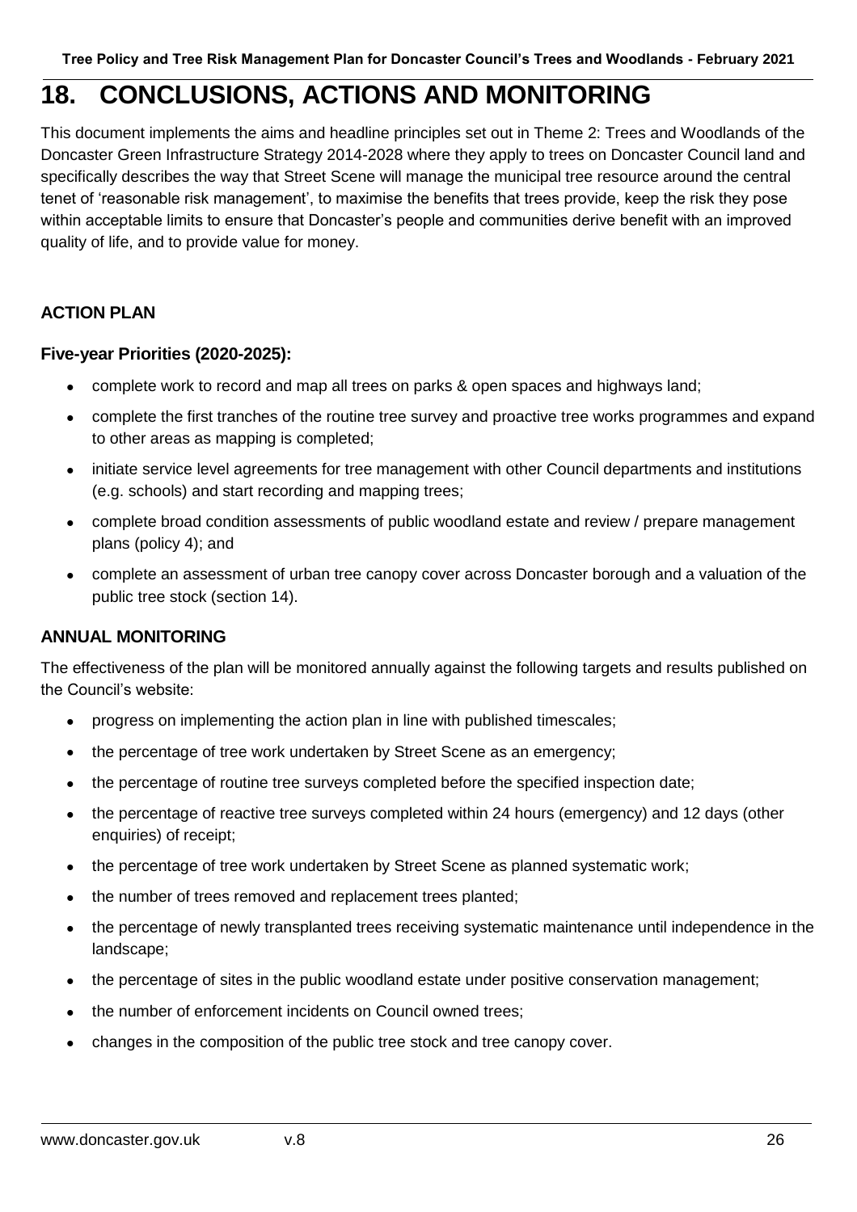# 18. CONCLUSIONS, ACTIONS AND MONITORING

This document implements the aims and headline principles set out in Theme 2: Trees and Woodlands of the Doncaster Green Infrastructure Strategy 2014-2028 where they apply to trees on Doncaster Council land and specifically describes the way that Street Scene will manage the municipal tree resource around the central tenet of 'reasonable risk management', to maximise the benefits that trees provide, keep the risk they pose within acceptable limits to ensure that Doncaster's people and communities derive benefit with an improved quality of life, and to provide value for money.

## ACTION PLAN

### Five-year Priorities (2020-2025):

- complete work to record and map all trees on parks & open spaces and highways land;
- complete the first tranches of the routine tree survey and proactive tree works programmes and expand to other areas as mapping is completed;
- initiate service level agreements for tree management with other Council departments and institutions (e.g. schools) and start recording and mapping trees;
- complete broad condition assessments of public woodland estate and review / prepare management plans (policy 4); and
- complete an assessment of urban tree canopy cover across Doncaster borough and a valuation of the public tree stock (section 14).

## ANNUAL MONITORING

The effectiveness of the plan will be monitored annually against the following targets and results published on the Council's website:

- progress on implementing the action plan in line with published timescales;
- the percentage of tree work undertaken by Street Scene as an emergency;
- the percentage of routine tree surveys completed before the specified inspection date;
- the percentage of reactive tree surveys completed within 24 hours (emergency) and 12 days (other enquiries) of receipt;
- the percentage of tree work undertaken by Street Scene as planned systematic work;
- the number of trees removed and replacement trees planted;
- the percentage of newly transplanted trees receiving systematic maintenance until independence in the landscape;
- the percentage of sites in the public woodland estate under positive conservation management;
- the number of enforcement incidents on Council owned trees;
- changes in the composition of the public tree stock and tree canopy cover.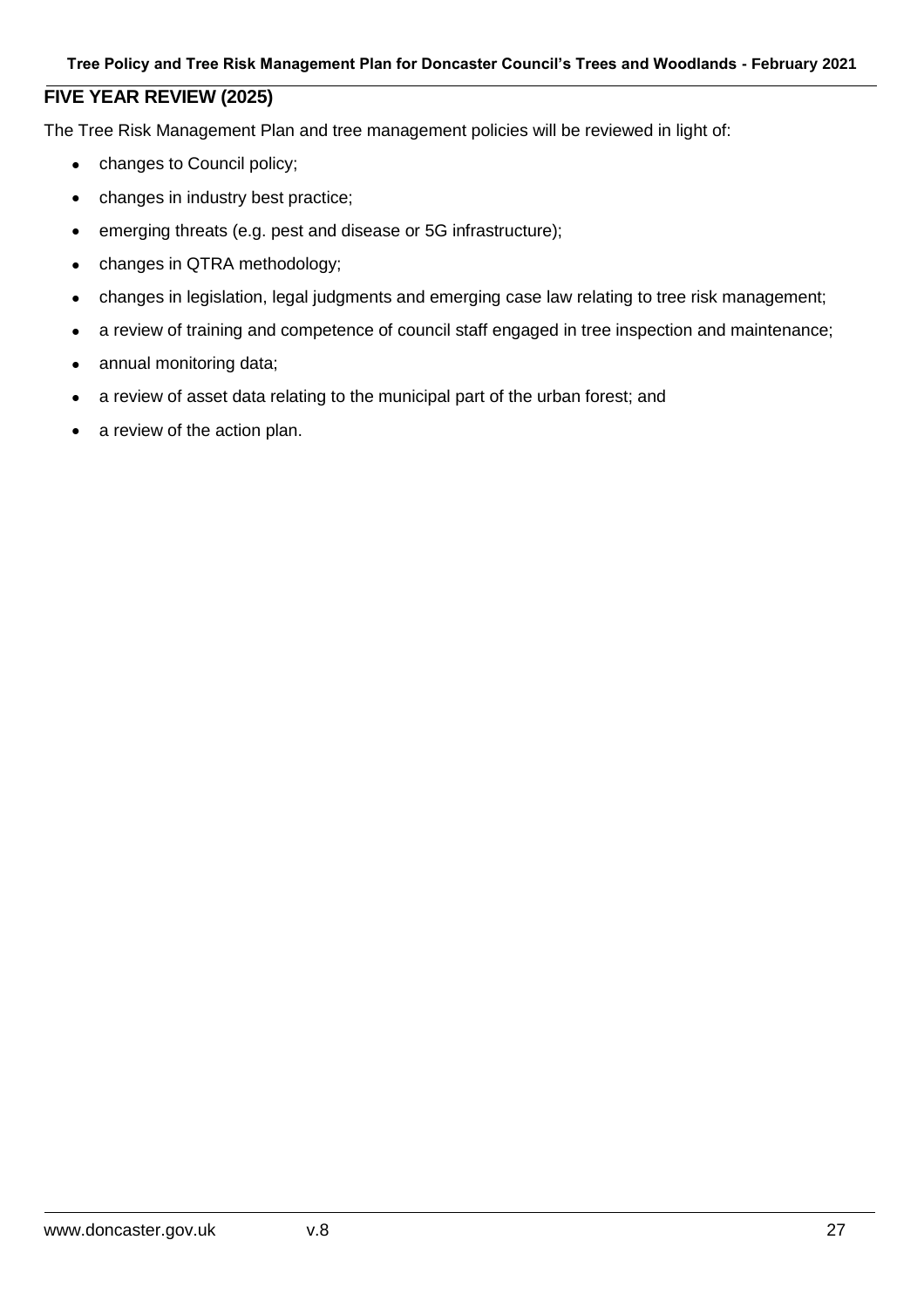## FIVE YEAR REVIEW (2025)

The Tree Risk Management Plan and tree management policies will be reviewed in light of:

- changes to Council policy;
- changes in industry best practice;
- emerging threats (e.g. pest and disease or 5G infrastructure);
- changes in QTRA methodology;
- changes in legislation, legal judgments and emerging case law relating to tree risk management;
- a review of training and competence of council staff engaged in tree inspection and maintenance;
- annual monitoring data;
- a review of asset data relating to the municipal part of the urban forest; and
- a review of the action plan.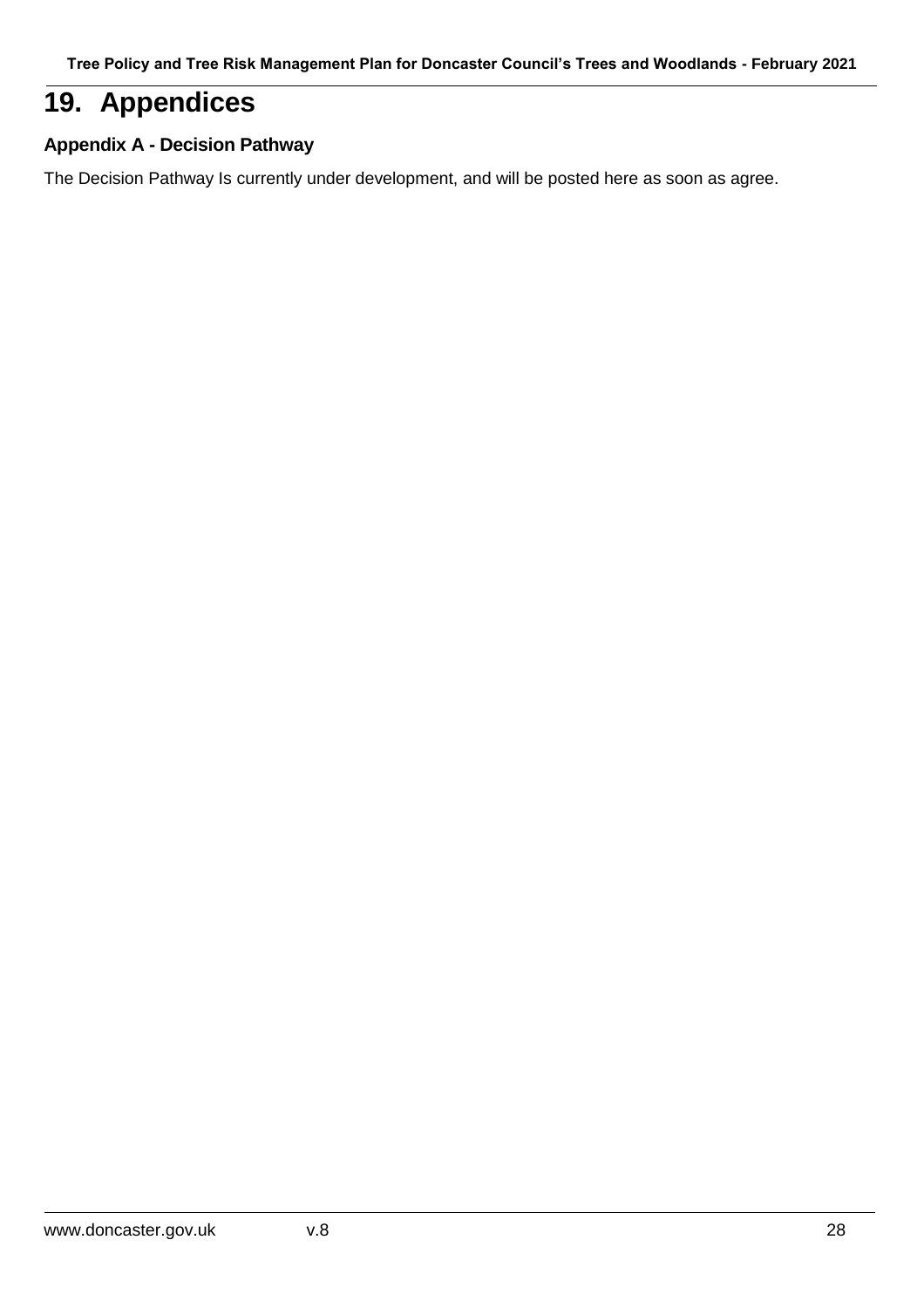# 19. Appendices

### Appendix A - Decision Pathway

The Decision Pathway Is currently under development, and will be posted here as soon as agree.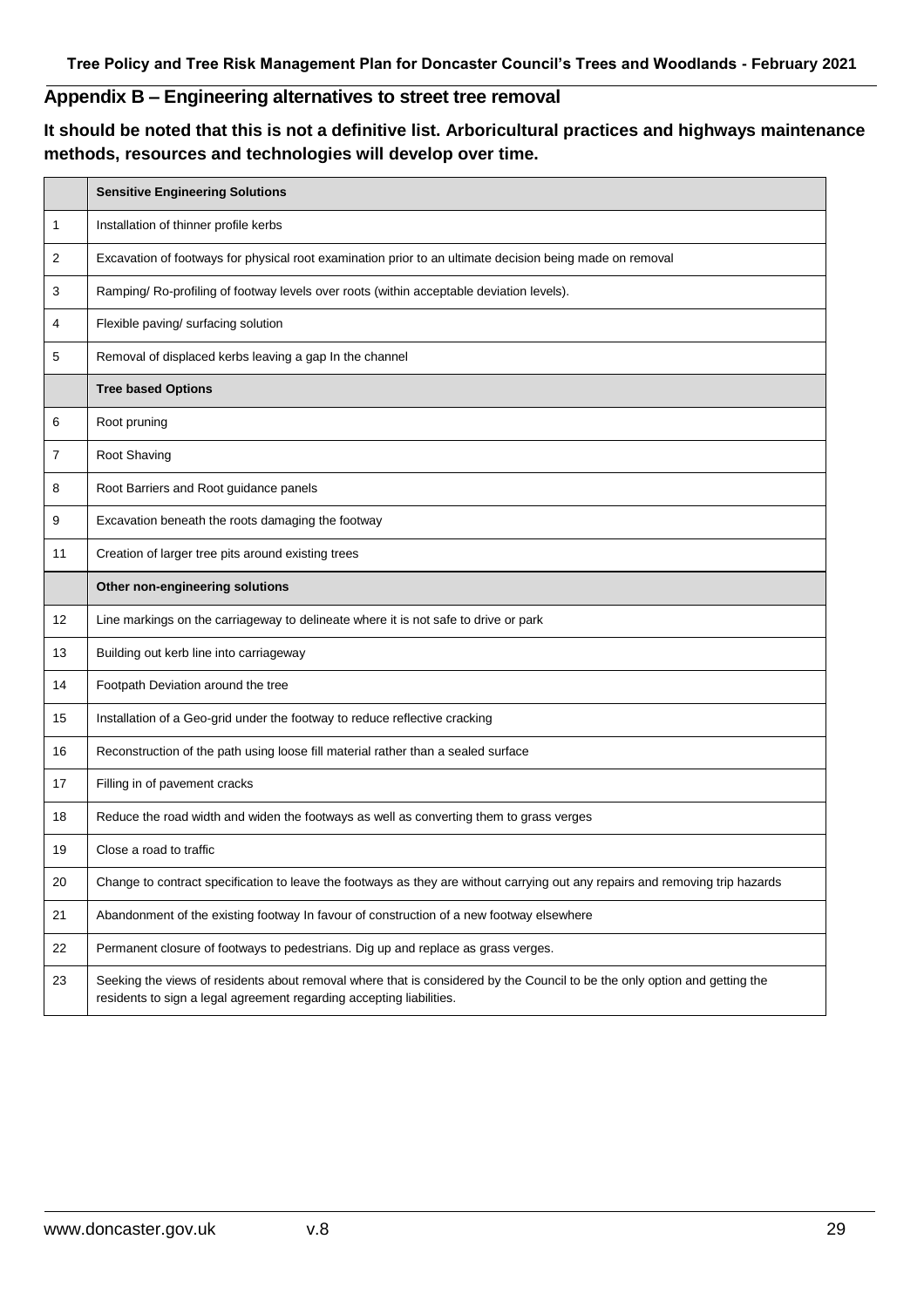## Appendix B – Engineering alternatives to street tree removal

**It should be noted that this is not a definitive list. Arboricultural practices and highways maintenance methods, resources and technologies will develop over time.**

| | **Sensitive Engineering Solutions** |
|---|---|
| 1 | Installation of thinner profile kerbs |
| 2 | Excavation of footways for physical root examination prior to an ultimate decision being made on removal |
| 3 | Ramping/ Re-profiling of footway levels over roots (within acceptable deviation levels). |
| 4 | Flexible paving/ surfacing solution |
| 5 | Removal of displaced kerbs leaving a gap In the channel |
| | **Tree based Options** |
| 6 | Root pruning |
| 7 | Root Shaving |
| 8 | Root Barriers and Root guidance panels |
| 9 | Excavation beneath the roots damaging the footway |
| 11 | Creation of larger tree pits around existing trees |
| | **Other non-engineering solutions** |
| 12 | Line markings on the carriageway to delineate where it is not safe to drive or park |
| 13 | Building out kerb line into carriageway |
| 14 | Footpath Deviation around the tree |
| 15 | Installation of a Geo-grid under the footway to reduce reflective cracking |
| 16 | Reconstruction of the path using loose fill material rather than a sealed surface |
| 17 | Filling in of pavement cracks |
| 18 | Reduce the road width and widen the footways as well as converting them to grass verges |
| 19 | Close a road to traffic |
| 20 | Change to contract specification to leave the footways as they are without carrying out any repairs and removing trip hazards |
| 21 | Abandonment of the existing footway In favour of construction of a new footway elsewhere |
| 22 | Permanent closure of footways to pedestrians. Dig up and replace as grass verges. |
| 23 | Seeking the views of residents about removal where that is considered by the Council to be the only option and getting the residents to sign a legal agreement regarding accepting liabilities. |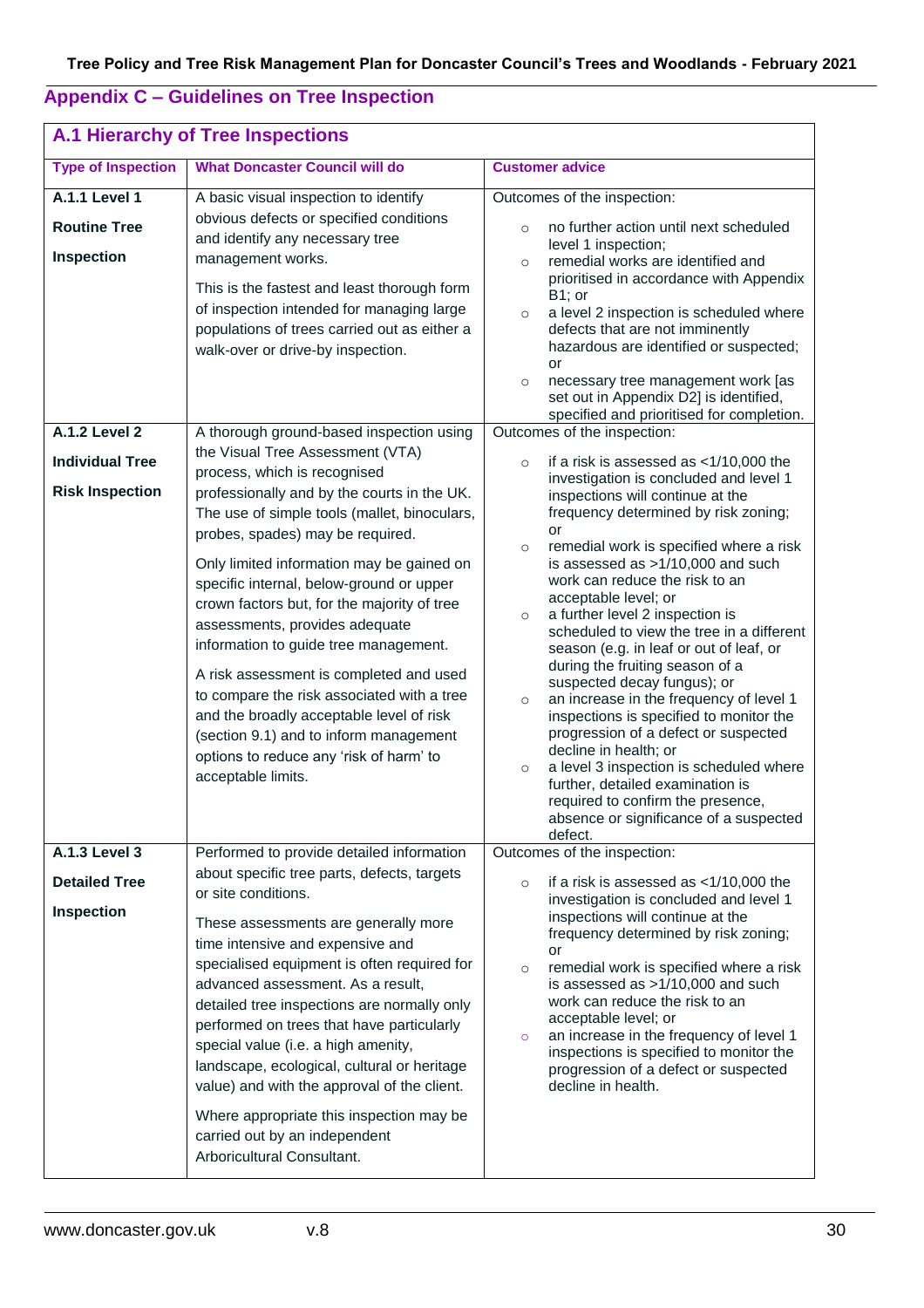## Appendix C – Guidelines on Tree Inspection

### A.1 Hierarchy of Tree Inspections

| Type of Inspection | What Doncaster Council will do | Customer advice |
|---|---|---|
| **A.1.1 Level 1**<br><br>**Routine Tree Inspection** | A basic visual inspection to identify obvious defects or specified conditions and identify any necessary tree management works.<br><br>This is the fastest and least thorough form of inspection intended for managing large populations of trees carried out as either a walk-over or drive-by inspection. | Outcomes of the inspection:<br><br>○ no further action until next scheduled level 1 inspection;<br>○ remedial works are identified and prioritised in accordance with Appendix B1; or<br>○ a level 2 inspection is scheduled where defects that are not imminently hazardous are identified or suspected; or<br>○ necessary tree management work [as set out in Appendix D2] is identified, specified and prioritised for completion. |
| **A.1.2 Level 2**<br><br>**Individual Tree Risk Inspection** | A thorough ground-based inspection using the Visual Tree Assessment (VTA) process, which is recognised professionally and by the courts in the UK. The use of simple tools (mallet, binoculars, probes, spades) may be required.<br><br>Only limited information may be gained on specific internal, below-ground or upper crown factors but, for the majority of tree assessments, provides adequate information to guide tree management.<br><br>A risk assessment is completed and used to compare the risk associated with a tree and the broadly acceptable level of risk (section 9.1) and to inform management options to reduce any 'risk of harm' to acceptable limits. | Outcomes of the inspection:<br><br>○ if a risk is assessed as <1/10,000 the investigation is concluded and level 1 inspections will continue at the frequency determined by risk zoning; or<br>○ remedial work is specified where a risk is assessed as >1/10,000 and such work can reduce the risk to an acceptable level; or<br>○ a further level 2 inspection is scheduled to view the tree in a different season (e.g. in leaf or out of leaf, or during the fruiting season of a suspected decay fungus); or<br>○ an increase in the frequency of level 1 inspections is specified to monitor the progression of a defect or suspected decline in health; or<br>○ a level 3 inspection is scheduled where further, detailed examination is required to confirm the presence, absence or significance of a suspected defect. |
| **A.1.3 Level 3**<br><br>**Detailed Tree Inspection** | Performed to provide detailed information about specific tree parts, defects, targets or site conditions.<br><br>These assessments are generally more time intensive and expensive and specialised equipment is often required for advanced assessment. As a result, detailed tree inspections are normally only performed on trees that have particularly special value (i.e. a high amenity, landscape, ecological, cultural or heritage value) and with the approval of the client.<br><br>Where appropriate this inspection may be carried out by an independent Arboricultural Consultant. | Outcomes of the inspection:<br><br>○ if a risk is assessed as <1/10,000 the investigation is concluded and level 1 inspections will continue at the frequency determined by risk zoning; or<br>○ remedial work is specified where a risk is assessed as >1/10,000 and such work can reduce the risk to an acceptable level; or<br>○ an increase in the frequency of level 1 inspections is specified to monitor the progression of a defect or suspected decline in health. |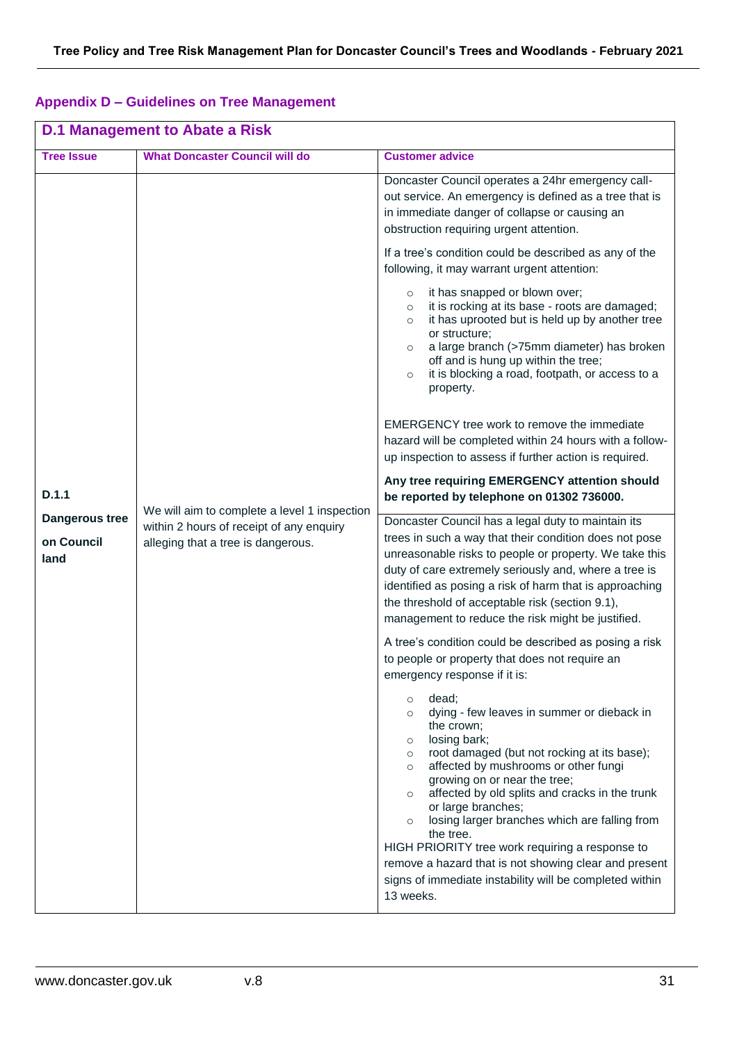## Appendix D – Guidelines on Tree Management

### D.1 Management to Abate a Risk

| Tree Issue | What Doncaster Council will do | Customer advice |
|---|---|---|
| **D.1.1 Dangerous tree on Council land** | We will aim to complete a level 1 inspection within 2 hours of receipt of any enquiry alleging that a tree is dangerous. | Doncaster Council operates a 24hr emergency call-out service. An emergency is defined as a tree that is in immediate danger of collapse or causing an obstruction requiring urgent attention.<br><br>If a tree's condition could be described as any of the following, it may warrant urgent attention:<br>◦ it has snapped or blown over;<br>◦ it is rocking at its base - roots are damaged;<br>◦ it has uprooted but is held up by another tree or structure;<br>◦ a large branch (>75mm diameter) has broken off and is hung up within the tree;<br>◦ it is blocking a road, footpath, or access to a property.<br><br>EMERGENCY tree work to remove the immediate hazard will be completed within 24 hours with a follow-up inspection to assess if further action is required.<br><br>**Any tree requiring EMERGENCY attention should be reported by telephone on 01302 736000.** |
| | | Doncaster Council has a legal duty to maintain its trees in such a way that their condition does not pose unreasonable risks to people or property. We take this duty of care extremely seriously and, where a tree is identified as posing a risk of harm that is approaching the threshold of acceptable risk (section 9.1), management to reduce the risk might be justified.<br><br>A tree's condition could be described as posing a risk to people or property that does not require an emergency response if it is:<br>◦ dead;<br>◦ dying - few leaves in summer or dieback in the crown;<br>◦ losing bark;<br>◦ root damaged (but not rocking at its base);<br>◦ affected by mushrooms or other fungi growing on or near the tree;<br>◦ affected by old splits and cracks in the trunk or large branches;<br>◦ losing larger branches which are falling from the tree.<br><br>HIGH PRIORITY tree work requiring a response to remove a hazard that is not showing clear and present signs of immediate instability will be completed within 13 weeks. |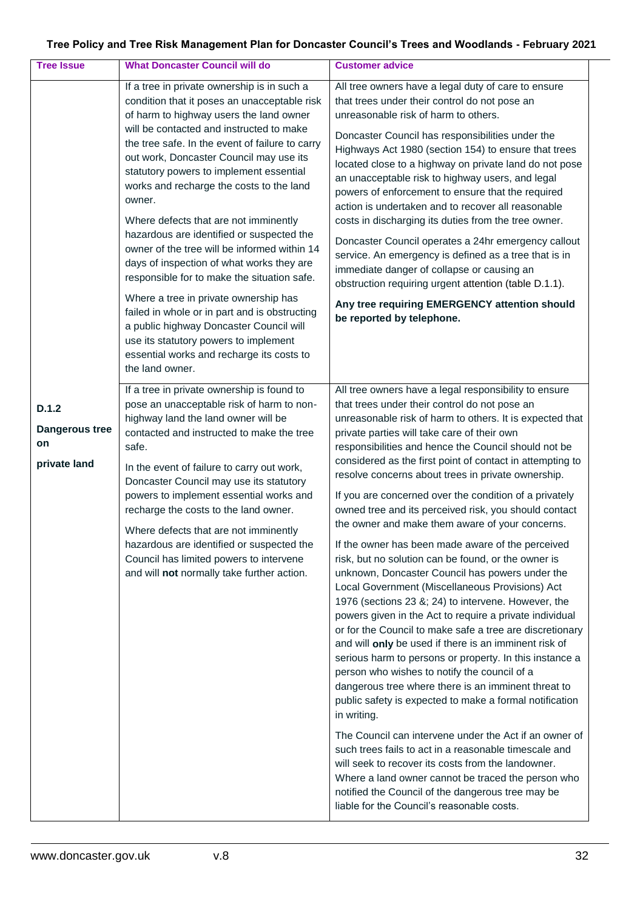| Tree Issue | What Doncaster Council will do | Customer advice |
|---|---|---|
| | If a tree in private ownership is in such a condition that it poses an unacceptable risk of harm to highway users the land owner will be contacted and instructed to make the tree safe. In the event of failure to carry out work, Doncaster Council may use its statutory powers to implement essential works and recharge the costs to the land owner.<br><br>Where defects that are not imminently hazardous are identified or suspected the owner of the tree will be informed within 14 days of inspection of what works they are responsible for to make the situation safe.<br><br>Where a tree in private ownership has failed in whole or in part and is obstructing a public highway Doncaster Council will use its statutory powers to implement essential works and recharge its costs to the land owner. | All tree owners have a legal duty of care to ensure that trees under their control do not pose an unreasonable risk of harm to others.<br><br>Doncaster Council has responsibilities under the Highways Act 1980 (section 154) to ensure that trees located close to a highway on private land do not pose an unacceptable risk to highway users, and legal powers of enforcement to ensure that the required action is undertaken and to recover all reasonable costs in discharging its duties from the tree owner.<br><br>Doncaster Council operates a 24hr emergency callout service. An emergency is defined as a tree that is in immediate danger of collapse or causing an obstruction requiring urgent attention (table D.1.1).<br><br>**Any tree requiring EMERGENCY attention should be reported by telephone.** |
| **D.1.2**<br><br>**Dangerous tree on private land** | If a tree in private ownership is found to pose an unacceptable risk of harm to non-highway land the land owner will be contacted and instructed to make the tree safe.<br><br>In the event of failure to carry out work, Doncaster Council may use its statutory powers to implement essential works and recharge the costs to the land owner.<br><br>Where defects that are not imminently hazardous are identified or suspected the Council has limited powers to intervene and will **not** normally take further action. | All tree owners have a legal responsibility to ensure that trees under their control do not pose an unreasonable risk of harm to others. It is expected that private parties will take care of their own responsibilities and hence the Council should not be considered as the first point of contact in attempting to resolve concerns about trees in private ownership.<br><br>If you are concerned over the condition of a privately owned tree and its perceived risk, you should contact the owner and make them aware of your concerns.<br><br>If the owner has been made aware of the perceived risk, but no solution can be found, or the owner is unknown, Doncaster Council has powers under the Local Government (Miscellaneous Provisions) Act 1976 (sections 23 &; 24) to intervene. However, the powers given in the Act to require a private individual or for the Council to make safe a tree are discretionary and will **only** be used if there is an imminent risk of serious harm to persons or property. In this instance a person who wishes to notify the council of a dangerous tree where there is an imminent threat to public safety is expected to make a formal notification in writing.<br><br>The Council can intervene under the Act if an owner of such trees fails to act in a reasonable timescale and will seek to recover its costs from the landowner. Where a land owner cannot be traced the person who notified the Council of the dangerous tree may be liable for the Council's reasonable costs. |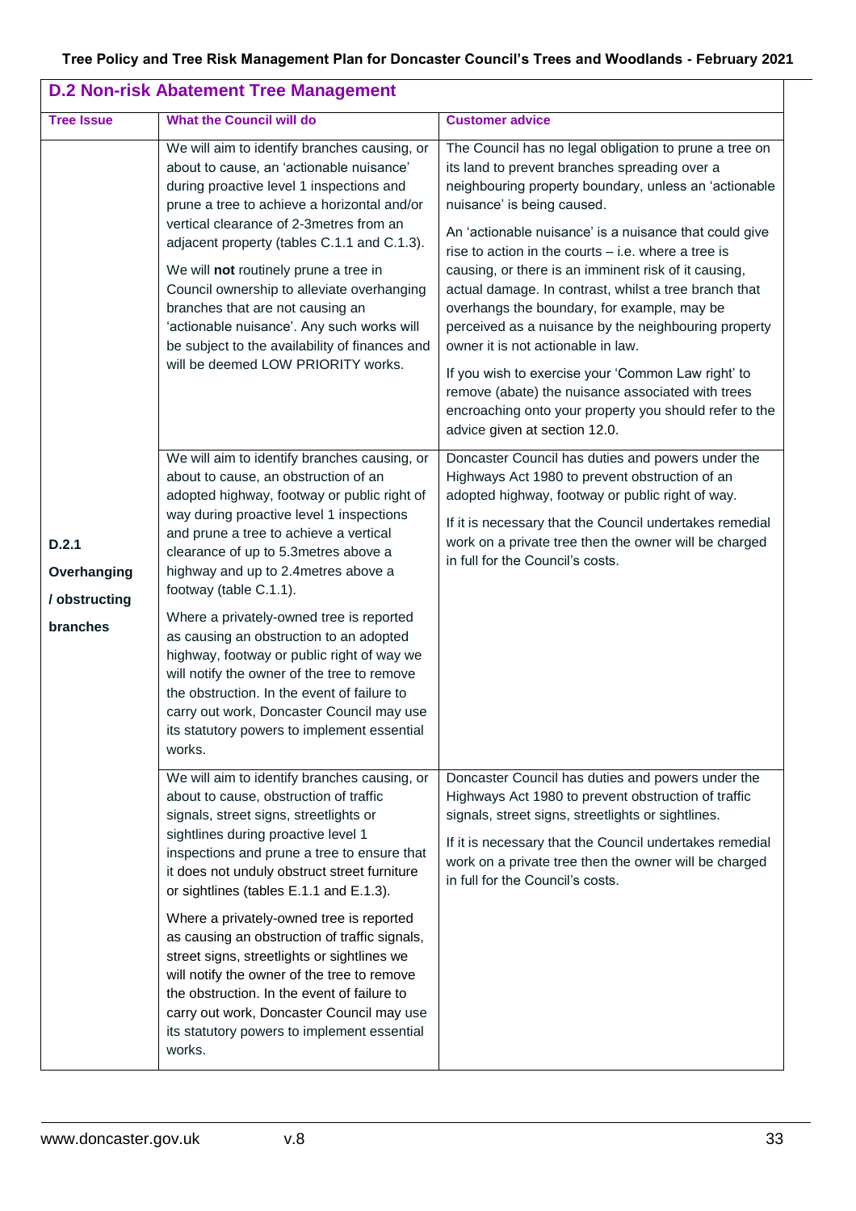## D.2 Non-risk Abatement Tree Management

| Tree Issue | What the Council will do | Customer advice |
|---|---|---|
| **D.2.1 Overhanging / obstructing branches** | We will aim to identify branches causing, or about to cause, an 'actionable nuisance' during proactive level 1 inspections and prune a tree to achieve a horizontal and/or vertical clearance of 2-3metres from an adjacent property (tables C.1.1 and C.1.3).<br><br>We will **not** routinely prune a tree in Council ownership to alleviate overhanging branches that are not causing an 'actionable nuisance'. Any such works will be subject to the availability of finances and will be deemed LOW PRIORITY works. | The Council has no legal obligation to prune a tree on its land to prevent branches spreading over a neighbouring property boundary, unless an 'actionable nuisance' is being caused.<br><br>An 'actionable nuisance' is a nuisance that could give rise to action in the courts – i.e. where a tree is causing, or there is an imminent risk of it causing, actual damage. In contrast, whilst a tree branch that overhangs the boundary, for example, may be perceived as a nuisance by the neighbouring property owner it is not actionable in law.<br><br>If you wish to exercise your 'Common Law right' to remove (abate) the nuisance associated with trees encroaching onto your property you should refer to the advice given at section 12.0. |
| | We will aim to identify branches causing, or about to cause, an obstruction of an adopted highway, footway or public right of way during proactive level 1 inspections and prune a tree to achieve a vertical clearance of up to 5.3metres above a highway and up to 2.4metres above a footway (table C.1.1).<br><br>Where a privately-owned tree is reported as causing an obstruction to an adopted highway, footway or public right of way we will notify the owner of the tree to remove the obstruction. In the event of failure to carry out work, Doncaster Council may use its statutory powers to implement essential works. | Doncaster Council has duties and powers under the Highways Act 1980 to prevent obstruction of an adopted highway, footway or public right of way.<br><br>If it is necessary that the Council undertakes remedial work on a private tree then the owner will be charged in full for the Council's costs. |
| | We will aim to identify branches causing, or about to cause, obstruction of traffic signals, street signs, streetlights or sightlines during proactive level 1 inspections and prune a tree to ensure that it does not unduly obstruct street furniture or sightlines (tables E.1.1 and E.1.3).<br><br>Where a privately-owned tree is reported as causing an obstruction of traffic signals, street signs, streetlights or sightlines we will notify the owner of the tree to remove the obstruction. In the event of failure to carry out work, Doncaster Council may use its statutory powers to implement essential works. | Doncaster Council has duties and powers under the Highways Act 1980 to prevent obstruction of traffic signals, street signs, streetlights or sightlines.<br><br>If it is necessary that the Council undertakes remedial work on a private tree then the owner will be charged in full for the Council's costs. |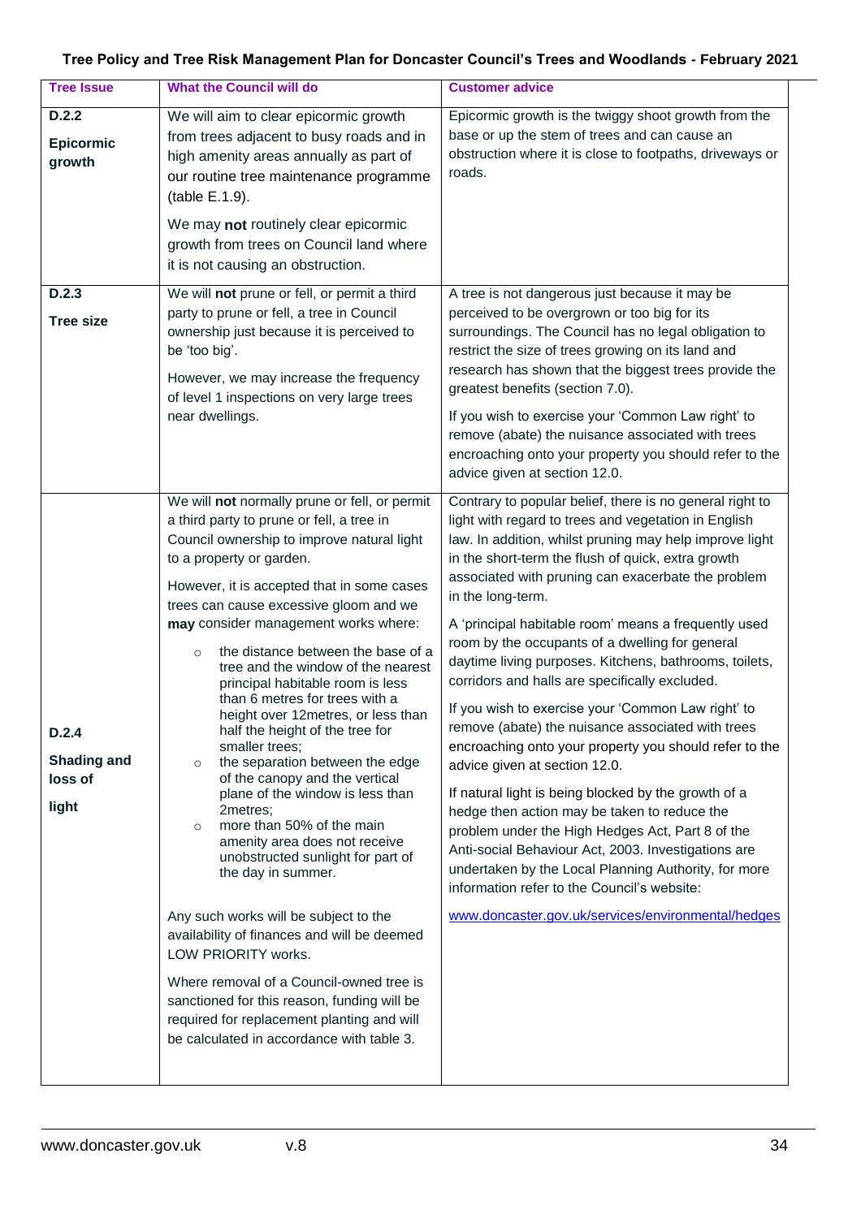| Tree Issue | What the Council will do | Customer advice |
|---|---|---|
| **D.2.2** **Epicormic growth** | We will aim to clear epicormic growth from trees adjacent to busy roads and in high amenity areas annually as part of our routine tree maintenance programme (table E.1.9).<br><br>We may **not** routinely clear epicormic growth from trees on Council land where it is not causing an obstruction. | Epicormic growth is the twiggy shoot growth from the base or up the stem of trees and can cause an obstruction where it is close to footpaths, driveways or roads. |
| **D.2.3** **Tree size** | We will **not** prune or fell, or permit a third party to prune or fell, a tree in Council ownership just because it is perceived to be 'too big'.<br><br>However, we may increase the frequency of level 1 inspections on very large trees near dwellings. | A tree is not dangerous just because it may be perceived to be overgrown or too big for its surroundings. The Council has no legal obligation to restrict the size of trees growing on its land and research has shown that the biggest trees provide the greatest benefits (section 7.0).<br><br>If you wish to exercise your 'Common Law right' to remove (abate) the nuisance associated with trees encroaching onto your property you should refer to the advice given at section 12.0. |
| **D.2.4** **Shading and loss of light** | We will **not** normally prune or fell, or permit a third party to prune or fell, a tree in Council ownership to improve natural light to a property or garden.<br><br>However, it is accepted that in some cases trees can cause excessive gloom and we **may** consider management works where:<br>○ the distance between the base of a tree and the window of the nearest principal habitable room is less than 6 metres for trees with a height over 12metres, or less than half the height of the tree for smaller trees;<br>○ the separation between the edge of the canopy and the vertical plane of the window is less than 2metres;<br>○ more than 50% of the main amenity area does not receive unobstructed sunlight for part of the day in summer.<br><br>Any such works will be subject to the availability of finances and will be deemed LOW PRIORITY works.<br><br>Where removal of a Council-owned tree is sanctioned for this reason, funding will be required for replacement planting and will be calculated in accordance with table 3. | Contrary to popular belief, there is no general right to light with regard to trees and vegetation in English law. In addition, whilst pruning may help improve light in the short-term the flush of quick, extra growth associated with pruning can exacerbate the problem in the long-term.<br><br>A 'principal habitable room' means a frequently used room by the occupants of a dwelling for general daytime living purposes. Kitchens, bathrooms, toilets, corridors and halls are specifically excluded.<br><br>If you wish to exercise your 'Common Law right' to remove (abate) the nuisance associated with trees encroaching onto your property you should refer to the advice given at section 12.0.<br><br>If natural light is being blocked by the growth of a hedge then action may be taken to reduce the problem under the High Hedges Act, Part 8 of the Anti-social Behaviour Act, 2003. Investigations are undertaken by the Local Planning Authority, for more information refer to the Council's website:<br><br>www.doncaster.gov.uk/services/environmental/hedges |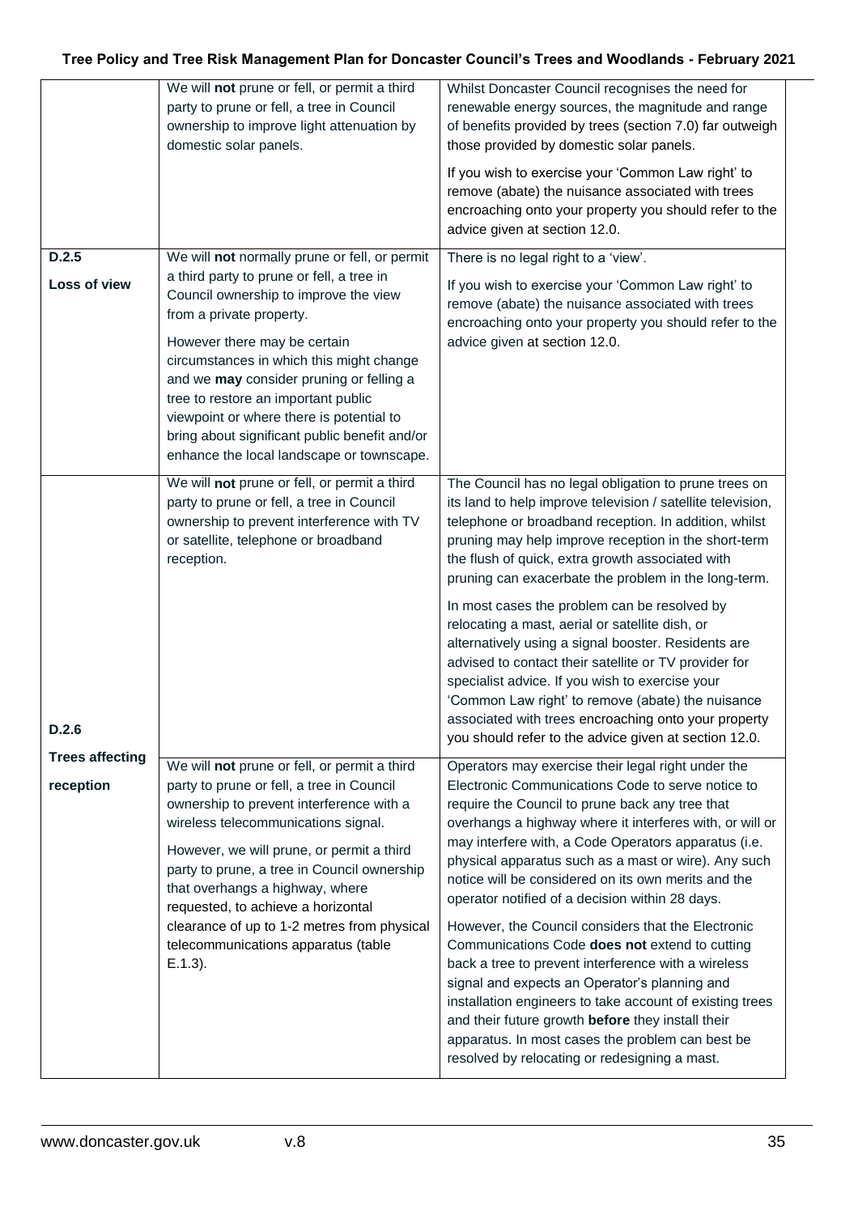| | | |
|---|---|---|
| | We will **not** prune or fell, or permit a third party to prune or fell, a tree in Council ownership to improve light attenuation by domestic solar panels. | Whilst Doncaster Council recognises the need for renewable energy sources, the magnitude and range of benefits provided by trees (section 7.0) far outweigh those provided by domestic solar panels.<br><br>If you wish to exercise your 'Common Law right' to remove (abate) the nuisance associated with trees encroaching onto your property you should refer to the advice given at section 12.0. |
| **D.2.5**<br><br>**Loss of view** | We will **not** normally prune or fell, or permit a third party to prune or fell, a tree in Council ownership to improve the view from a private property.<br><br>However there may be certain circumstances in which this might change and we **may** consider pruning or felling a tree to restore an important public viewpoint or where there is potential to bring about significant public benefit and/or enhance the local landscape or townscape. | There is no legal right to a 'view'.<br><br>If you wish to exercise your 'Common Law right' to remove (abate) the nuisance associated with trees encroaching onto your property you should refer to the advice given at section 12.0. |
| **D.2.6**<br><br>**Trees affecting reception** | We will **not** prune or fell, or permit a third party to prune or fell, a tree in Council ownership to prevent interference with TV or satellite, telephone or broadband reception. | The Council has no legal obligation to prune trees on its land to help improve television / satellite television, telephone or broadband reception. In addition, whilst pruning may help improve reception in the short-term the flush of quick, extra growth associated with pruning can exacerbate the problem in the long-term.<br><br>In most cases the problem can be resolved by relocating a mast, aerial or satellite dish, or alternatively using a signal booster. Residents are advised to contact their satellite or TV provider for specialist advice. If you wish to exercise your 'Common Law right' to remove (abate) the nuisance associated with trees encroaching onto your property you should refer to the advice given at section 12.0. |
| | We will **not** prune or fell, or permit a third party to prune or fell, a tree in Council ownership to prevent interference with a wireless telecommunications signal.<br><br>However, we will prune, or permit a third party to prune, a tree in Council ownership that overhangs a highway, where requested, to achieve a horizontal clearance of up to 1-2 metres from physical telecommunications apparatus (table E.1.3). | Operators may exercise their legal right under the Electronic Communications Code to serve notice to require the Council to prune back any tree that overhangs a highway where it interferes with, or will or may interfere with, a Code Operators apparatus (i.e. physical apparatus such as a mast or wire). Any such notice will be considered on its own merits and the operator notified of a decision within 28 days.<br><br>However, the Council considers that the Electronic Communications Code **does not** extend to cutting back a tree to prevent interference with a wireless signal and expects an Operator's planning and installation engineers to take account of existing trees and their future growth **before** they install their apparatus. In most cases the problem can best be resolved by relocating or redesigning a mast. |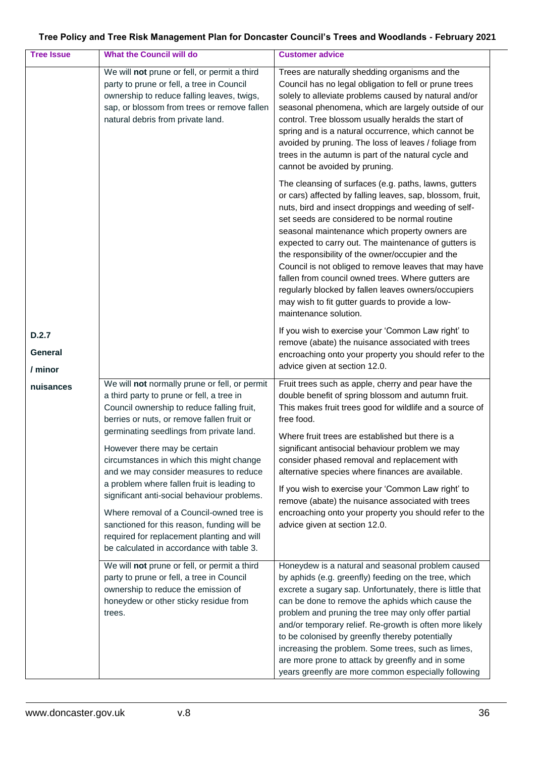| Tree Issue | What the Council will do | Customer advice |
|---|---|---|
| D.2.7 General / minor nuisances | We will **not** prune or fell, or permit a third party to prune or fell, a tree in Council ownership to reduce falling leaves, twigs, sap, or blossom from trees or remove fallen natural debris from private land. | Trees are naturally shedding organisms and the Council has no legal obligation to fell or prune trees solely to alleviate problems caused by natural and/or seasonal phenomena, which are largely outside of our control. Tree blossom usually heralds the start of spring and is a natural occurrence, which cannot be avoided by pruning. The loss of leaves / foliage from trees in the autumn is part of the natural cycle and cannot be avoided by pruning.<br><br>The cleansing of surfaces (e.g. paths, lawns, gutters or cars) affected by falling leaves, sap, blossom, fruit, nuts, bird and insect droppings and weeding of self-set seeds are considered to be normal routine seasonal maintenance which property owners are expected to carry out. The maintenance of gutters is the responsibility of the owner/occupier and the Council is not obliged to remove leaves that may have fallen from council owned trees. Where gutters are regularly blocked by fallen leaves owners/occupiers may wish to fit gutter guards to provide a low-maintenance solution.<br><br>If you wish to exercise your 'Common Law right' to remove (abate) the nuisance associated with trees encroaching onto your property you should refer to the advice given at section 12.0. |
| | We will **not** normally prune or fell, or permit a third party to prune or fell, a tree in Council ownership to reduce falling fruit, berries or nuts, or remove fallen fruit or germinating seedlings from private land.<br><br>However there may be certain circumstances in which this might change and we may consider measures to reduce a problem where fallen fruit is leading to significant anti-social behaviour problems.<br><br>Where removal of a Council-owned tree is sanctioned for this reason, funding will be required for replacement planting and will be calculated in accordance with table 3. | Fruit trees such as apple, cherry and pear have the double benefit of spring blossom and autumn fruit. This makes fruit trees good for wildlife and a source of free food.<br><br>Where fruit trees are established but there is a significant antisocial behaviour problem we may consider phased removal and replacement with alternative species where finances are available.<br><br>If you wish to exercise your 'Common Law right' to remove (abate) the nuisance associated with trees encroaching onto your property you should refer to the advice given at section 12.0. |
| | We will **not** prune or fell, or permit a third party to prune or fell, a tree in Council ownership to reduce the emission of honeydew or other sticky residue from trees. | Honeydew is a natural and seasonal problem caused by aphids (e.g. greenfly) feeding on the tree, which excrete a sugary sap. Unfortunately, there is little that can be done to remove the aphids which cause the problem and pruning the tree may only offer partial and/or temporary relief. Re-growth is often more likely to be colonised by greenfly thereby potentially increasing the problem. Some trees, such as limes, are more prone to attack by greenfly and in some years greenfly are more common especially following |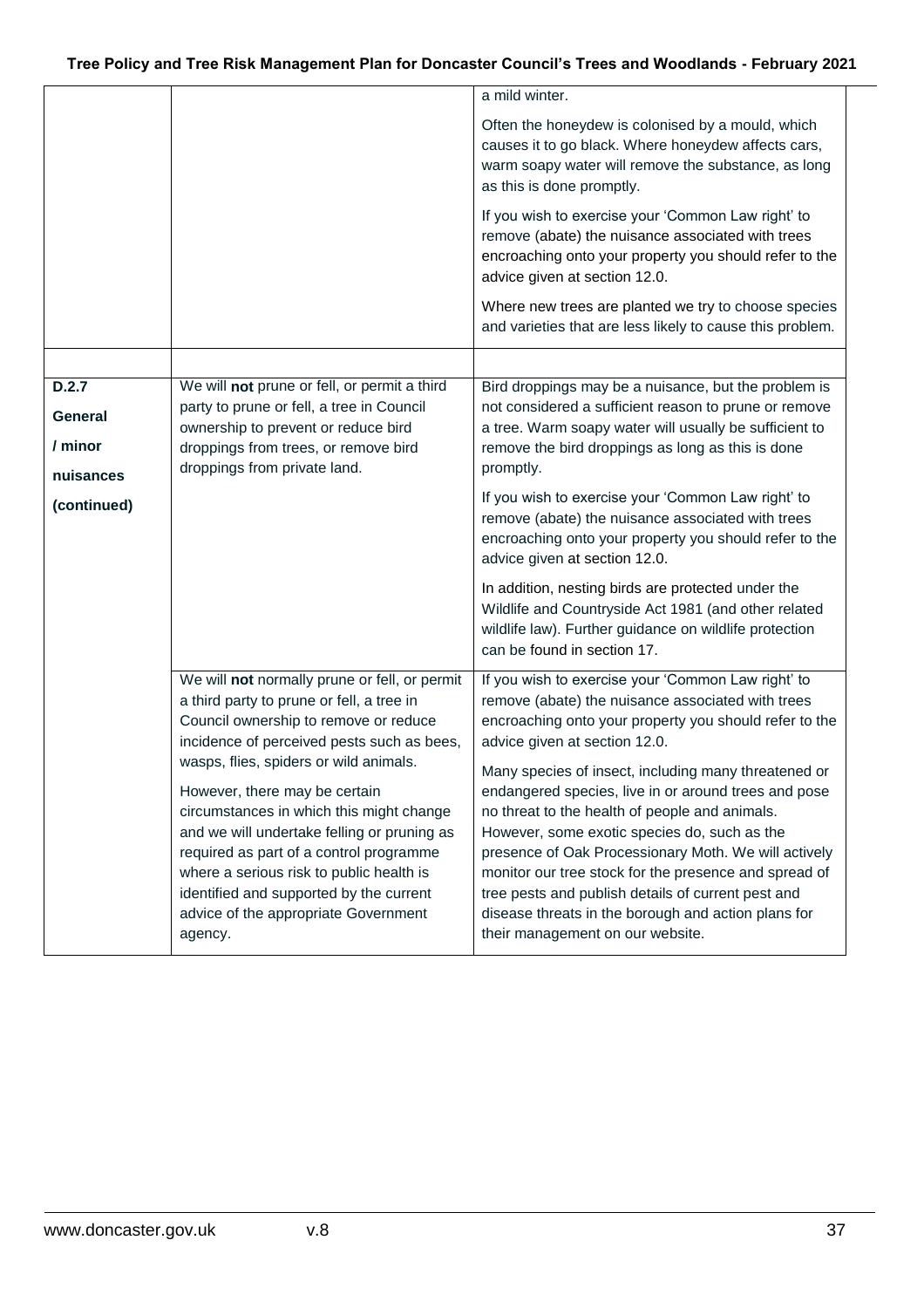| | | |
|---|---|---|
| | | a mild winter.<br><br>Often the honeydew is colonised by a mould, which causes it to go black. Where honeydew affects cars, warm soapy water will remove the substance, as long as this is done promptly.<br><br>If you wish to exercise your 'Common Law right' to remove (abate) the nuisance associated with trees encroaching onto your property you should refer to the advice given at section 12.0.<br><br>Where new trees are planted we try to choose species and varieties that are less likely to cause this problem. |
| | | |
| **D.2.7**<br><br>**General / minor nuisances (continued)** | We will **not** prune or fell, or permit a third party to prune or fell, a tree in Council ownership to prevent or reduce bird droppings from trees, or remove bird droppings from private land. | Bird droppings may be a nuisance, but the problem is not considered a sufficient reason to prune or remove a tree. Warm soapy water will usually be sufficient to remove the bird droppings as long as this is done promptly.<br><br>If you wish to exercise your 'Common Law right' to remove (abate) the nuisance associated with trees encroaching onto your property you should refer to the advice given at section 12.0.<br><br>In addition, nesting birds are protected under the Wildlife and Countryside Act 1981 (and other related wildlife law). Further guidance on wildlife protection can be found in section 17. |
| | We will **not** normally prune or fell, or permit a third party to prune or fell, a tree in Council ownership to remove or reduce incidence of perceived pests such as bees, wasps, flies, spiders or wild animals.<br><br>However, there may be certain circumstances in which this might change and we will undertake felling or pruning as required as part of a control programme where a serious risk to public health is identified and supported by the current advice of the appropriate Government agency. | If you wish to exercise your 'Common Law right' to remove (abate) the nuisance associated with trees encroaching onto your property you should refer to the advice given at section 12.0.<br><br>Many species of insect, including many threatened or endangered species, live in or around trees and pose no threat to the health of people and animals. However, some exotic species do, such as the presence of Oak Processionary Moth. We will actively monitor our tree stock for the presence and spread of tree pests and publish details of current pest and disease threats in the borough and action plans for their management on our website. |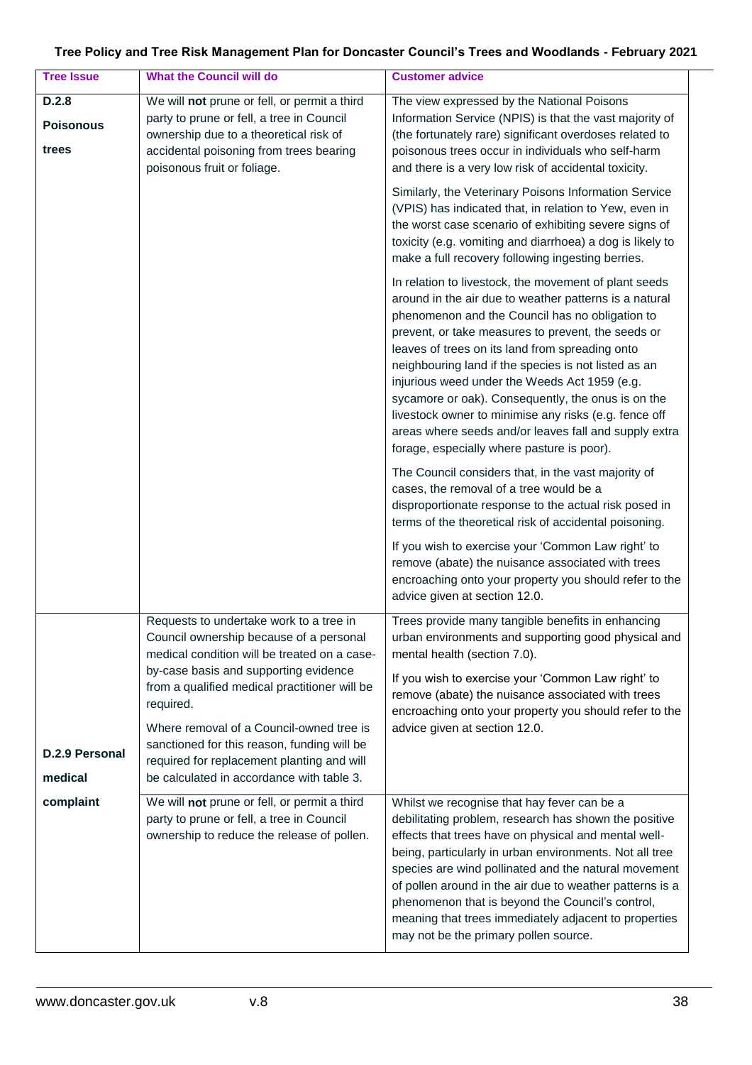| Tree Issue | What the Council will do | Customer advice |
|---|---|---|
| **D.2.8 Poisonous trees** | We will **not** prune or fell, or permit a third party to prune or fell, a tree in Council ownership due to a theoretical risk of accidental poisoning from trees bearing poisonous fruit or foliage. | The view expressed by the National Poisons Information Service (NPIS) is that the vast majority of (the fortunately rare) significant overdoses related to poisonous trees occur in individuals who self-harm and there is a very low risk of accidental toxicity.<br><br>Similarly, the Veterinary Poisons Information Service (VPIS) has indicated that, in relation to Yew, even in the worst case scenario of exhibiting severe signs of toxicity (e.g. vomiting and diarrhoea) a dog is likely to make a full recovery following ingesting berries.<br><br>In relation to livestock, the movement of plant seeds around in the air due to weather patterns is a natural phenomenon and the Council has no obligation to prevent, or take measures to prevent, the seeds or leaves of trees on its land from spreading onto neighbouring land if the species is not listed as an injurious weed under the Weeds Act 1959 (e.g. sycamore or oak). Consequently, the onus is on the livestock owner to minimise any risks (e.g. fence off areas where seeds and/or leaves fall and supply extra forage, especially where pasture is poor).<br><br>The Council considers that, in the vast majority of cases, the removal of a tree would be a disproportionate response to the actual risk posed in terms of the theoretical risk of accidental poisoning.<br><br>If you wish to exercise your 'Common Law right' to remove (abate) the nuisance associated with trees encroaching onto your property you should refer to the advice given at section 12.0. |
| **D.2.9 Personal medical complaint** | Requests to undertake work to a tree in Council ownership because of a personal medical condition will be treated on a case-by-case basis and supporting evidence from a qualified medical practitioner will be required.<br><br>Where removal of a Council-owned tree is sanctioned for this reason, funding will be required for replacement planting and will be calculated in accordance with table 3. | Trees provide many tangible benefits in enhancing urban environments and supporting good physical and mental health (section 7.0).<br><br>If you wish to exercise your 'Common Law right' to remove (abate) the nuisance associated with trees encroaching onto your property you should refer to the advice given at section 12.0. |
| | We will **not** prune or fell, or permit a third party to prune or fell, a tree in Council ownership to reduce the release of pollen. | Whilst we recognise that hay fever can be a debilitating problem, research has shown the positive effects that trees have on physical and mental well-being, particularly in urban environments. Not all tree species are wind pollinated and the natural movement of pollen around in the air due to weather patterns is a phenomenon that is beyond the Council's control, meaning that trees immediately adjacent to properties may not be the primary pollen source. |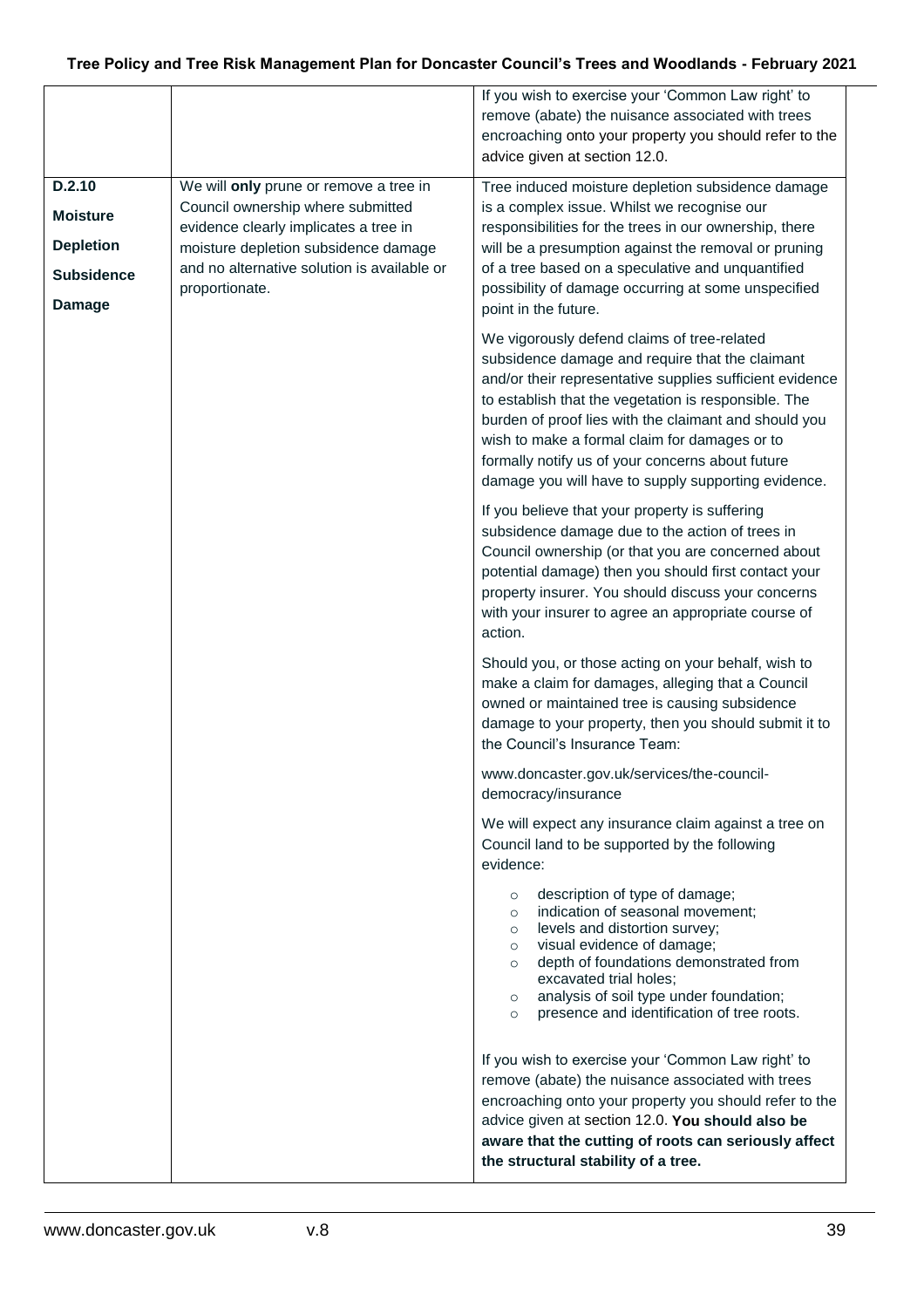| | | |
|---|---|---|
| | | If you wish to exercise your 'Common Law right' to remove (abate) the nuisance associated with trees encroaching onto your property you should refer to the advice given at section 12.0. |
| **D.2.10 Moisture Depletion Subsidence Damage** | We will **only** prune or remove a tree in Council ownership where submitted evidence clearly implicates a tree in moisture depletion subsidence damage and no alternative solution is available or proportionate. | Tree induced moisture depletion subsidence damage is a complex issue. Whilst we recognise our responsibilities for the trees in our ownership, there will be a presumption against the removal or pruning of a tree based on a speculative and unquantified possibility of damage occurring at some unspecified point in the future.<br><br>We vigorously defend claims of tree-related subsidence damage and require that the claimant and/or their representative supplies sufficient evidence to establish that the vegetation is responsible. The burden of proof lies with the claimant and should you wish to make a formal claim for damages or to formally notify us of your concerns about future damage you will have to supply supporting evidence.<br><br>If you believe that your property is suffering subsidence damage due to the action of trees in Council ownership (or that you are concerned about potential damage) then you should first contact your property insurer. You should discuss your concerns with your insurer to agree an appropriate course of action.<br><br>Should you, or those acting on your behalf, wish to make a claim for damages, alleging that a Council owned or maintained tree is causing subsidence damage to your property, then you should submit it to the Council's Insurance Team:<br><br>www.doncaster.gov.uk/services/the-council-democracy/insurance<br><br>We will expect any insurance claim against a tree on Council land to be supported by the following evidence:<br><br>o description of type of damage;<br>o indication of seasonal movement;<br>o levels and distortion survey;<br>o visual evidence of damage;<br>o depth of foundations demonstrated from excavated trial holes;<br>o analysis of soil type under foundation;<br>o presence and identification of tree roots.<br><br>If you wish to exercise your 'Common Law right' to remove (abate) the nuisance associated with trees encroaching onto your property you should refer to the advice given at section 12.0. **You should also be aware that the cutting of roots can seriously affect the structural stability of a tree.** |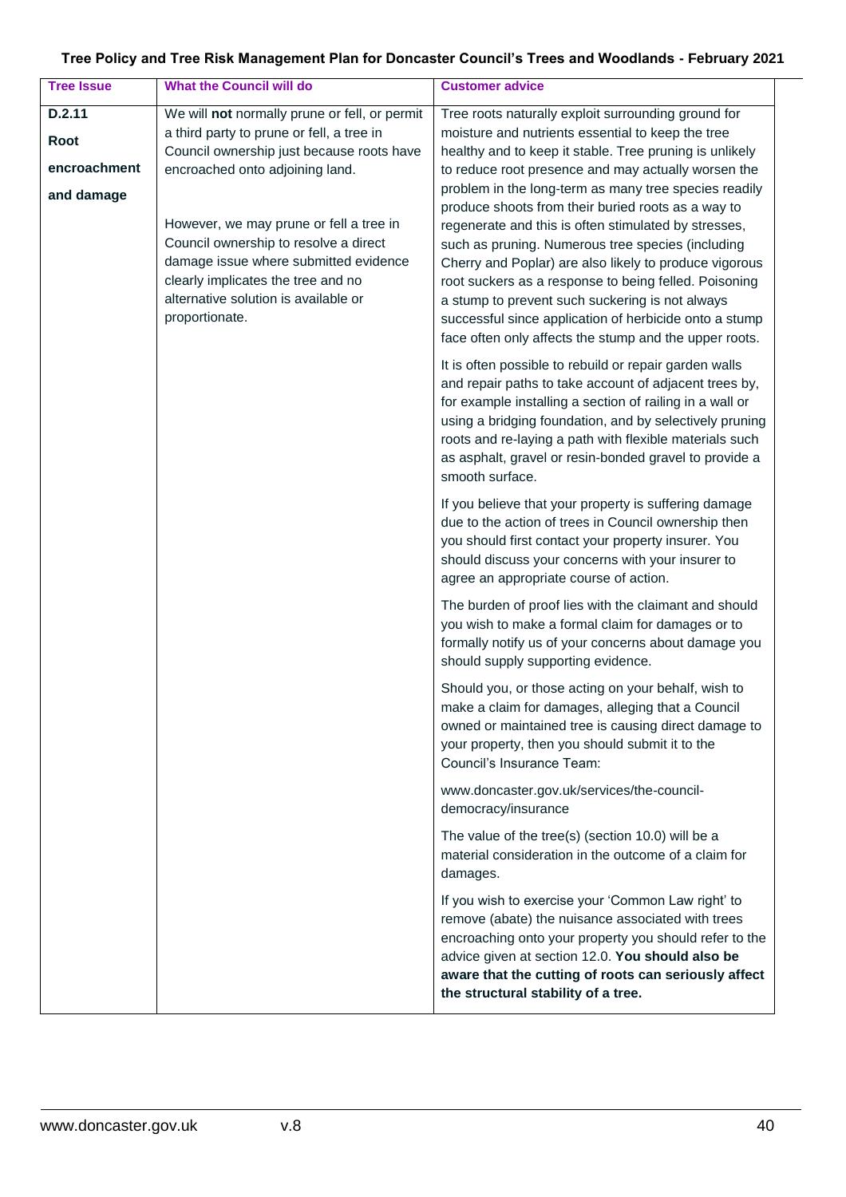| Tree Issue | What the Council will do | Customer advice |
|---|---|---|
| **D.2.11**<br><br>**Root encroachment and damage** | We will **not** normally prune or fell, or permit a third party to prune or fell, a tree in Council ownership just because roots have encroached onto adjoining land.<br><br>However, we may prune or fell a tree in Council ownership to resolve a direct damage issue where submitted evidence clearly implicates the tree and no alternative solution is available or proportionate. | Tree roots naturally exploit surrounding ground for moisture and nutrients essential to keep the tree healthy and to keep it stable. Tree pruning is unlikely to reduce root presence and may actually worsen the problem in the long-term as many tree species readily produce shoots from their buried roots as a way to regenerate and this is often stimulated by stresses, such as pruning. Numerous tree species (including Cherry and Poplar) are also likely to produce vigorous root suckers as a response to being felled. Poisoning a stump to prevent such suckering is not always successful since application of herbicide onto a stump face often only affects the stump and the upper roots.<br><br>It is often possible to rebuild or repair garden walls and repair paths to take account of adjacent trees by, for example installing a section of railing in a wall or using a bridging foundation, and by selectively pruning roots and re-laying a path with flexible materials such as asphalt, gravel or resin-bonded gravel to provide a smooth surface.<br><br>If you believe that your property is suffering damage due to the action of trees in Council ownership then you should first contact your property insurer. You should discuss your concerns with your insurer to agree an appropriate course of action.<br><br>The burden of proof lies with the claimant and should you wish to make a formal claim for damages or to formally notify us of your concerns about damage you should supply supporting evidence.<br><br>Should you, or those acting on your behalf, wish to make a claim for damages, alleging that a Council owned or maintained tree is causing direct damage to your property, then you should submit it to the Council's Insurance Team:<br><br>www.doncaster.gov.uk/services/the-council-democracy/insurance<br><br>The value of the tree(s) (section 10.0) will be a material consideration in the outcome of a claim for damages.<br><br>If you wish to exercise your 'Common Law right' to remove (abate) the nuisance associated with trees encroaching onto your property you should refer to the advice given at section 12.0. **You should also be aware that the cutting of roots can seriously affect the structural stability of a tree.** |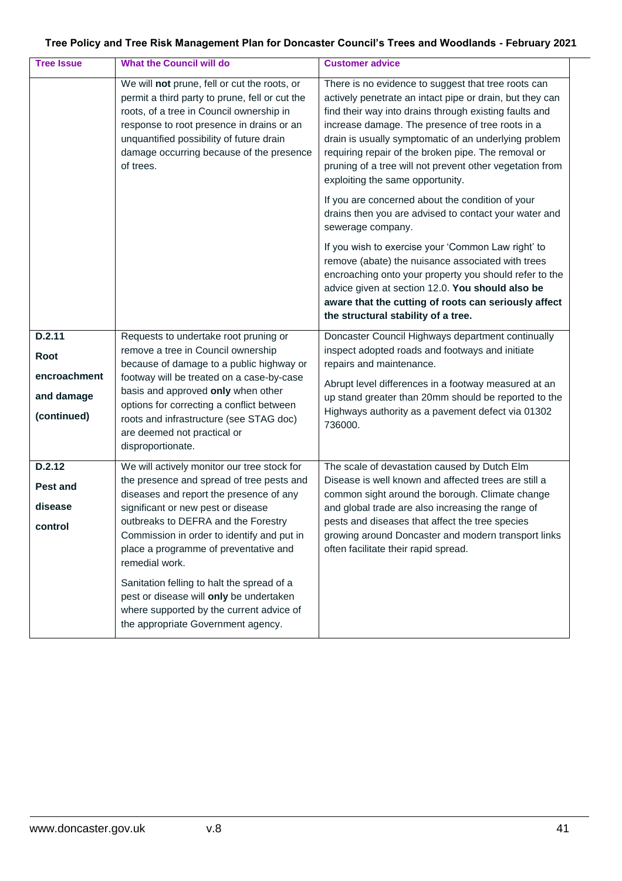| Tree Issue | What the Council will do | Customer advice |
|---|---|---|
| | We will **not** prune, fell or cut the roots, or permit a third party to prune, fell or cut the roots, of a tree in Council ownership in response to root presence in drains or an unquantified possibility of future drain damage occurring because of the presence of trees. | There is no evidence to suggest that tree roots can actively penetrate an intact pipe or drain, but they can find their way into drains through existing faults and increase damage. The presence of tree roots in a drain is usually symptomatic of an underlying problem requiring repair of the broken pipe. The removal or pruning of a tree will not prevent other vegetation from exploiting the same opportunity.<br><br>If you are concerned about the condition of your drains then you are advised to contact your water and sewerage company.<br><br>If you wish to exercise your 'Common Law right' to remove (abate) the nuisance associated with trees encroaching onto your property you should refer to the advice given at section 12.0. **You should also be aware that the cutting of roots can seriously affect the structural stability of a tree.** |
| **D.2.11**<br><br>**Root encroachment and damage (continued)** | Requests to undertake root pruning or remove a tree in Council ownership because of damage to a public highway or footway will be treated on a case-by-case basis and approved **only** when other options for correcting a conflict between roots and infrastructure (see STAG doc) are deemed not practical or disproportionate. | Doncaster Council Highways department continually inspect adopted roads and footways and initiate repairs and maintenance.<br><br>Abrupt level differences in a footway measured at an up stand greater than 20mm should be reported to the Highways authority as a pavement defect via 01302 736000. |
| **D.2.12**<br><br>**Pest and disease control** | We will actively monitor our tree stock for the presence and spread of tree pests and diseases and report the presence of any significant or new pest or disease outbreaks to DEFRA and the Forestry Commission in order to identify and put in place a programme of preventative and remedial work.<br><br>Sanitation felling to halt the spread of a pest or disease will **only** be undertaken where supported by the current advice of the appropriate Government agency. | The scale of devastation caused by Dutch Elm Disease is well known and affected trees are still a common sight around the borough. Climate change and global trade are also increasing the range of pests and diseases that affect the tree species growing around Doncaster and modern transport links often facilitate their rapid spread. |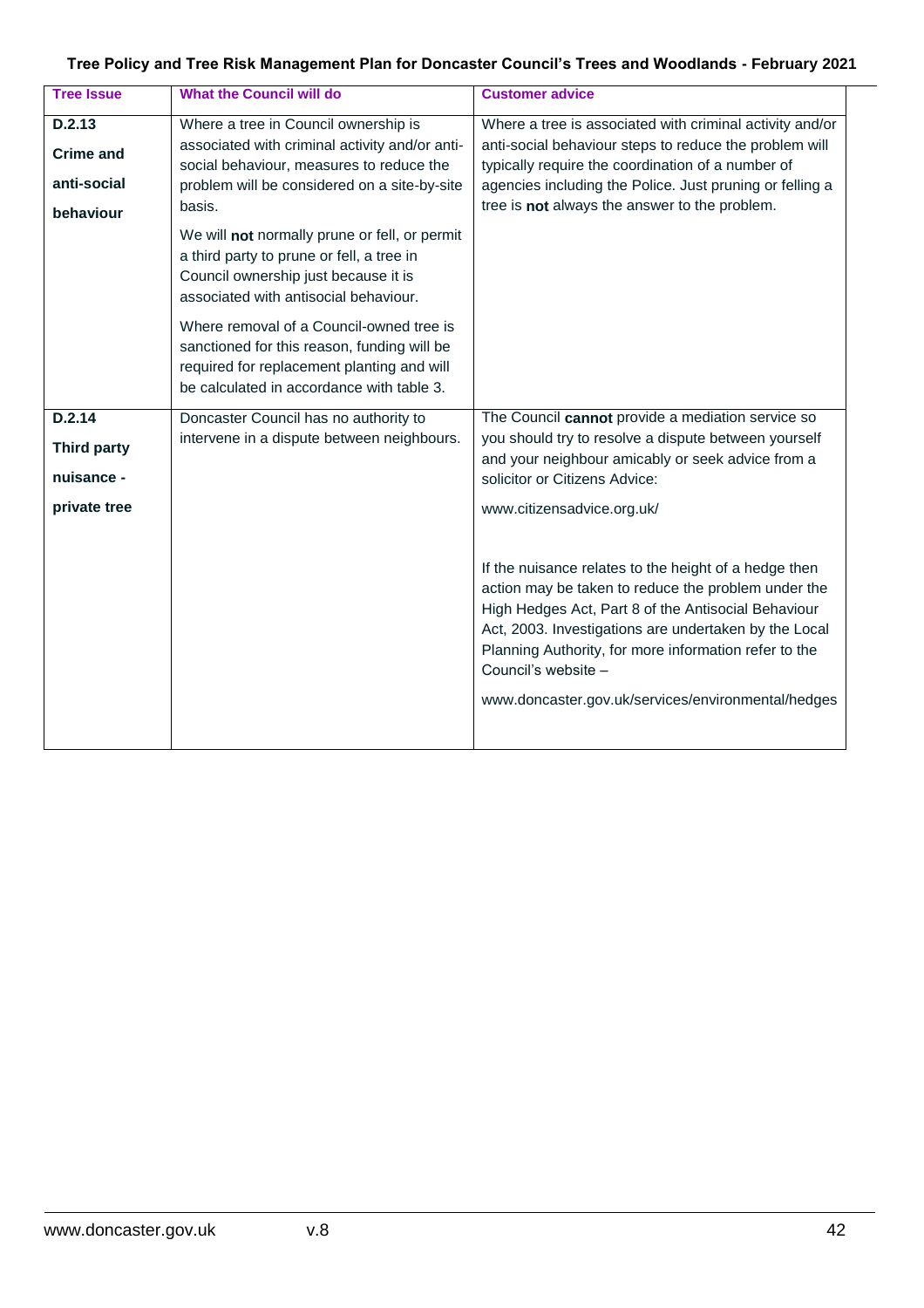| Tree Issue | What the Council will do | Customer advice |
| --- | --- | --- |
| **D.2.13** **Crime and anti-social behaviour** | Where a tree in Council ownership is associated with criminal activity and/or anti-social behaviour, measures to reduce the problem will be considered on a site-by-site basis. <br><br> We will **not** normally prune or fell, or permit a third party to prune or fell, a tree in Council ownership just because it is associated with antisocial behaviour. <br><br> Where removal of a Council-owned tree is sanctioned for this reason, funding will be required for replacement planting and will be calculated in accordance with table 3. | Where a tree is associated with criminal activity and/or anti-social behaviour steps to reduce the problem will typically require the coordination of a number of agencies including the Police. Just pruning or felling a tree is **not** always the answer to the problem. |
| **D.2.14** **Third party nuisance - private tree** | Doncaster Council has no authority to intervene in a dispute between neighbours. | The Council **cannot** provide a mediation service so you should try to resolve a dispute between yourself and your neighbour amicably or seek advice from a solicitor or Citizens Advice: <br><br> www.citizensadvice.org.uk/ <br><br> If the nuisance relates to the height of a hedge then action may be taken to reduce the problem under the High Hedges Act, Part 8 of the Antisocial Behaviour Act, 2003. Investigations are undertaken by the Local Planning Authority, for more information refer to the Council's website – <br><br> www.doncaster.gov.uk/services/environmental/hedges |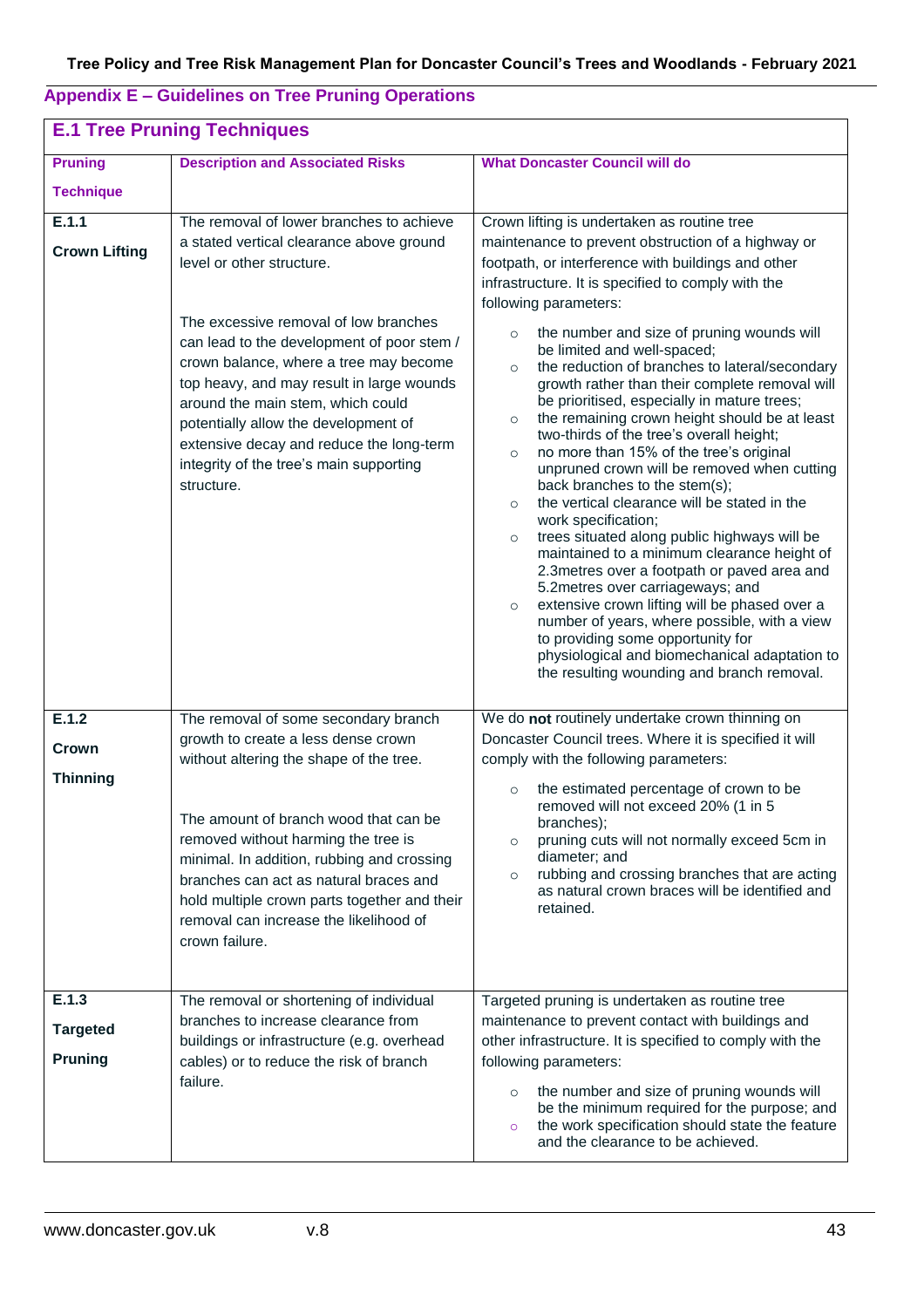## Appendix E – Guidelines on Tree Pruning Operations

### E.1 Tree Pruning Techniques

| Pruning Technique | Description and Associated Risks | What Doncaster Council will do |
|---|---|---|
| **E.1.1 Crown Lifting** | The removal of lower branches to achieve a stated vertical clearance above ground level or other structure.<br><br>The excessive removal of low branches can lead to the development of poor stem / crown balance, where a tree may become top heavy, and may result in large wounds around the main stem, which could potentially allow the development of extensive decay and reduce the long-term integrity of the tree's main supporting structure. | Crown lifting is undertaken as routine tree maintenance to prevent obstruction of a highway or footpath, or interference with buildings and other infrastructure. It is specified to comply with the following parameters:<br>○ the number and size of pruning wounds will be limited and well-spaced;<br>○ the reduction of branches to lateral/secondary growth rather than their complete removal will be prioritised, especially in mature trees;<br>○ the remaining crown height should be at least two-thirds of the tree's overall height;<br>○ no more than 15% of the tree's original unpruned crown will be removed when cutting back branches to the stem(s);<br>○ the vertical clearance will be stated in the work specification;<br>○ trees situated along public highways will be maintained to a minimum clearance height of 2.3metres over a footpath or paved area and 5.2metres over carriageways; and<br>○ extensive crown lifting will be phased over a number of years, where possible, with a view to providing some opportunity for physiological and biomechanical adaptation to the resulting wounding and branch removal. |
| **E.1.2 Crown Thinning** | The removal of some secondary branch growth to create a less dense crown without altering the shape of the tree.<br><br>The amount of branch wood that can be removed without harming the tree is minimal. In addition, rubbing and crossing branches can act as natural braces and hold multiple crown parts together and their removal can increase the likelihood of crown failure. | We do **not** routinely undertake crown thinning on Doncaster Council trees. Where it is specified it will comply with the following parameters:<br>○ the estimated percentage of crown to be removed will not exceed 20% (1 in 5 branches);<br>○ pruning cuts will not normally exceed 5cm in diameter; and<br>○ rubbing and crossing branches that are acting as natural crown braces will be identified and retained. |
| **E.1.3 Targeted Pruning** | The removal or shortening of individual branches to increase clearance from buildings or infrastructure (e.g. overhead cables) or to reduce the risk of branch failure. | Targeted pruning is undertaken as routine tree maintenance to prevent contact with buildings and other infrastructure. It is specified to comply with the following parameters:<br>○ the number and size of pruning wounds will be the minimum required for the purpose; and<br>○ the work specification should state the feature and the clearance to be achieved. |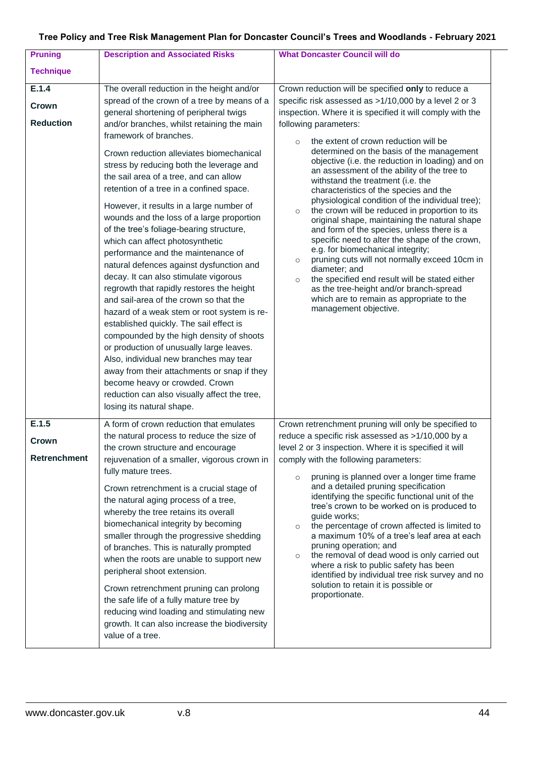| Pruning Technique | Description and Associated Risks | What Doncaster Council will do |
|---|---|---|
| **E.1.4 Crown Reduction** | The overall reduction in the height and/or spread of the crown of a tree by means of a general shortening of peripheral twigs and/or branches, whilst retaining the main framework of branches.<br><br>Crown reduction alleviates biomechanical stress by reducing both the leverage and the sail area of a tree, and can allow retention of a tree in a confined space.<br><br>However, it results in a large number of wounds and the loss of a large proportion of the tree's foliage-bearing structure, which can affect photosynthetic performance and the maintenance of natural defences against dysfunction and decay. It can also stimulate vigorous regrowth that rapidly restores the height and sail-area of the crown so that the hazard of a weak stem or root system is re-established quickly. The sail effect is compounded by the high density of shoots or production of unusually large leaves. Also, individual new branches may tear away from their attachments or snap if they become heavy or crowded. Crown reduction can also visually affect the tree, losing its natural shape. | Crown reduction will be specified **only** to reduce a specific risk assessed as >1/10,000 by a level 2 or 3 inspection. Where it is specified it will comply with the following parameters:<br><br>○ the extent of crown reduction will be determined on the basis of the management objective (i.e. the reduction in loading) and on an assessment of the ability of the tree to withstand the treatment (i.e. the characteristics of the species and the physiological condition of the individual tree);<br>○ the crown will be reduced in proportion to its original shape, maintaining the natural shape and form of the species, unless there is a specific need to alter the shape of the crown, e.g. for biomechanical integrity;<br>○ pruning cuts will not normally exceed 10cm in diameter; and<br>○ the specified end result will be stated either as the tree-height and/or branch-spread which are to remain as appropriate to the management objective. |
| **E.1.5 Crown Retrenchment** | A form of crown reduction that emulates the natural process to reduce the size of the crown structure and encourage rejuvenation of a smaller, vigorous crown in fully mature trees.<br><br>Crown retrenchment is a crucial stage of the natural aging process of a tree, whereby the tree retains its overall biomechanical integrity by becoming smaller through the progressive shedding of branches. This is naturally prompted when the roots are unable to support new peripheral shoot extension.<br><br>Crown retrenchment pruning can prolong the safe life of a fully mature tree by reducing wind loading and stimulating new growth. It can also increase the biodiversity value of a tree. | Crown retrenchment pruning will only be specified to reduce a specific risk assessed as >1/10,000 by a level 2 or 3 inspection. Where it is specified it will comply with the following parameters:<br><br>○ pruning is planned over a longer time frame and a detailed pruning specification identifying the specific functional unit of the tree's crown to be worked on is produced to guide works;<br>○ the percentage of crown affected is limited to a maximum 10% of a tree's leaf area at each pruning operation; and<br>○ the removal of dead wood is only carried out where a risk to public safety has been identified by individual tree risk survey and no solution to retain it is possible or proportionate. |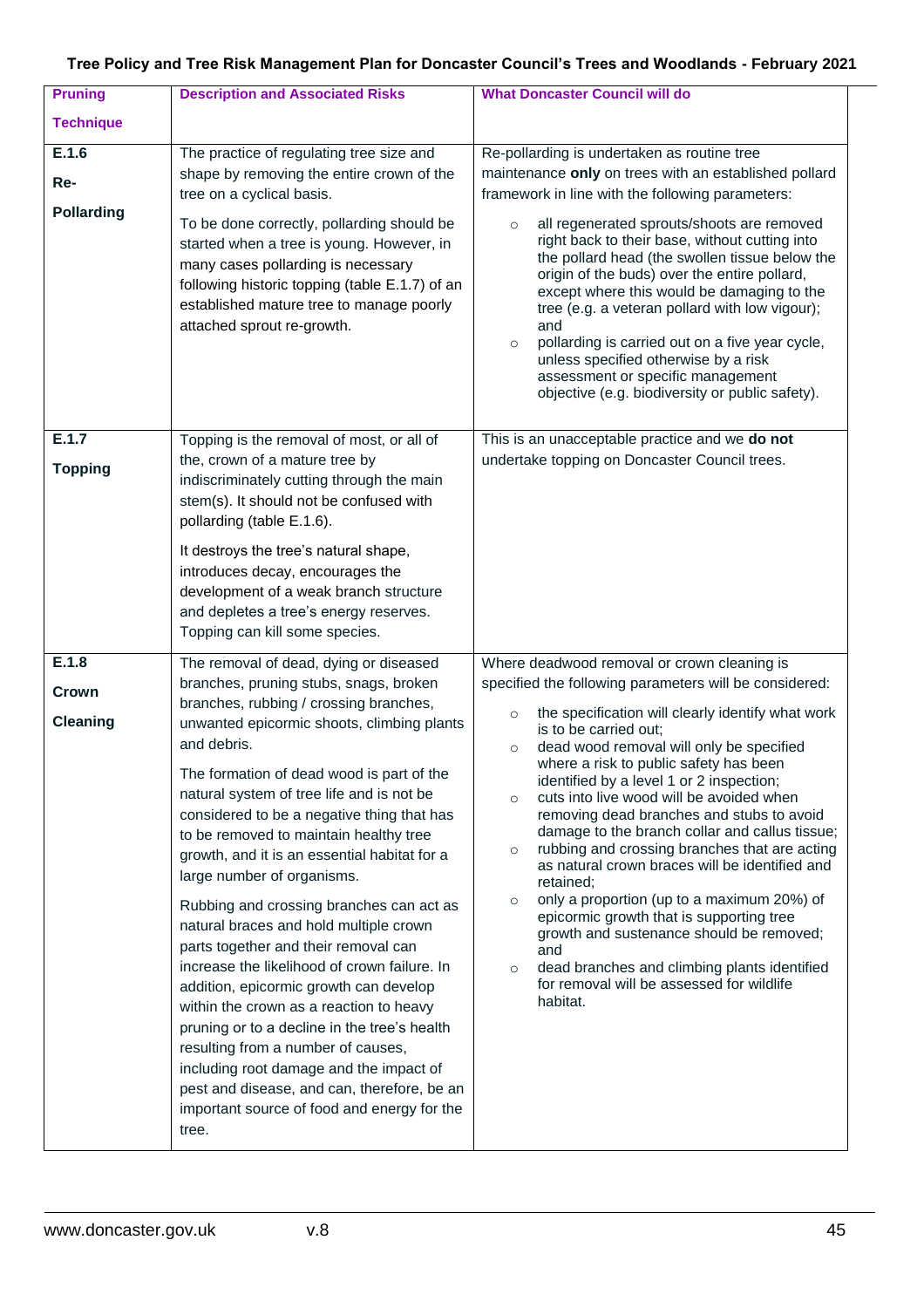| Pruning Technique | Description and Associated Risks | What Doncaster Council will do |
|---|---|---|
| **E.1.6** **Re-Pollarding** | The practice of regulating tree size and shape by removing the entire crown of the tree on a cyclical basis.<br><br>To be done correctly, pollarding should be started when a tree is young. However, in many cases pollarding is necessary following historic topping (table E.1.7) of an established mature tree to manage poorly attached sprout re-growth. | Re-pollarding is undertaken as routine tree maintenance **only** on trees with an established pollard framework in line with the following parameters:<br><br>○ all regenerated sprouts/shoots are removed right back to their base, without cutting into the pollard head (the swollen tissue below the origin of the buds) over the entire pollard, except where this would be damaging to the tree (e.g. a veteran pollard with low vigour); and<br>○ pollarding is carried out on a five year cycle, unless specified otherwise by a risk assessment or specific management objective (e.g. biodiversity or public safety). |
| **E.1.7** **Topping** | Topping is the removal of most, or all of the, crown of a mature tree by indiscriminately cutting through the main stem(s). It should not be confused with pollarding (table E.1.6).<br><br>It destroys the tree's natural shape, introduces decay, encourages the development of a weak branch structure and depletes a tree's energy reserves. Topping can kill some species. | This is an unacceptable practice and we **do not** undertake topping on Doncaster Council trees. |
| **E.1.8** **Crown Cleaning** | The removal of dead, dying or diseased branches, pruning stubs, snags, broken branches, rubbing / crossing branches, unwanted epicormic shoots, climbing plants and debris.<br><br>The formation of dead wood is part of the natural system of tree life and is not be considered to be a negative thing that has to be removed to maintain healthy tree growth, and it is an essential habitat for a large number of organisms.<br><br>Rubbing and crossing branches can act as natural braces and hold multiple crown parts together and their removal can increase the likelihood of crown failure. In addition, epicormic growth can develop within the crown as a reaction to heavy pruning or to a decline in the tree's health resulting from a number of causes, including root damage and the impact of pest and disease, and can, therefore, be an important source of food and energy for the tree. | Where deadwood removal or crown cleaning is specified the following parameters will be considered:<br><br>○ the specification will clearly identify what work is to be carried out;<br>○ dead wood removal will only be specified where a risk to public safety has been identified by a level 1 or 2 inspection;<br>○ cuts into live wood will be avoided when removing dead branches and stubs to avoid damage to the branch collar and callus tissue;<br>○ rubbing and crossing branches that are acting as natural crown braces will be identified and retained;<br>○ only a proportion (up to a maximum 20%) of epicormic growth that is supporting tree growth and sustenance should be removed; and<br>○ dead branches and climbing plants identified for removal will be assessed for wildlife habitat. |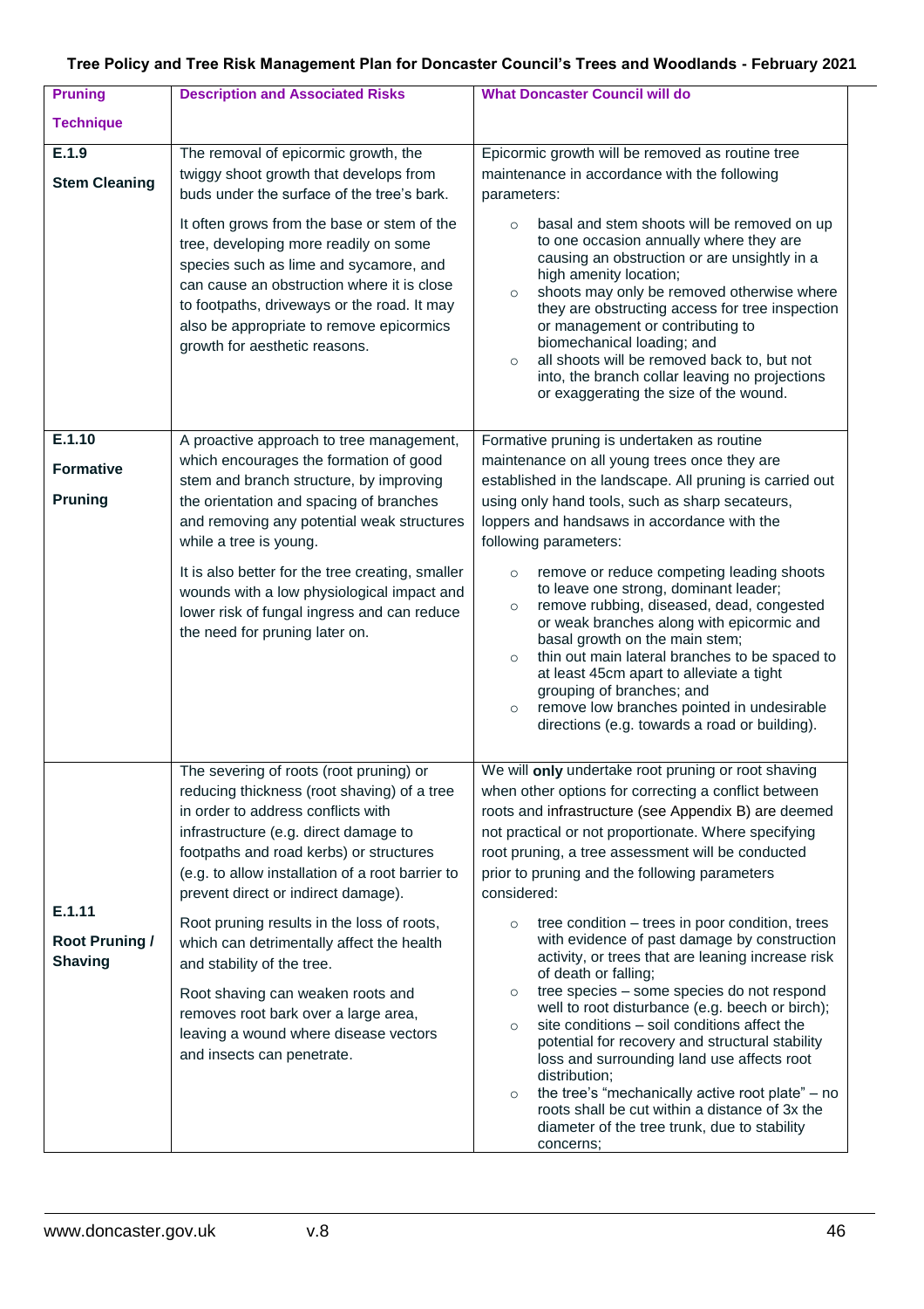| Pruning Technique | Description and Associated Risks | What Doncaster Council will do |
|---|---|---|
| **E.1.9** **Stem Cleaning** | The removal of epicormic growth, the twiggy shoot growth that develops from buds under the surface of the tree's bark.<br><br>It often grows from the base or stem of the tree, developing more readily on some species such as lime and sycamore, and can cause an obstruction where it is close to footpaths, driveways or the road. It may also be appropriate to remove epicormics growth for aesthetic reasons. | Epicormic growth will be removed as routine tree maintenance in accordance with the following parameters:<br><br>○ basal and stem shoots will be removed on up to one occasion annually where they are causing an obstruction or are unsightly in a high amenity location;<br>○ shoots may only be removed otherwise where they are obstructing access for tree inspection or management or contributing to biomechanical loading; and<br>○ all shoots will be removed back to, but not into, the branch collar leaving no projections or exaggerating the size of the wound. |
| **E.1.10** **Formative Pruning** | A proactive approach to tree management, which encourages the formation of good stem and branch structure, by improving the orientation and spacing of branches and removing any potential weak structures while a tree is young.<br><br>It is also better for the tree creating, smaller wounds with a low physiological impact and lower risk of fungal ingress and can reduce the need for pruning later on. | Formative pruning is undertaken as routine maintenance on all young trees once they are established in the landscape. All pruning is carried out using only hand tools, such as sharp secateurs, loppers and handsaws in accordance with the following parameters:<br><br>○ remove or reduce competing leading shoots to leave one strong, dominant leader;<br>○ remove rubbing, diseased, dead, congested or weak branches along with epicormic and basal growth on the main stem;<br>○ thin out main lateral branches to be spaced to at least 45cm apart to alleviate a tight grouping of branches; and<br>○ remove low branches pointed in undesirable directions (e.g. towards a road or building). |
| **E.1.11** **Root Pruning / Shaving** | The severing of roots (root pruning) or reducing thickness (root shaving) of a tree in order to address conflicts with infrastructure (e.g. direct damage to footpaths and road kerbs) or structures (e.g. to allow installation of a root barrier to prevent direct or indirect damage).<br><br>Root pruning results in the loss of roots, which can detrimentally affect the health and stability of the tree.<br><br>Root shaving can weaken roots and removes root bark over a large area, leaving a wound where disease vectors and insects can penetrate. | We will **only** undertake root pruning or root shaving when other options for correcting a conflict between roots and infrastructure (see Appendix B) are deemed not practical or not proportionate. Where specifying root pruning, a tree assessment will be conducted prior to pruning and the following parameters considered:<br><br>○ tree condition – trees in poor condition, trees with evidence of past damage by construction activity, or trees that are leaning increase risk of death or falling;<br>○ tree species – some species do not respond well to root disturbance (e.g. beech or birch);<br>○ site conditions – soil conditions affect the potential for recovery and structural stability loss and surrounding land use affects root distribution;<br>○ the tree's "mechanically active root plate" – no roots shall be cut within a distance of 3x the diameter of the tree trunk, due to stability concerns; |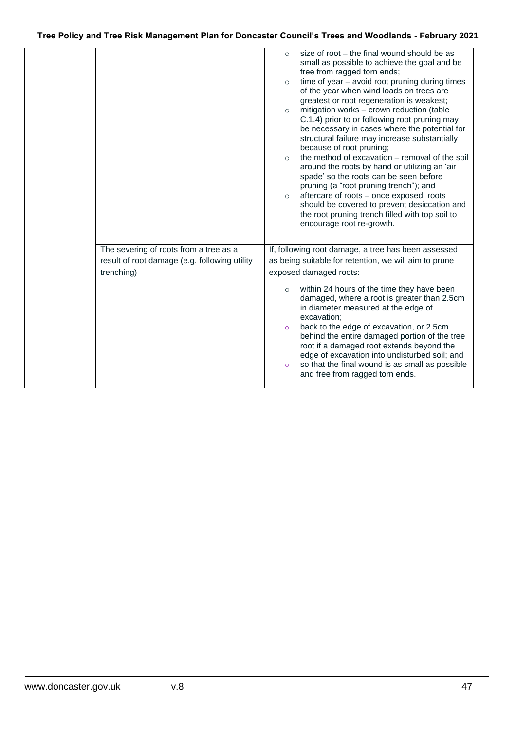|  |  |  |
|---|---|---|
|  |  | - size of root – the final wound should be as small as possible to achieve the goal and be free from ragged torn ends;<br>- time of year – avoid root pruning during times of the year when wind loads on trees are greatest or root regeneration is weakest;<br>- mitigation works – crown reduction (table C.1.4) prior to or following root pruning may be necessary in cases where the potential for structural failure may increase substantially because of root pruning;<br>- the method of excavation – removal of the soil around the roots by hand or utilizing an 'air spade' so the roots can be seen before pruning (a "root pruning trench"); and<br>- aftercare of roots – once exposed, roots should be covered to prevent desiccation and the root pruning trench filled with top soil to encourage root re-growth. |
|  | The severing of roots from a tree as a result of root damage (e.g. following utility trenching) | If, following root damage, a tree has been assessed as being suitable for retention, we will aim to prune exposed damaged roots:<br>- within 24 hours of the time they have been damaged, where a root is greater than 2.5cm in diameter measured at the edge of excavation;<br>- back to the edge of excavation, or 2.5cm behind the entire damaged portion of the tree root if a damaged root extends beyond the edge of excavation into undisturbed soil; and<br>- so that the final wound is as small as possible and free from ragged torn ends. |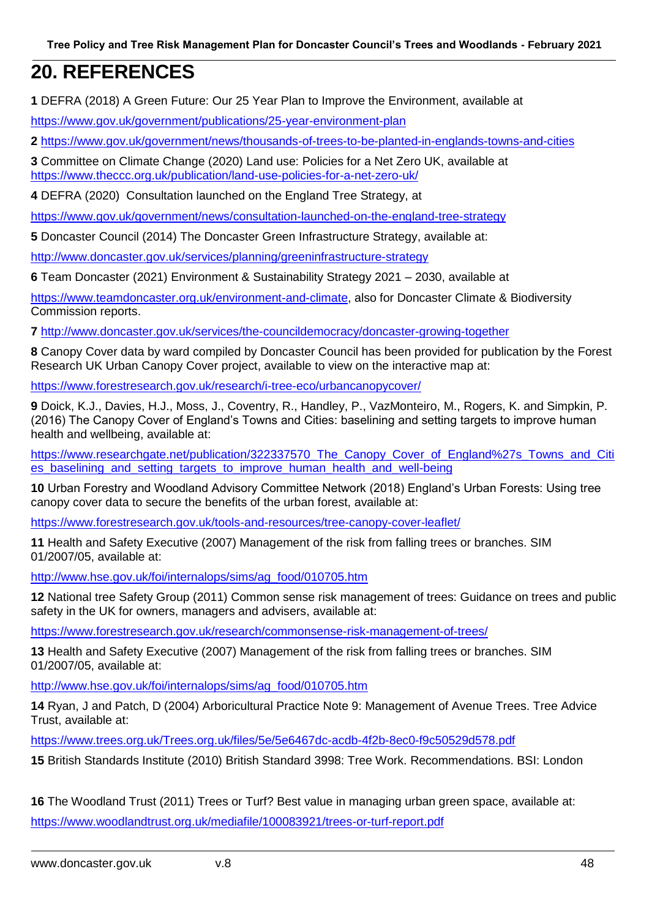# 20. REFERENCES

**1** DEFRA (2018) A Green Future: Our 25 Year Plan to Improve the Environment, available at

https://www.gov.uk/government/publications/25-year-environment-plan

**2** https://www.gov.uk/government/news/thousands-of-trees-to-be-planted-in-englands-towns-and-cities

**3** Committee on Climate Change (2020) Land use: Policies for a Net Zero UK, available at https://www.theccc.org.uk/publication/land-use-policies-for-a-net-zero-uk/

**4** DEFRA (2020) Consultation launched on the England Tree Strategy, at

https://www.gov.uk/government/news/consultation-launched-on-the-england-tree-strategy

**5** Doncaster Council (2014) The Doncaster Green Infrastructure Strategy, available at:

http://www.doncaster.gov.uk/services/planning/greeninfrastructure-strategy

**6** Team Doncaster (2021) Environment & Sustainability Strategy 2021 – 2030, available at

https://www.teamdoncaster.org.uk/environment-and-climate, also for Doncaster Climate & Biodiversity Commission reports.

**7** http://www.doncaster.gov.uk/services/the-councildemocracy/doncaster-growing-together

**8** Canopy Cover data by ward compiled by Doncaster Council has been provided for publication by the Forest Research UK Urban Canopy Cover project, available to view on the interactive map at:

https://www.forestresearch.gov.uk/research/i-tree-eco/urbancanopycover/

**9** Doick, K.J., Davies, H.J., Moss, J., Coventry, R., Handley, P., VazMonteiro, M., Rogers, K. and Simpkin, P. (2016) The Canopy Cover of England's Towns and Cities: baselining and setting targets to improve human health and wellbeing, available at:

https://www.researchgate.net/publication/322337570_The_Canopy_Cover_of_England%27s_Towns_and_Cities_baselining_and_setting_targets_to_improve_human_health_and_well-being

**10** Urban Forestry and Woodland Advisory Committee Network (2018) England's Urban Forests: Using tree canopy cover data to secure the benefits of the urban forest, available at:

https://www.forestresearch.gov.uk/tools-and-resources/tree-canopy-cover-leaflet/

**11** Health and Safety Executive (2007) Management of the risk from falling trees or branches. SIM 01/2007/05, available at:

http://www.hse.gov.uk/foi/internalops/sims/ag_food/010705.htm

**12** National tree Safety Group (2011) Common sense risk management of trees: Guidance on trees and public safety in the UK for owners, managers and advisers, available at:

https://www.forestresearch.gov.uk/research/commonsense-risk-management-of-trees/

**13** Health and Safety Executive (2007) Management of the risk from falling trees or branches. SIM 01/2007/05, available at:

http://www.hse.gov.uk/foi/internalops/sims/ag_food/010705.htm

**14** Ryan, J and Patch, D (2004) Arboricultural Practice Note 9: Management of Avenue Trees. Tree Advice Trust, available at:

https://www.trees.org.uk/Trees.org.uk/files/5e/5e6467dc-acdb-4f2b-8ec0-f9c50529d578.pdf

**15** British Standards Institute (2010) British Standard 3998: Tree Work. Recommendations. BSI: London

**16** The Woodland Trust (2011) Trees or Turf? Best value in managing urban green space, available at:

https://www.woodlandtrust.org.uk/mediafile/100083921/trees-or-turf-report.pdf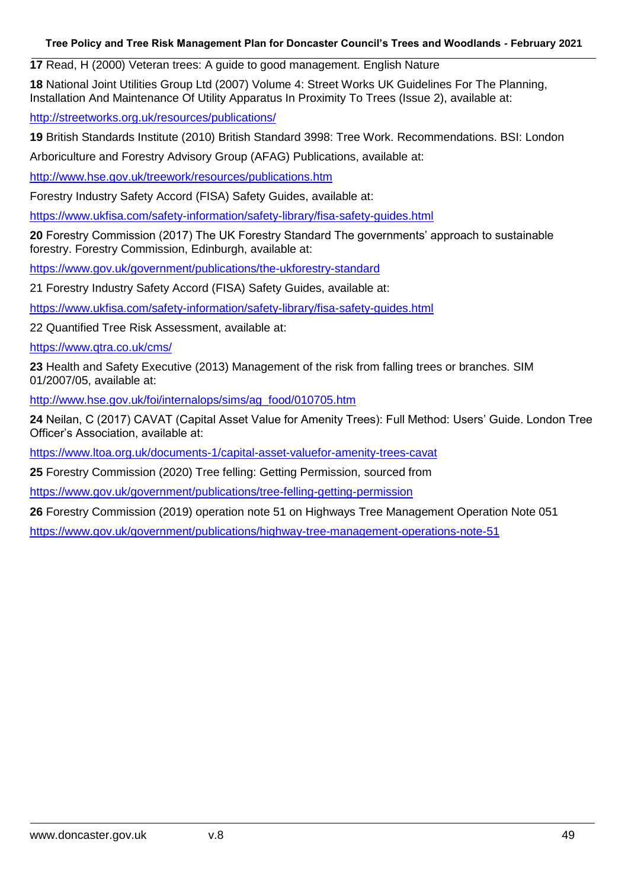**17** Read, H (2000) Veteran trees: A guide to good management. English Nature

**18** National Joint Utilities Group Ltd (2007) Volume 4: Street Works UK Guidelines For The Planning, Installation And Maintenance Of Utility Apparatus In Proximity To Trees (Issue 2), available at:

http://streetworks.org.uk/resources/publications/

**19** British Standards Institute (2010) British Standard 3998: Tree Work. Recommendations. BSI: London

Arboriculture and Forestry Advisory Group (AFAG) Publications, available at:

http://www.hse.gov.uk/treework/resources/publications.htm

Forestry Industry Safety Accord (FISA) Safety Guides, available at:

https://www.ukfisa.com/safety-information/safety-library/fisa-safety-guides.html

**20** Forestry Commission (2017) The UK Forestry Standard The governments' approach to sustainable forestry. Forestry Commission, Edinburgh, available at:

https://www.gov.uk/government/publications/the-ukforestry-standard

21 Forestry Industry Safety Accord (FISA) Safety Guides, available at:

https://www.ukfisa.com/safety-information/safety-library/fisa-safety-guides.html

22 Quantified Tree Risk Assessment, available at:

https://www.qtra.co.uk/cms/

**23** Health and Safety Executive (2013) Management of the risk from falling trees or branches. SIM 01/2007/05, available at:

http://www.hse.gov.uk/foi/internalops/sims/ag_food/010705.htm

**24** Neilan, C (2017) CAVAT (Capital Asset Value for Amenity Trees): Full Method: Users' Guide. London Tree Officer's Association, available at:

https://www.ltoa.org.uk/documents-1/capital-asset-valuefor-amenity-trees-cavat

**25** Forestry Commission (2020) Tree felling: Getting Permission, sourced from

https://www.gov.uk/government/publications/tree-felling-getting-permission

**26** Forestry Commission (2019) operation note 51 on Highways Tree Management Operation Note 051

https://www.gov.uk/government/publications/highway-tree-management-operations-note-51